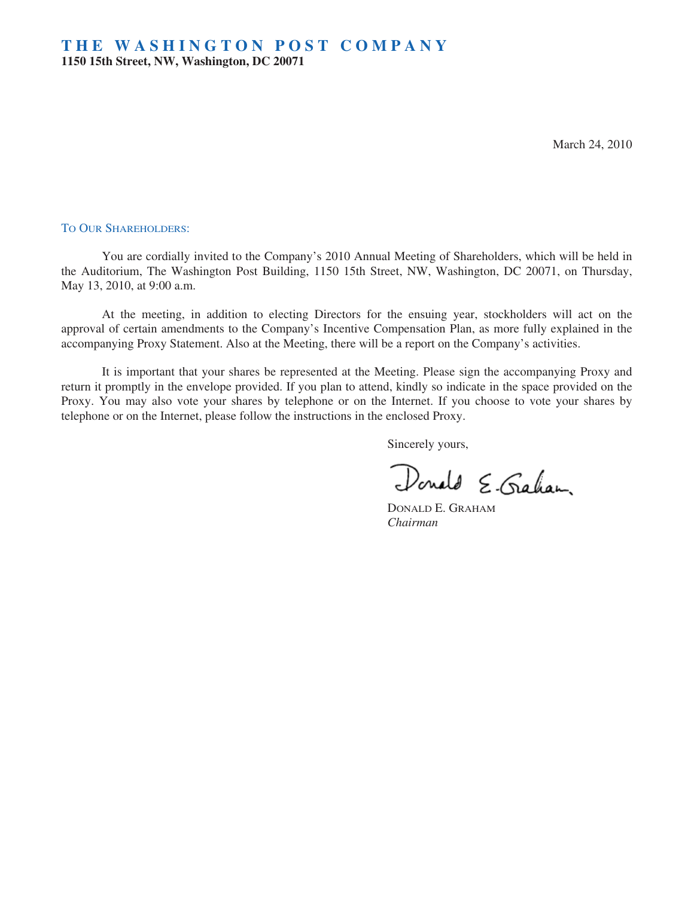# THE WASHINGTON POST COMPANY

**1150 15th Street, NW, Washington, DC 20071**

March 24, 2010

TO OUR SHAREHOLDERS:

You are cordially invited to the Company's 2010 Annual Meeting of Shareholders, which will be held in the Auditorium, The Washington Post Building, 1150 15th Street, NW, Washington, DC 20071, on Thursday, May 13, 2010, at 9:00 a.m.

At the meeting, in addition to electing Directors for the ensuing year, stockholders will act on the approval of certain amendments to the Company's Incentive Compensation Plan, as more fully explained in the accompanying Proxy Statement. Also at the Meeting, there will be a report on the Company's activities.

It is important that your shares be represented at the Meeting. Please sign the accompanying Proxy and return it promptly in the envelope provided. If you plan to attend, kindly so indicate in the space provided on the Proxy. You may also vote your shares by telephone or on the Internet. If you choose to vote your shares by telephone or on the Internet, please follow the instructions in the enclosed Proxy.

Sincerely yours,

Donald E. Graham

DONALD E. GRAHAM
*Chairman*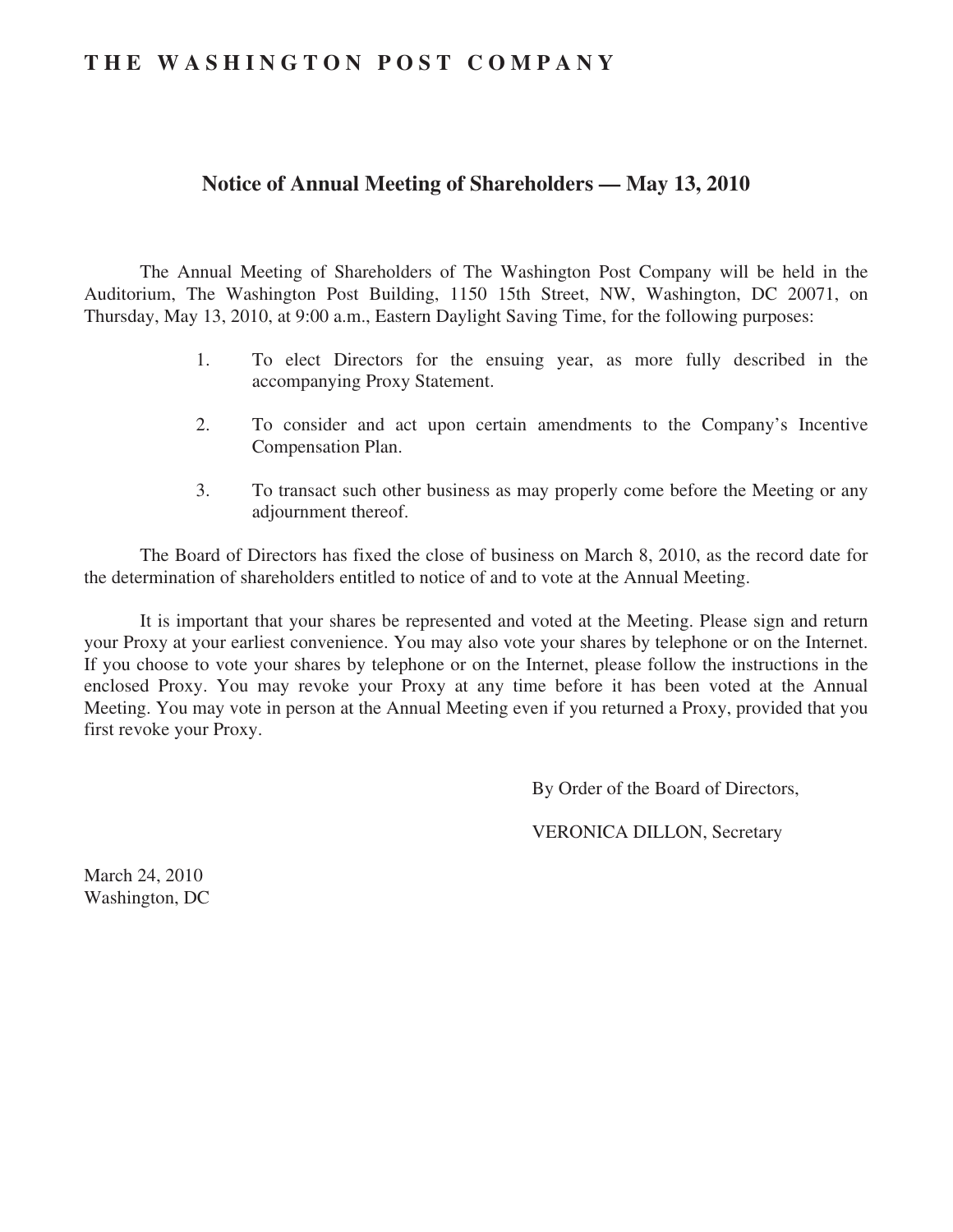# THE WASHINGTON POST COMPANY

## Notice of Annual Meeting of Shareholders — May 13, 2010

The Annual Meeting of Shareholders of The Washington Post Company will be held in the Auditorium, The Washington Post Building, 1150 15th Street, NW, Washington, DC 20071, on Thursday, May 13, 2010, at 9:00 a.m., Eastern Daylight Saving Time, for the following purposes:

1. To elect Directors for the ensuing year, as more fully described in the accompanying Proxy Statement.

2. To consider and act upon certain amendments to the Company's Incentive Compensation Plan.

3. To transact such other business as may properly come before the Meeting or any adjournment thereof.

The Board of Directors has fixed the close of business on March 8, 2010, as the record date for the determination of shareholders entitled to notice of and to vote at the Annual Meeting.

It is important that your shares be represented and voted at the Meeting. Please sign and return your Proxy at your earliest convenience. You may also vote your shares by telephone or on the Internet. If you choose to vote your shares by telephone or on the Internet, please follow the instructions in the enclosed Proxy. You may revoke your Proxy at any time before it has been voted at the Annual Meeting. You may vote in person at the Annual Meeting even if you returned a Proxy, provided that you first revoke your Proxy.

By Order of the Board of Directors,

VERONICA DILLON, Secretary

March 24, 2010
Washington, DC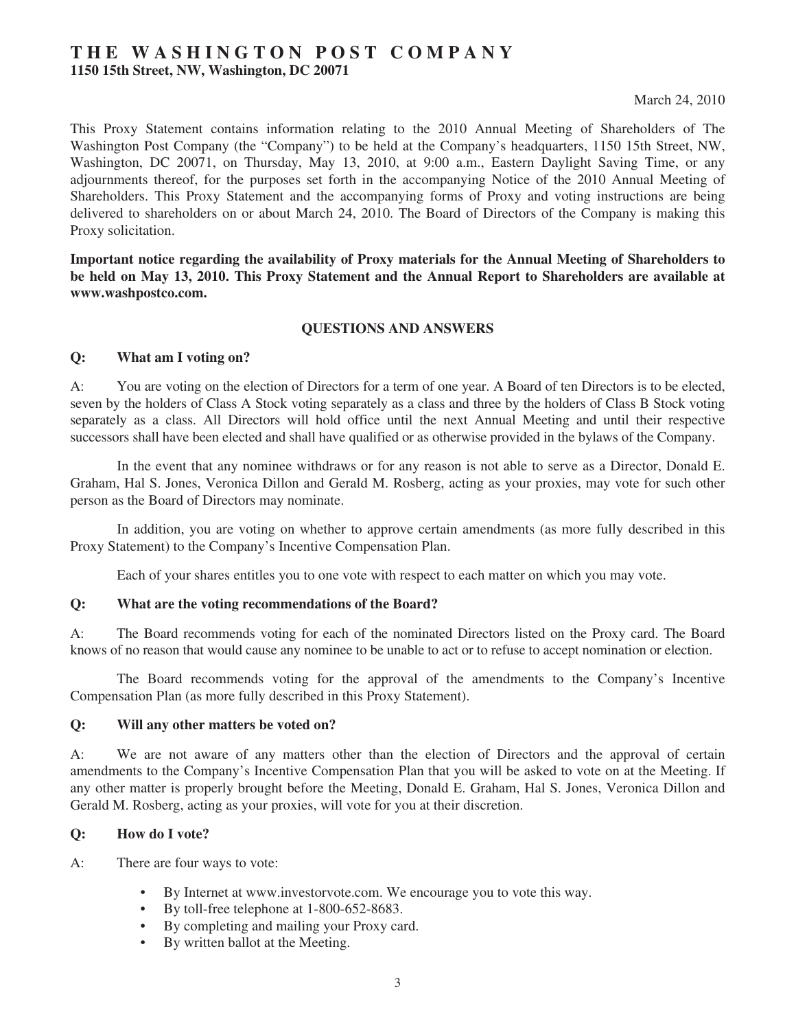# THE WASHINGTON POST COMPANY

**1150 15th Street, NW, Washington, DC 20071**

March 24, 2010

This Proxy Statement contains information relating to the 2010 Annual Meeting of Shareholders of The Washington Post Company (the "Company") to be held at the Company's headquarters, 1150 15th Street, NW, Washington, DC 20071, on Thursday, May 13, 2010, at 9:00 a.m., Eastern Daylight Saving Time, or any adjournments thereof, for the purposes set forth in the accompanying Notice of the 2010 Annual Meeting of Shareholders. This Proxy Statement and the accompanying forms of Proxy and voting instructions are being delivered to shareholders on or about March 24, 2010. The Board of Directors of the Company is making this Proxy solicitation.

**Important notice regarding the availability of Proxy materials for the Annual Meeting of Shareholders to be held on May 13, 2010. This Proxy Statement and the Annual Report to Shareholders are available at www.washpostco.com.**

## QUESTIONS AND ANSWERS

**Q: What am I voting on?**

A: You are voting on the election of Directors for a term of one year. A Board of ten Directors is to be elected, seven by the holders of Class A Stock voting separately as a class and three by the holders of Class B Stock voting separately as a class. All Directors will hold office until the next Annual Meeting and until their respective successors shall have been elected and shall have qualified or as otherwise provided in the bylaws of the Company.

In the event that any nominee withdraws or for any reason is not able to serve as a Director, Donald E. Graham, Hal S. Jones, Veronica Dillon and Gerald M. Rosberg, acting as your proxies, may vote for such other person as the Board of Directors may nominate.

In addition, you are voting on whether to approve certain amendments (as more fully described in this Proxy Statement) to the Company's Incentive Compensation Plan.

Each of your shares entitles you to one vote with respect to each matter on which you may vote.

**Q: What are the voting recommendations of the Board?**

A: The Board recommends voting for each of the nominated Directors listed on the Proxy card. The Board knows of no reason that would cause any nominee to be unable to act or to refuse to accept nomination or election.

The Board recommends voting for the approval of the amendments to the Company's Incentive Compensation Plan (as more fully described in this Proxy Statement).

**Q: Will any other matters be voted on?**

A: We are not aware of any matters other than the election of Directors and the approval of certain amendments to the Company's Incentive Compensation Plan that you will be asked to vote on at the Meeting. If any other matter is properly brought before the Meeting, Donald E. Graham, Hal S. Jones, Veronica Dillon and Gerald M. Rosberg, acting as your proxies, will vote for you at their discretion.

**Q: How do I vote?**

A: There are four ways to vote:

- By Internet at www.investorvote.com. We encourage you to vote this way.
- By toll-free telephone at 1-800-652-8683.
- By completing and mailing your Proxy card.
- By written ballot at the Meeting.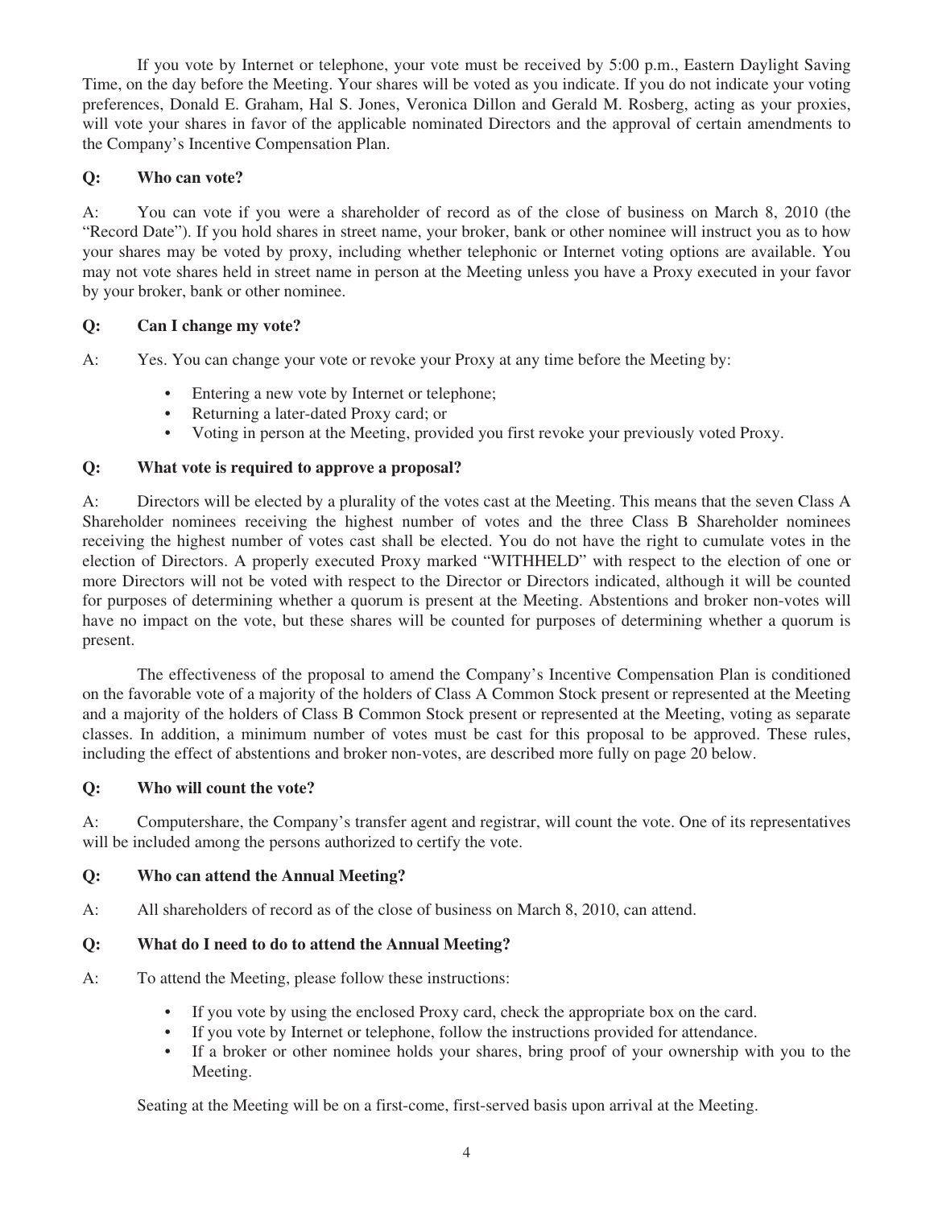If you vote by Internet or telephone, your vote must be received by 5:00 p.m., Eastern Daylight Saving Time, on the day before the Meeting. Your shares will be voted as you indicate. If you do not indicate your voting preferences, Donald E. Graham, Hal S. Jones, Veronica Dillon and Gerald M. Rosberg, acting as your proxies, will vote your shares in favor of the applicable nominated Directors and the approval of certain amendments to the Company's Incentive Compensation Plan.

**Q: Who can vote?**

A: You can vote if you were a shareholder of record as of the close of business on March 8, 2010 (the "Record Date"). If you hold shares in street name, your broker, bank or other nominee will instruct you as to how your shares may be voted by proxy, including whether telephonic or Internet voting options are available. You may not vote shares held in street name in person at the Meeting unless you have a Proxy executed in your favor by your broker, bank or other nominee.

**Q: Can I change my vote?**

A: Yes. You can change your vote or revoke your Proxy at any time before the Meeting by:

- Entering a new vote by Internet or telephone;
- Returning a later-dated Proxy card; or
- Voting in person at the Meeting, provided you first revoke your previously voted Proxy.

**Q: What vote is required to approve a proposal?**

A: Directors will be elected by a plurality of the votes cast at the Meeting. This means that the seven Class A Shareholder nominees receiving the highest number of votes and the three Class B Shareholder nominees receiving the highest number of votes cast shall be elected. You do not have the right to cumulate votes in the election of Directors. A properly executed Proxy marked "WITHHELD" with respect to the election of one or more Directors will not be voted with respect to the Director or Directors indicated, although it will be counted for purposes of determining whether a quorum is present at the Meeting. Abstentions and broker non-votes will have no impact on the vote, but these shares will be counted for purposes of determining whether a quorum is present.

The effectiveness of the proposal to amend the Company's Incentive Compensation Plan is conditioned on the favorable vote of a majority of the holders of Class A Common Stock present or represented at the Meeting and a majority of the holders of Class B Common Stock present or represented at the Meeting, voting as separate classes. In addition, a minimum number of votes must be cast for this proposal to be approved. These rules, including the effect of abstentions and broker non-votes, are described more fully on page 20 below.

**Q: Who will count the vote?**

A: Computershare, the Company's transfer agent and registrar, will count the vote. One of its representatives will be included among the persons authorized to certify the vote.

**Q: Who can attend the Annual Meeting?**

A: All shareholders of record as of the close of business on March 8, 2010, can attend.

**Q: What do I need to do to attend the Annual Meeting?**

A: To attend the Meeting, please follow these instructions:

- If you vote by using the enclosed Proxy card, check the appropriate box on the card.
- If you vote by Internet or telephone, follow the instructions provided for attendance.
- If a broker or other nominee holds your shares, bring proof of your ownership with you to the Meeting.

Seating at the Meeting will be on a first-come, first-served basis upon arrival at the Meeting.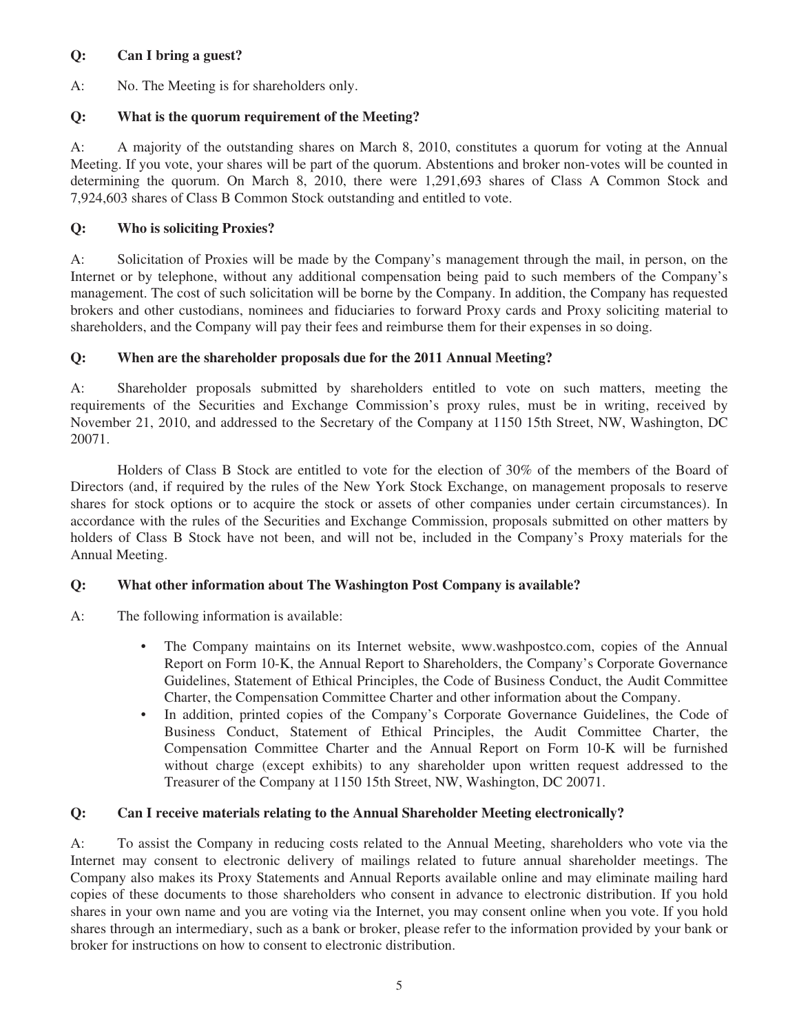**Q: Can I bring a guest?**

A: No. The Meeting is for shareholders only.

**Q: What is the quorum requirement of the Meeting?**

A: A majority of the outstanding shares on March 8, 2010, constitutes a quorum for voting at the Annual Meeting. If you vote, your shares will be part of the quorum. Abstentions and broker non-votes will be counted in determining the quorum. On March 8, 2010, there were 1,291,693 shares of Class A Common Stock and 7,924,603 shares of Class B Common Stock outstanding and entitled to vote.

**Q: Who is soliciting Proxies?**

A: Solicitation of Proxies will be made by the Company's management through the mail, in person, on the Internet or by telephone, without any additional compensation being paid to such members of the Company's management. The cost of such solicitation will be borne by the Company. In addition, the Company has requested brokers and other custodians, nominees and fiduciaries to forward Proxy cards and Proxy soliciting material to shareholders, and the Company will pay their fees and reimburse them for their expenses in so doing.

**Q: When are the shareholder proposals due for the 2011 Annual Meeting?**

A: Shareholder proposals submitted by shareholders entitled to vote on such matters, meeting the requirements of the Securities and Exchange Commission's proxy rules, must be in writing, received by November 21, 2010, and addressed to the Secretary of the Company at 1150 15th Street, NW, Washington, DC 20071.

Holders of Class B Stock are entitled to vote for the election of 30% of the members of the Board of Directors (and, if required by the rules of the New York Stock Exchange, on management proposals to reserve shares for stock options or to acquire the stock or assets of other companies under certain circumstances). In accordance with the rules of the Securities and Exchange Commission, proposals submitted on other matters by holders of Class B Stock have not been, and will not be, included in the Company's Proxy materials for the Annual Meeting.

**Q: What other information about The Washington Post Company is available?**

A: The following information is available:

- The Company maintains on its Internet website, www.washpostco.com, copies of the Annual Report on Form 10-K, the Annual Report to Shareholders, the Company's Corporate Governance Guidelines, Statement of Ethical Principles, the Code of Business Conduct, the Audit Committee Charter, the Compensation Committee Charter and other information about the Company.
- In addition, printed copies of the Company's Corporate Governance Guidelines, the Code of Business Conduct, Statement of Ethical Principles, the Audit Committee Charter, the Compensation Committee Charter and the Annual Report on Form 10-K will be furnished without charge (except exhibits) to any shareholder upon written request addressed to the Treasurer of the Company at 1150 15th Street, NW, Washington, DC 20071.

**Q: Can I receive materials relating to the Annual Shareholder Meeting electronically?**

A: To assist the Company in reducing costs related to the Annual Meeting, shareholders who vote via the Internet may consent to electronic delivery of mailings related to future annual shareholder meetings. The Company also makes its Proxy Statements and Annual Reports available online and may eliminate mailing hard copies of these documents to those shareholders who consent in advance to electronic distribution. If you hold shares in your own name and you are voting via the Internet, you may consent online when you vote. If you hold shares through an intermediary, such as a bank or broker, please refer to the information provided by your bank or broker for instructions on how to consent to electronic distribution.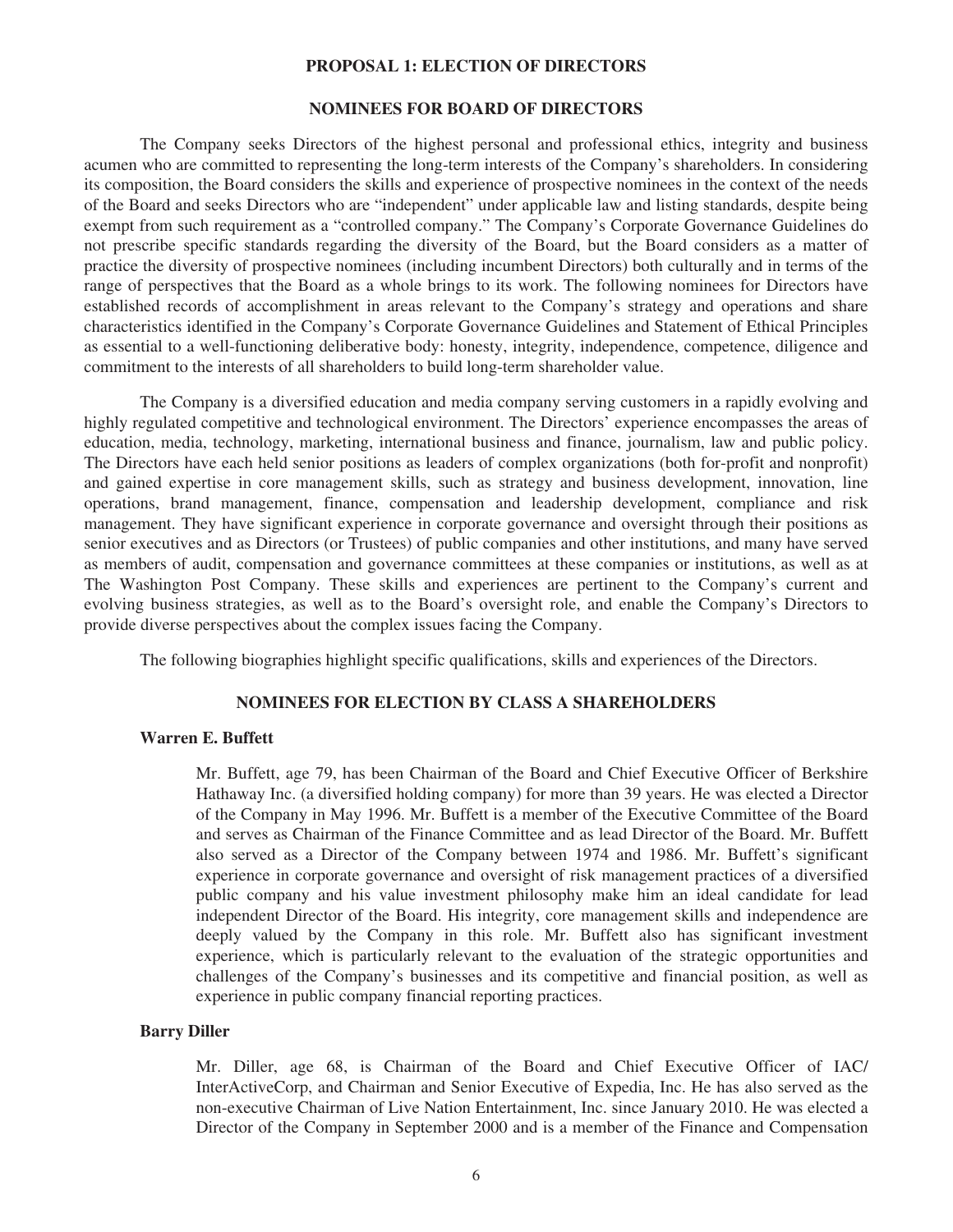## PROPOSAL 1: ELECTION OF DIRECTORS

### NOMINEES FOR BOARD OF DIRECTORS

The Company seeks Directors of the highest personal and professional ethics, integrity and business acumen who are committed to representing the long-term interests of the Company's shareholders. In considering its composition, the Board considers the skills and experience of prospective nominees in the context of the needs of the Board and seeks Directors who are "independent" under applicable law and listing standards, despite being exempt from such requirement as a "controlled company." The Company's Corporate Governance Guidelines do not prescribe specific standards regarding the diversity of the Board, but the Board considers as a matter of practice the diversity of prospective nominees (including incumbent Directors) both culturally and in terms of the range of perspectives that the Board as a whole brings to its work. The following nominees for Directors have established records of accomplishment in areas relevant to the Company's strategy and operations and share characteristics identified in the Company's Corporate Governance Guidelines and Statement of Ethical Principles as essential to a well-functioning deliberative body: honesty, integrity, independence, competence, diligence and commitment to the interests of all shareholders to build long-term shareholder value.

The Company is a diversified education and media company serving customers in a rapidly evolving and highly regulated competitive and technological environment. The Directors' experience encompasses the areas of education, media, technology, marketing, international business and finance, journalism, law and public policy. The Directors have each held senior positions as leaders of complex organizations (both for-profit and nonprofit) and gained expertise in core management skills, such as strategy and business development, innovation, line operations, brand management, finance, compensation and leadership development, compliance and risk management. They have significant experience in corporate governance and oversight through their positions as senior executives and as Directors (or Trustees) of public companies and other institutions, and many have served as members of audit, compensation and governance committees at these companies or institutions, as well as at The Washington Post Company. These skills and experiences are pertinent to the Company's current and evolving business strategies, as well as to the Board's oversight role, and enable the Company's Directors to provide diverse perspectives about the complex issues facing the Company.

The following biographies highlight specific qualifications, skills and experiences of the Directors.

### NOMINEES FOR ELECTION BY CLASS A SHAREHOLDERS

**Warren E. Buffett**

Mr. Buffett, age 79, has been Chairman of the Board and Chief Executive Officer of Berkshire Hathaway Inc. (a diversified holding company) for more than 39 years. He was elected a Director of the Company in May 1996. Mr. Buffett is a member of the Executive Committee of the Board and serves as Chairman of the Finance Committee and as lead Director of the Board. Mr. Buffett also served as a Director of the Company between 1974 and 1986. Mr. Buffett's significant experience in corporate governance and oversight of risk management practices of a diversified public company and his value investment philosophy make him an ideal candidate for lead independent Director of the Board. His integrity, core management skills and independence are deeply valued by the Company in this role. Mr. Buffett also has significant investment experience, which is particularly relevant to the evaluation of the strategic opportunities and challenges of the Company's businesses and its competitive and financial position, as well as experience in public company financial reporting practices.

**Barry Diller**

Mr. Diller, age 68, is Chairman of the Board and Chief Executive Officer of IAC/InterActiveCorp, and Chairman and Senior Executive of Expedia, Inc. He has also served as the non-executive Chairman of Live Nation Entertainment, Inc. since January 2010. He was elected a Director of the Company in September 2000 and is a member of the Finance and Compensation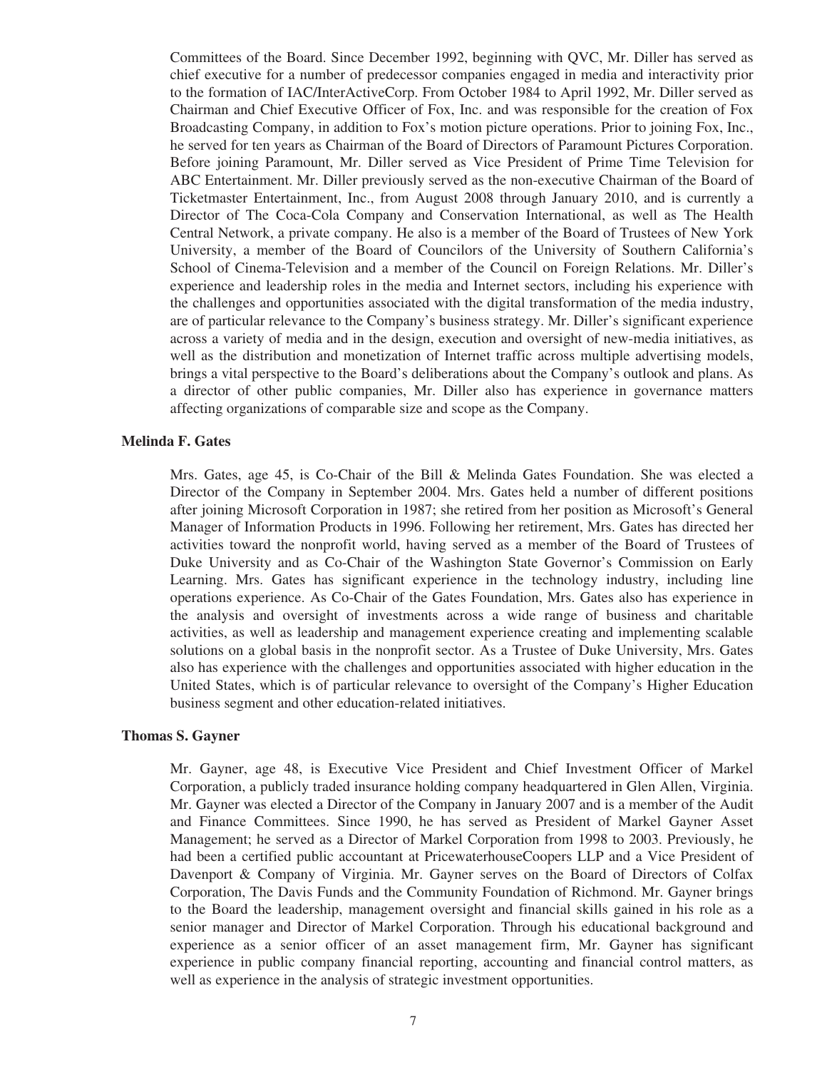Committees of the Board. Since December 1992, beginning with QVC, Mr. Diller has served as chief executive for a number of predecessor companies engaged in media and interactivity prior to the formation of IAC/InterActiveCorp. From October 1984 to April 1992, Mr. Diller served as Chairman and Chief Executive Officer of Fox, Inc. and was responsible for the creation of Fox Broadcasting Company, in addition to Fox's motion picture operations. Prior to joining Fox, Inc., he served for ten years as Chairman of the Board of Directors of Paramount Pictures Corporation. Before joining Paramount, Mr. Diller served as Vice President of Prime Time Television for ABC Entertainment. Mr. Diller previously served as the non-executive Chairman of the Board of Ticketmaster Entertainment, Inc., from August 2008 through January 2010, and is currently a Director of The Coca-Cola Company and Conservation International, as well as The Health Central Network, a private company. He also is a member of the Board of Trustees of New York University, a member of the Board of Councilors of the University of Southern California's School of Cinema-Television and a member of the Council on Foreign Relations. Mr. Diller's experience and leadership roles in the media and Internet sectors, including his experience with the challenges and opportunities associated with the digital transformation of the media industry, are of particular relevance to the Company's business strategy. Mr. Diller's significant experience across a variety of media and in the design, execution and oversight of new-media initiatives, as well as the distribution and monetization of Internet traffic across multiple advertising models, brings a vital perspective to the Board's deliberations about the Company's outlook and plans. As a director of other public companies, Mr. Diller also has experience in governance matters affecting organizations of comparable size and scope as the Company.

**Melinda F. Gates**

Mrs. Gates, age 45, is Co-Chair of the Bill & Melinda Gates Foundation. She was elected a Director of the Company in September 2004. Mrs. Gates held a number of different positions after joining Microsoft Corporation in 1987; she retired from her position as Microsoft's General Manager of Information Products in 1996. Following her retirement, Mrs. Gates has directed her activities toward the nonprofit world, having served as a member of the Board of Trustees of Duke University and as Co-Chair of the Washington State Governor's Commission on Early Learning. Mrs. Gates has significant experience in the technology industry, including line operations experience. As Co-Chair of the Gates Foundation, Mrs. Gates also has experience in the analysis and oversight of investments across a wide range of business and charitable activities, as well as leadership and management experience creating and implementing scalable solutions on a global basis in the nonprofit sector. As a Trustee of Duke University, Mrs. Gates also has experience with the challenges and opportunities associated with higher education in the United States, which is of particular relevance to oversight of the Company's Higher Education business segment and other education-related initiatives.

**Thomas S. Gayner**

Mr. Gayner, age 48, is Executive Vice President and Chief Investment Officer of Markel Corporation, a publicly traded insurance holding company headquartered in Glen Allen, Virginia. Mr. Gayner was elected a Director of the Company in January 2007 and is a member of the Audit and Finance Committees. Since 1990, he has served as President of Markel Gayner Asset Management; he served as a Director of Markel Corporation from 1998 to 2003. Previously, he had been a certified public accountant at PricewaterhouseCoopers LLP and a Vice President of Davenport & Company of Virginia. Mr. Gayner serves on the Board of Directors of Colfax Corporation, The Davis Funds and the Community Foundation of Richmond. Mr. Gayner brings to the Board the leadership, management oversight and financial skills gained in his role as a senior manager and Director of Markel Corporation. Through his educational background and experience as a senior officer of an asset management firm, Mr. Gayner has significant experience in public company financial reporting, accounting and financial control matters, as well as experience in the analysis of strategic investment opportunities.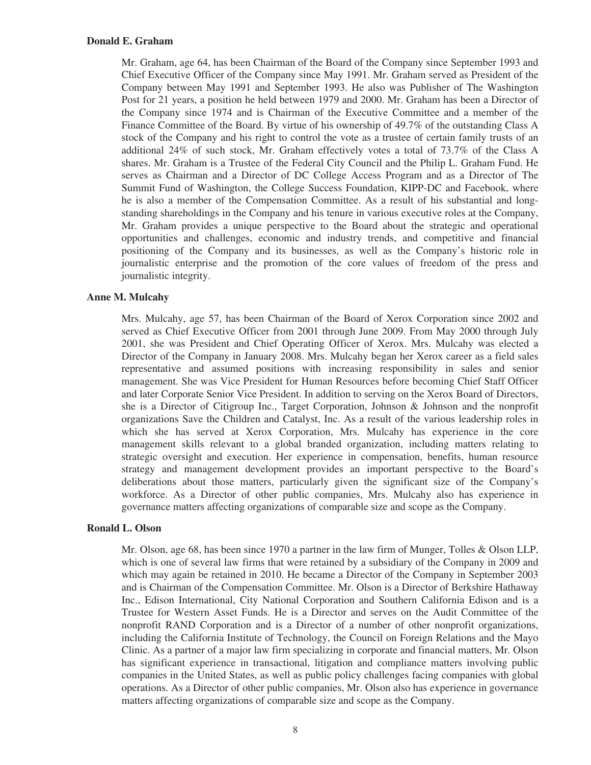**Donald E. Graham**

Mr. Graham, age 64, has been Chairman of the Board of the Company since September 1993 and Chief Executive Officer of the Company since May 1991. Mr. Graham served as President of the Company between May 1991 and September 1993. He also was Publisher of The Washington Post for 21 years, a position he held between 1979 and 2000. Mr. Graham has been a Director of the Company since 1974 and is Chairman of the Executive Committee and a member of the Finance Committee of the Board. By virtue of his ownership of 49.7% of the outstanding Class A stock of the Company and his right to control the vote as a trustee of certain family trusts of an additional 24% of such stock, Mr. Graham effectively votes a total of 73.7% of the Class A shares. Mr. Graham is a Trustee of the Federal City Council and the Philip L. Graham Fund. He serves as Chairman and a Director of DC College Access Program and as a Director of The Summit Fund of Washington, the College Success Foundation, KIPP-DC and Facebook, where he is also a member of the Compensation Committee. As a result of his substantial and long-standing shareholdings in the Company and his tenure in various executive roles at the Company, Mr. Graham provides a unique perspective to the Board about the strategic and operational opportunities and challenges, economic and industry trends, and competitive and financial positioning of the Company and its businesses, as well as the Company's historic role in journalistic enterprise and the promotion of the core values of freedom of the press and journalistic integrity.

**Anne M. Mulcahy**

Mrs. Mulcahy, age 57, has been Chairman of the Board of Xerox Corporation since 2002 and served as Chief Executive Officer from 2001 through June 2009. From May 2000 through July 2001, she was President and Chief Operating Officer of Xerox. Mrs. Mulcahy was elected a Director of the Company in January 2008. Mrs. Mulcahy began her Xerox career as a field sales representative and assumed positions with increasing responsibility in sales and senior management. She was Vice President for Human Resources before becoming Chief Staff Officer and later Corporate Senior Vice President. In addition to serving on the Xerox Board of Directors, she is a Director of Citigroup Inc., Target Corporation, Johnson & Johnson and the nonprofit organizations Save the Children and Catalyst, Inc. As a result of the various leadership roles in which she has served at Xerox Corporation, Mrs. Mulcahy has experience in the core management skills relevant to a global branded organization, including matters relating to strategic oversight and execution. Her experience in compensation, benefits, human resource strategy and management development provides an important perspective to the Board's deliberations about those matters, particularly given the significant size of the Company's workforce. As a Director of other public companies, Mrs. Mulcahy also has experience in governance matters affecting organizations of comparable size and scope as the Company.

**Ronald L. Olson**

Mr. Olson, age 68, has been since 1970 a partner in the law firm of Munger, Tolles & Olson LLP, which is one of several law firms that were retained by a subsidiary of the Company in 2009 and which may again be retained in 2010. He became a Director of the Company in September 2003 and is Chairman of the Compensation Committee. Mr. Olson is a Director of Berkshire Hathaway Inc., Edison International, City National Corporation and Southern California Edison and is a Trustee for Western Asset Funds. He is a Director and serves on the Audit Committee of the nonprofit RAND Corporation and is a Director of a number of other nonprofit organizations, including the California Institute of Technology, the Council on Foreign Relations and the Mayo Clinic. As a partner of a major law firm specializing in corporate and financial matters, Mr. Olson has significant experience in transactional, litigation and compliance matters involving public companies in the United States, as well as public policy challenges facing companies with global operations. As a Director of other public companies, Mr. Olson also has experience in governance matters affecting organizations of comparable size and scope as the Company.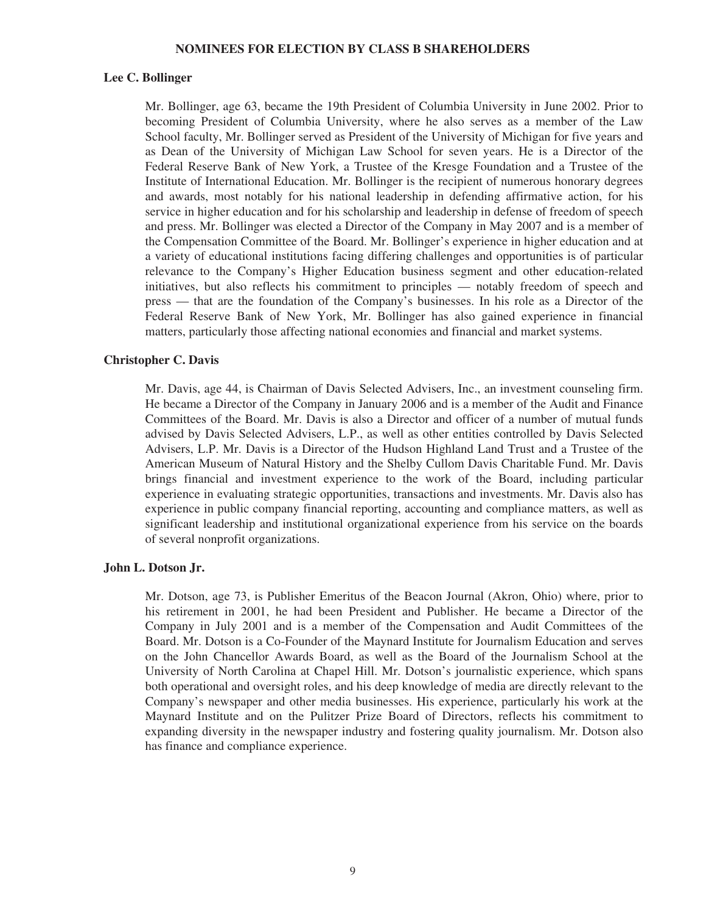## NOMINEES FOR ELECTION BY CLASS B SHAREHOLDERS

### Lee C. Bollinger

Mr. Bollinger, age 63, became the 19th President of Columbia University in June 2002. Prior to becoming President of Columbia University, where he also serves as a member of the Law School faculty, Mr. Bollinger served as President of the University of Michigan for five years and as Dean of the University of Michigan Law School for seven years. He is a Director of the Federal Reserve Bank of New York, a Trustee of the Kresge Foundation and a Trustee of the Institute of International Education. Mr. Bollinger is the recipient of numerous honorary degrees and awards, most notably for his national leadership in defending affirmative action, for his service in higher education and for his scholarship and leadership in defense of freedom of speech and press. Mr. Bollinger was elected a Director of the Company in May 2007 and is a member of the Compensation Committee of the Board. Mr. Bollinger's experience in higher education and at a variety of educational institutions facing differing challenges and opportunities is of particular relevance to the Company's Higher Education business segment and other education-related initiatives, but also reflects his commitment to principles — notably freedom of speech and press — that are the foundation of the Company's businesses. In his role as a Director of the Federal Reserve Bank of New York, Mr. Bollinger has also gained experience in financial matters, particularly those affecting national economies and financial and market systems.

### Christopher C. Davis

Mr. Davis, age 44, is Chairman of Davis Selected Advisers, Inc., an investment counseling firm. He became a Director of the Company in January 2006 and is a member of the Audit and Finance Committees of the Board. Mr. Davis is also a Director and officer of a number of mutual funds advised by Davis Selected Advisers, L.P., as well as other entities controlled by Davis Selected Advisers, L.P. Mr. Davis is a Director of the Hudson Highland Land Trust and a Trustee of the American Museum of Natural History and the Shelby Cullom Davis Charitable Fund. Mr. Davis brings financial and investment experience to the work of the Board, including particular experience in evaluating strategic opportunities, transactions and investments. Mr. Davis also has experience in public company financial reporting, accounting and compliance matters, as well as significant leadership and institutional organizational experience from his service on the boards of several nonprofit organizations.

### John L. Dotson Jr.

Mr. Dotson, age 73, is Publisher Emeritus of the Beacon Journal (Akron, Ohio) where, prior to his retirement in 2001, he had been President and Publisher. He became a Director of the Company in July 2001 and is a member of the Compensation and Audit Committees of the Board. Mr. Dotson is a Co-Founder of the Maynard Institute for Journalism Education and serves on the John Chancellor Awards Board, as well as the Board of the Journalism School at the University of North Carolina at Chapel Hill. Mr. Dotson's journalistic experience, which spans both operational and oversight roles, and his deep knowledge of media are directly relevant to the Company's newspaper and other media businesses. His experience, particularly his work at the Maynard Institute and on the Pulitzer Prize Board of Directors, reflects his commitment to expanding diversity in the newspaper industry and fostering quality journalism. Mr. Dotson also has finance and compliance experience.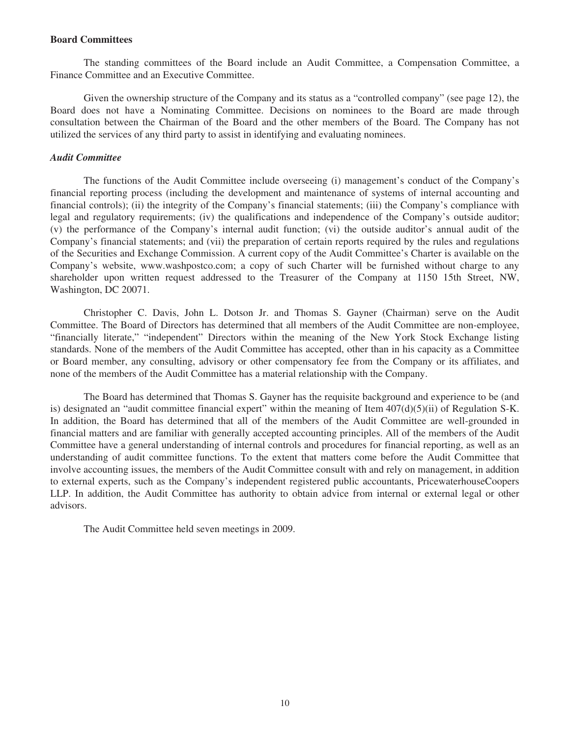**Board Committees**

The standing committees of the Board include an Audit Committee, a Compensation Committee, a Finance Committee and an Executive Committee.

Given the ownership structure of the Company and its status as a "controlled company" (see page 12), the Board does not have a Nominating Committee. Decisions on nominees to the Board are made through consultation between the Chairman of the Board and the other members of the Board. The Company has not utilized the services of any third party to assist in identifying and evaluating nominees.

***Audit Committee***

The functions of the Audit Committee include overseeing (i) management's conduct of the Company's financial reporting process (including the development and maintenance of systems of internal accounting and financial controls); (ii) the integrity of the Company's financial statements; (iii) the Company's compliance with legal and regulatory requirements; (iv) the qualifications and independence of the Company's outside auditor; (v) the performance of the Company's internal audit function; (vi) the outside auditor's annual audit of the Company's financial statements; and (vii) the preparation of certain reports required by the rules and regulations of the Securities and Exchange Commission. A current copy of the Audit Committee's Charter is available on the Company's website, www.washpostco.com; a copy of such Charter will be furnished without charge to any shareholder upon written request addressed to the Treasurer of the Company at 1150 15th Street, NW, Washington, DC 20071.

Christopher C. Davis, John L. Dotson Jr. and Thomas S. Gayner (Chairman) serve on the Audit Committee. The Board of Directors has determined that all members of the Audit Committee are non-employee, "financially literate," "independent" Directors within the meaning of the New York Stock Exchange listing standards. None of the members of the Audit Committee has accepted, other than in his capacity as a Committee or Board member, any consulting, advisory or other compensatory fee from the Company or its affiliates, and none of the members of the Audit Committee has a material relationship with the Company.

The Board has determined that Thomas S. Gayner has the requisite background and experience to be (and is) designated an "audit committee financial expert" within the meaning of Item 407(d)(5)(ii) of Regulation S-K. In addition, the Board has determined that all of the members of the Audit Committee are well-grounded in financial matters and are familiar with generally accepted accounting principles. All of the members of the Audit Committee have a general understanding of internal controls and procedures for financial reporting, as well as an understanding of audit committee functions. To the extent that matters come before the Audit Committee that involve accounting issues, the members of the Audit Committee consult with and rely on management, in addition to external experts, such as the Company's independent registered public accountants, PricewaterhouseCoopers LLP. In addition, the Audit Committee has authority to obtain advice from internal or external legal or other advisors.

The Audit Committee held seven meetings in 2009.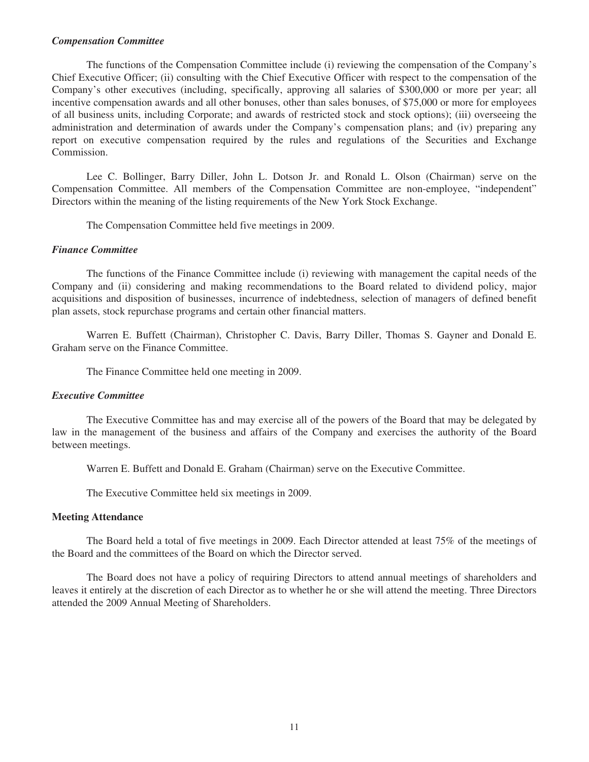### *Compensation Committee*

The functions of the Compensation Committee include (i) reviewing the compensation of the Company's Chief Executive Officer; (ii) consulting with the Chief Executive Officer with respect to the compensation of the Company's other executives (including, specifically, approving all salaries of $300,000 or more per year; all incentive compensation awards and all other bonuses, other than sales bonuses, of $75,000 or more for employees of all business units, including Corporate; and awards of restricted stock and stock options); (iii) overseeing the administration and determination of awards under the Company's compensation plans; and (iv) preparing any report on executive compensation required by the rules and regulations of the Securities and Exchange Commission.

Lee C. Bollinger, Barry Diller, John L. Dotson Jr. and Ronald L. Olson (Chairman) serve on the Compensation Committee. All members of the Compensation Committee are non-employee, "independent" Directors within the meaning of the listing requirements of the New York Stock Exchange.

The Compensation Committee held five meetings in 2009.

### *Finance Committee*

The functions of the Finance Committee include (i) reviewing with management the capital needs of the Company and (ii) considering and making recommendations to the Board related to dividend policy, major acquisitions and disposition of businesses, incurrence of indebtedness, selection of managers of defined benefit plan assets, stock repurchase programs and certain other financial matters.

Warren E. Buffett (Chairman), Christopher C. Davis, Barry Diller, Thomas S. Gayner and Donald E. Graham serve on the Finance Committee.

The Finance Committee held one meeting in 2009.

### *Executive Committee*

The Executive Committee has and may exercise all of the powers of the Board that may be delegated by law in the management of the business and affairs of the Company and exercises the authority of the Board between meetings.

Warren E. Buffett and Donald E. Graham (Chairman) serve on the Executive Committee.

The Executive Committee held six meetings in 2009.

## Meeting Attendance

The Board held a total of five meetings in 2009. Each Director attended at least 75% of the meetings of the Board and the committees of the Board on which the Director served.

The Board does not have a policy of requiring Directors to attend annual meetings of shareholders and leaves it entirely at the discretion of each Director as to whether he or she will attend the meeting. Three Directors attended the 2009 Annual Meeting of Shareholders.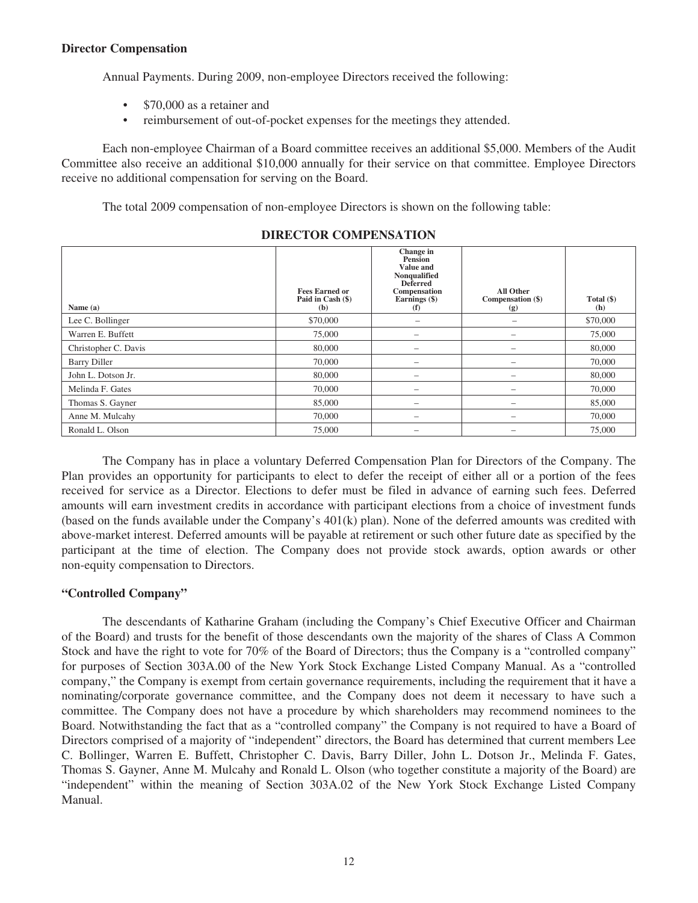**Director Compensation**

Annual Payments. During 2009, non-employee Directors received the following:

- $70,000 as a retainer and
- reimbursement of out-of-pocket expenses for the meetings they attended.

Each non-employee Chairman of a Board committee receives an additional $5,000. Members of the Audit Committee also receive an additional $10,000 annually for their service on that committee. Employee Directors receive no additional compensation for serving on the Board.

The total 2009 compensation of non-employee Directors is shown on the following table:

**DIRECTOR COMPENSATION**

| Name (a) | Fees Earned or Paid in Cash ($) (b) | Change in Pension Value and Nonqualified Deferred Compensation Earnings ($) (f) | All Other Compensation ($) (g) | Total ($) (h) |
|---|---|---|---|---|
| Lee C. Bollinger | $70,000 | – | – | $70,000 |
| Warren E. Buffett | 75,000 | – | – | 75,000 |
| Christopher C. Davis | 80,000 | – | – | 80,000 |
| Barry Diller | 70,000 | – | – | 70,000 |
| John L. Dotson Jr. | 80,000 | – | – | 80,000 |
| Melinda F. Gates | 70,000 | – | – | 70,000 |
| Thomas S. Gayner | 85,000 | – | – | 85,000 |
| Anne M. Mulcahy | 70,000 | – | – | 70,000 |
| Ronald L. Olson | 75,000 | – | – | 75,000 |

The Company has in place a voluntary Deferred Compensation Plan for Directors of the Company. The Plan provides an opportunity for participants to elect to defer the receipt of either all or a portion of the fees received for service as a Director. Elections to defer must be filed in advance of earning such fees. Deferred amounts will earn investment credits in accordance with participant elections from a choice of investment funds (based on the funds available under the Company's 401(k) plan). None of the deferred amounts was credited with above-market interest. Deferred amounts will be payable at retirement or such other future date as specified by the participant at the time of election. The Company does not provide stock awards, option awards or other non-equity compensation to Directors.

**"Controlled Company"**

The descendants of Katharine Graham (including the Company's Chief Executive Officer and Chairman of the Board) and trusts for the benefit of those descendants own the majority of the shares of Class A Common Stock and have the right to vote for 70% of the Board of Directors; thus the Company is a "controlled company" for purposes of Section 303A.00 of the New York Stock Exchange Listed Company Manual. As a "controlled company," the Company is exempt from certain governance requirements, including the requirement that it have a nominating/corporate governance committee, and the Company does not deem it necessary to have such a committee. The Company does not have a procedure by which shareholders may recommend nominees to the Board. Notwithstanding the fact that as a "controlled company" the Company is not required to have a Board of Directors comprised of a majority of "independent" directors, the Board has determined that current members Lee C. Bollinger, Warren E. Buffett, Christopher C. Davis, Barry Diller, John L. Dotson Jr., Melinda F. Gates, Thomas S. Gayner, Anne M. Mulcahy and Ronald L. Olson (who together constitute a majority of the Board) are "independent" within the meaning of Section 303A.02 of the New York Stock Exchange Listed Company Manual.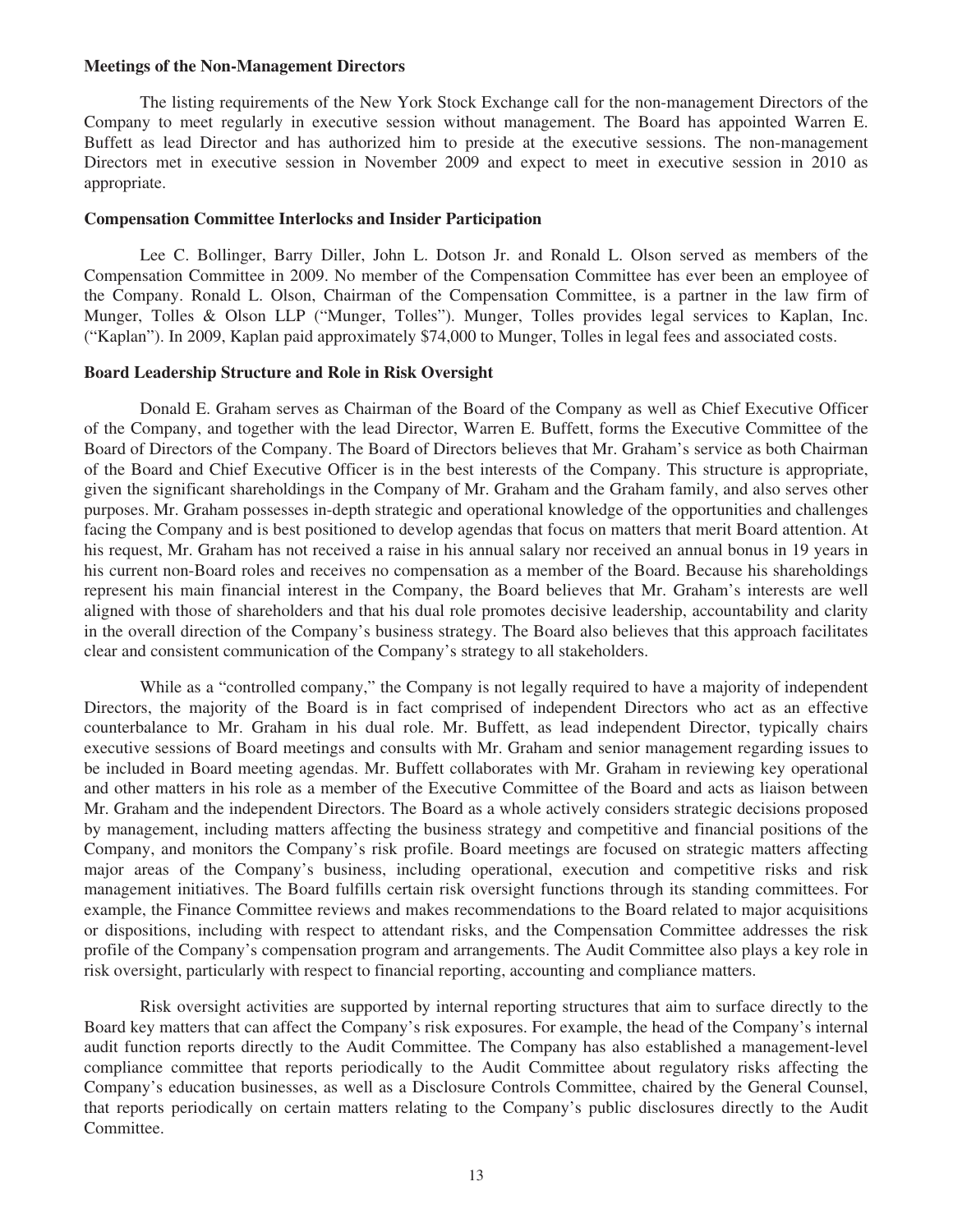**Meetings of the Non-Management Directors**

The listing requirements of the New York Stock Exchange call for the non-management Directors of the Company to meet regularly in executive session without management. The Board has appointed Warren E. Buffett as lead Director and has authorized him to preside at the executive sessions. The non-management Directors met in executive session in November 2009 and expect to meet in executive session in 2010 as appropriate.

**Compensation Committee Interlocks and Insider Participation**

Lee C. Bollinger, Barry Diller, John L. Dotson Jr. and Ronald L. Olson served as members of the Compensation Committee in 2009. No member of the Compensation Committee has ever been an employee of the Company. Ronald L. Olson, Chairman of the Compensation Committee, is a partner in the law firm of Munger, Tolles & Olson LLP ("Munger, Tolles"). Munger, Tolles provides legal services to Kaplan, Inc. ("Kaplan"). In 2009, Kaplan paid approximately $74,000 to Munger, Tolles in legal fees and associated costs.

**Board Leadership Structure and Role in Risk Oversight**

Donald E. Graham serves as Chairman of the Board of the Company as well as Chief Executive Officer of the Company, and together with the lead Director, Warren E. Buffett, forms the Executive Committee of the Board of Directors of the Company. The Board of Directors believes that Mr. Graham's service as both Chairman of the Board and Chief Executive Officer is in the best interests of the Company. This structure is appropriate, given the significant shareholdings in the Company of Mr. Graham and the Graham family, and also serves other purposes. Mr. Graham possesses in-depth strategic and operational knowledge of the opportunities and challenges facing the Company and is best positioned to develop agendas that focus on matters that merit Board attention. At his request, Mr. Graham has not received a raise in his annual salary nor received an annual bonus in 19 years in his current non-Board roles and receives no compensation as a member of the Board. Because his shareholdings represent his main financial interest in the Company, the Board believes that Mr. Graham's interests are well aligned with those of shareholders and that his dual role promotes decisive leadership, accountability and clarity in the overall direction of the Company's business strategy. The Board also believes that this approach facilitates clear and consistent communication of the Company's strategy to all stakeholders.

While as a "controlled company," the Company is not legally required to have a majority of independent Directors, the majority of the Board is in fact comprised of independent Directors who act as an effective counterbalance to Mr. Graham in his dual role. Mr. Buffett, as lead independent Director, typically chairs executive sessions of Board meetings and consults with Mr. Graham and senior management regarding issues to be included in Board meeting agendas. Mr. Buffett collaborates with Mr. Graham in reviewing key operational and other matters in his role as a member of the Executive Committee of the Board and acts as liaison between Mr. Graham and the independent Directors. The Board as a whole actively considers strategic decisions proposed by management, including matters affecting the business strategy and competitive and financial positions of the Company, and monitors the Company's risk profile. Board meetings are focused on strategic matters affecting major areas of the Company's business, including operational, execution and competitive risks and risk management initiatives. The Board fulfills certain risk oversight functions through its standing committees. For example, the Finance Committee reviews and makes recommendations to the Board related to major acquisitions or dispositions, including with respect to attendant risks, and the Compensation Committee addresses the risk profile of the Company's compensation program and arrangements. The Audit Committee also plays a key role in risk oversight, particularly with respect to financial reporting, accounting and compliance matters.

Risk oversight activities are supported by internal reporting structures that aim to surface directly to the Board key matters that can affect the Company's risk exposures. For example, the head of the Company's internal audit function reports directly to the Audit Committee. The Company has also established a management-level compliance committee that reports periodically to the Audit Committee about regulatory risks affecting the Company's education businesses, as well as a Disclosure Controls Committee, chaired by the General Counsel, that reports periodically on certain matters relating to the Company's public disclosures directly to the Audit Committee.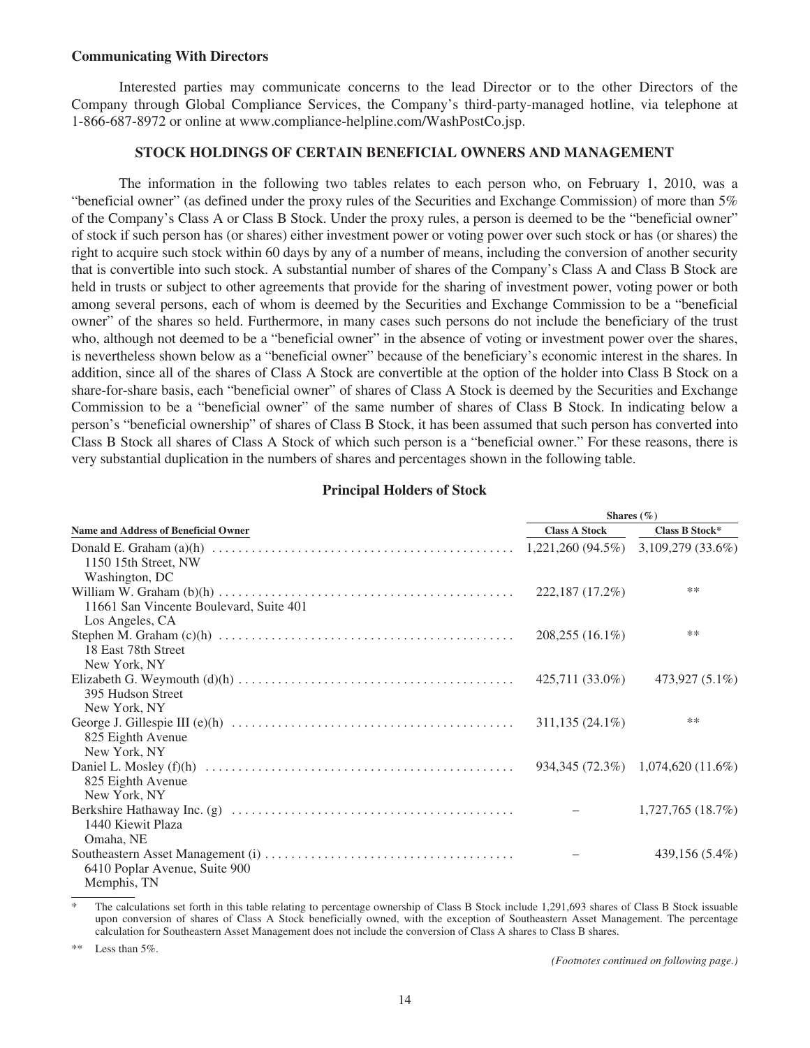**Communicating With Directors**

Interested parties may communicate concerns to the lead Director or to the other Directors of the Company through Global Compliance Services, the Company's third-party-managed hotline, via telephone at 1-866-687-8972 or online at www.compliance-helpline.com/WashPostCo.jsp.

## STOCK HOLDINGS OF CERTAIN BENEFICIAL OWNERS AND MANAGEMENT

The information in the following two tables relates to each person who, on February 1, 2010, was a "beneficial owner" (as defined under the proxy rules of the Securities and Exchange Commission) of more than 5% of the Company's Class A or Class B Stock. Under the proxy rules, a person is deemed to be the "beneficial owner" of stock if such person has (or shares) either investment power or voting power over such stock or has (or shares) the right to acquire such stock within 60 days by any of a number of means, including the conversion of another security that is convertible into such stock. A substantial number of shares of the Company's Class A and Class B Stock are held in trusts or subject to other agreements that provide for the sharing of investment power, voting power or both among several persons, each of whom is deemed by the Securities and Exchange Commission to be a "beneficial owner" of the shares so held. Furthermore, in many cases such persons do not include the beneficiary of the trust who, although not deemed to be a "beneficial owner" in the absence of voting or investment power over the shares, is nevertheless shown below as a "beneficial owner" because of the beneficiary's economic interest in the shares. In addition, since all of the shares of Class A Stock are convertible at the option of the holder into Class B Stock on a share-for-share basis, each "beneficial owner" of shares of Class A Stock is deemed by the Securities and Exchange Commission to be a "beneficial owner" of the same number of shares of Class B Stock. In indicating below a person's "beneficial ownership" of shares of Class B Stock, it has been assumed that such person has converted into Class B Stock all shares of Class A Stock of which such person is a "beneficial owner." For these reasons, there is very substantial duplication in the numbers of shares and percentages shown in the following table.

### Principal Holders of Stock

| | Shares (%) | |
|---|---|---|
| **Name and Address of Beneficial Owner** | **Class A Stock** | **Class B Stock*** |
| Donald E. Graham (a)(h)<br>1150 15th Street, NW<br>Washington, DC | 1,221,260 (94.5%) | 3,109,279 (33.6%) |
| William W. Graham (b)(h)<br>11661 San Vicente Boulevard, Suite 401<br>Los Angeles, CA | 222,187 (17.2%) | ** |
| Stephen M. Graham (c)(h)<br>18 East 78th Street<br>New York, NY | 208,255 (16.1%) | ** |
| Elizabeth G. Weymouth (d)(h)<br>395 Hudson Street<br>New York, NY | 425,711 (33.0%) | 473,927 (5.1%) |
| George J. Gillespie III (e)(h)<br>825 Eighth Avenue<br>New York, NY | 311,135 (24.1%) | ** |
| Daniel L. Mosley (f)(h)<br>825 Eighth Avenue<br>New York, NY | 934,345 (72.3%) | 1,074,620 (11.6%) |
| Berkshire Hathaway Inc. (g)<br>1440 Kiewit Plaza<br>Omaha, NE | – | 1,727,765 (18.7%) |
| Southeastern Asset Management (i)<br>6410 Poplar Avenue, Suite 900<br>Memphis, TN | – | 439,156 (5.4%) |

\* The calculations set forth in this table relating to percentage ownership of Class B Stock include 1,291,693 shares of Class B Stock issuable upon conversion of shares of Class A Stock beneficially owned, with the exception of Southeastern Asset Management. The percentage calculation for Southeastern Asset Management does not include the conversion of Class A shares to Class B shares.

\** Less than 5%.

*(Footnotes continued on following page.)*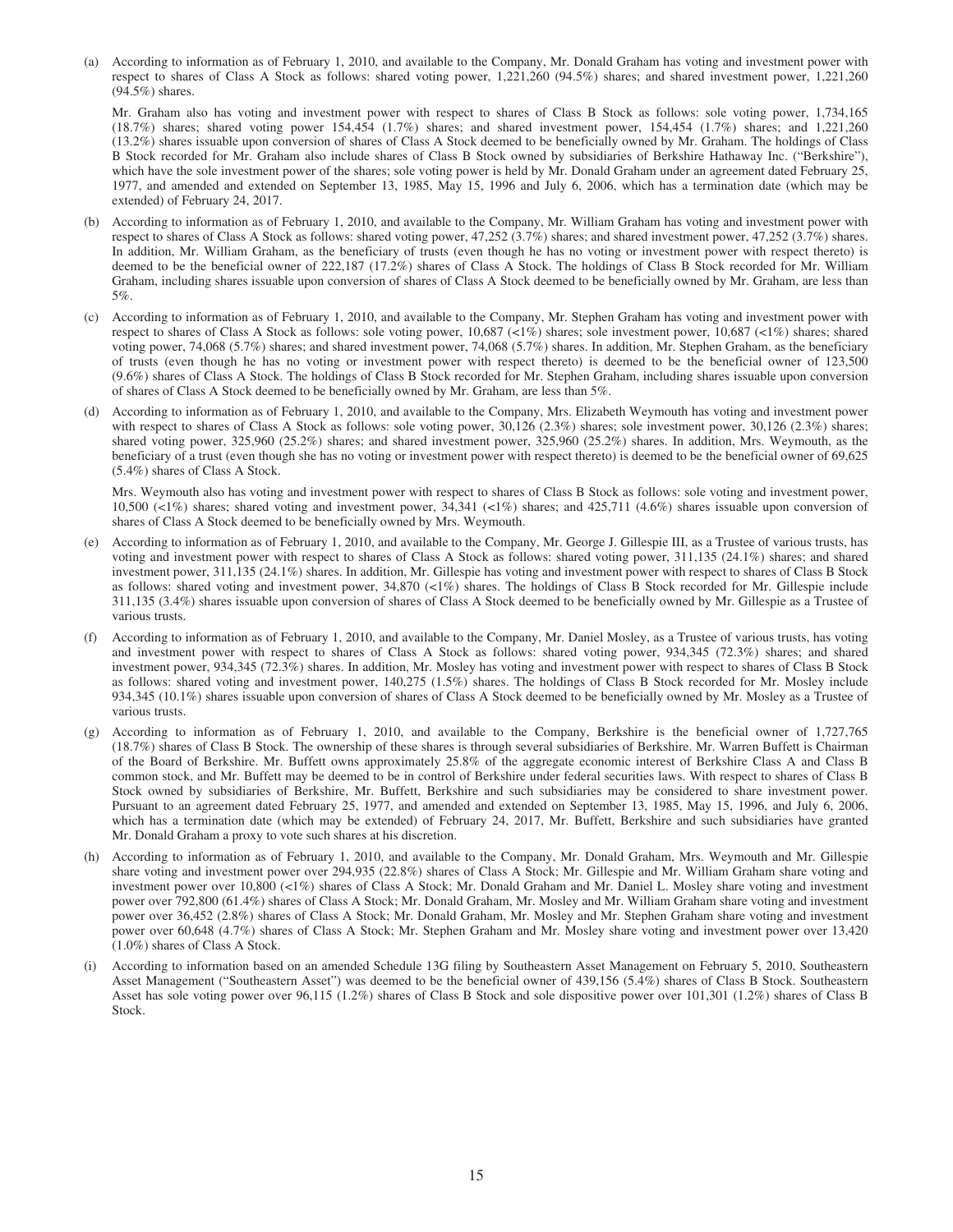(a) According to information as of February 1, 2010, and available to the Company, Mr. Donald Graham has voting and investment power with respect to shares of Class A Stock as follows: shared voting power, 1,221,260 (94.5%) shares; and shared investment power, 1,221,260 (94.5%) shares.

Mr. Graham also has voting and investment power with respect to shares of Class B Stock as follows: sole voting power, 1,734,165 (18.7%) shares; shared voting power 154,454 (1.7%) shares; and shared investment power, 154,454 (1.7%) shares; and 1,221,260 (13.2%) shares issuable upon conversion of shares of Class A Stock deemed to be beneficially owned by Mr. Graham. The holdings of Class B Stock recorded for Mr. Graham also include shares of Class B Stock owned by subsidiaries of Berkshire Hathaway Inc. ("Berkshire"), which have the sole investment power of the shares; sole voting power is held by Mr. Donald Graham under an agreement dated February 25, 1977, and amended and extended on September 13, 1985, May 15, 1996 and July 6, 2006, which has a termination date (which may be extended) of February 24, 2017.

(b) According to information as of February 1, 2010, and available to the Company, Mr. William Graham has voting and investment power with respect to shares of Class A Stock as follows: shared voting power, 47,252 (3.7%) shares; and shared investment power, 47,252 (3.7%) shares. In addition, Mr. William Graham, as the beneficiary of trusts (even though he has no voting or investment power with respect thereto) is deemed to be the beneficial owner of 222,187 (17.2%) shares of Class A Stock. The holdings of Class B Stock recorded for Mr. William Graham, including shares issuable upon conversion of shares of Class A Stock deemed to be beneficially owned by Mr. Graham, are less than 5%.

(c) According to information as of February 1, 2010, and available to the Company, Mr. Stephen Graham has voting and investment power with respect to shares of Class A Stock as follows: sole voting power, 10,687 (<1%) shares; sole investment power, 10,687 (<1%) shares; shared voting power, 74,068 (5.7%) shares; and shared investment power, 74,068 (5.7%) shares. In addition, Mr. Stephen Graham, as the beneficiary of trusts (even though he has no voting or investment power with respect thereto) is deemed to be the beneficial owner of 123,500 (9.6%) shares of Class A Stock. The holdings of Class B Stock recorded for Mr. Stephen Graham, including shares issuable upon conversion of shares of Class A Stock deemed to be beneficially owned by Mr. Graham, are less than 5%.

(d) According to information as of February 1, 2010, and available to the Company, Mrs. Elizabeth Weymouth has voting and investment power with respect to shares of Class A Stock as follows: sole voting power, 30,126 (2.3%) shares; sole investment power, 30,126 (2.3%) shares; shared voting power, 325,960 (25.2%) shares; and shared investment power, 325,960 (25.2%) shares. In addition, Mrs. Weymouth, as the beneficiary of a trust (even though she has no voting or investment power with respect thereto) is deemed to be the beneficial owner of 69,625 (5.4%) shares of Class A Stock.

Mrs. Weymouth also has voting and investment power with respect to shares of Class B Stock as follows: sole voting and investment power, 10,500 (<1%) shares; shared voting and investment power, 34,341 (<1%) shares; and 425,711 (4.6%) shares issuable upon conversion of shares of Class A Stock deemed to be beneficially owned by Mrs. Weymouth.

(e) According to information as of February 1, 2010, and available to the Company, Mr. George J. Gillespie III, as a Trustee of various trusts, has voting and investment power with respect to shares of Class A Stock as follows: shared voting power, 311,135 (24.1%) shares; and shared investment power, 311,135 (24.1%) shares. In addition, Mr. Gillespie has voting and investment power with respect to shares of Class B Stock as follows: shared voting and investment power, 34,870 (<1%) shares. The holdings of Class B Stock recorded for Mr. Gillespie include 311,135 (3.4%) shares issuable upon conversion of shares of Class A Stock deemed to be beneficially owned by Mr. Gillespie as a Trustee of various trusts.

(f) According to information as of February 1, 2010, and available to the Company, Mr. Daniel Mosley, as a Trustee of various trusts, has voting and investment power with respect to shares of Class A Stock as follows: shared voting power, 934,345 (72.3%) shares; and shared investment power, 934,345 (72.3%) shares. In addition, Mr. Mosley has voting and investment power with respect to shares of Class B Stock as follows: shared voting and investment power, 140,275 (1.5%) shares. The holdings of Class B Stock recorded for Mr. Mosley include 934,345 (10.1%) shares issuable upon conversion of shares of Class A Stock deemed to be beneficially owned by Mr. Mosley as a Trustee of various trusts.

(g) According to information as of February 1, 2010, and available to the Company, Berkshire is the beneficial owner of 1,727,765 (18.7%) shares of Class B Stock. The ownership of these shares is through several subsidiaries of Berkshire. Mr. Warren Buffett is Chairman of the Board of Berkshire. Mr. Buffett owns approximately 25.8% of the aggregate economic interest of Berkshire Class A and Class B common stock, and Mr. Buffett may be deemed to be in control of Berkshire under federal securities laws. With respect to shares of Class B Stock owned by subsidiaries of Berkshire, Mr. Buffett, Berkshire and such subsidiaries may be considered to share investment power. Pursuant to an agreement dated February 25, 1977, and amended and extended on September 13, 1985, May 15, 1996, and July 6, 2006, which has a termination date (which may be extended) of February 24, 2017, Mr. Buffett, Berkshire and such subsidiaries have granted Mr. Donald Graham a proxy to vote such shares at his discretion.

(h) According to information as of February 1, 2010, and available to the Company, Mr. Donald Graham, Mrs. Weymouth and Mr. Gillespie share voting and investment power over 294,935 (22.8%) shares of Class A Stock; Mr. Gillespie and Mr. William Graham share voting and investment power over 10,800 (<1%) shares of Class A Stock; Mr. Donald Graham and Mr. Daniel L. Mosley share voting and investment power over 792,800 (61.4%) shares of Class A Stock; Mr. Donald Graham, Mr. Mosley and Mr. William Graham share voting and investment power over 36,452 (2.8%) shares of Class A Stock; Mr. Donald Graham, Mr. Mosley and Mr. Stephen Graham share voting and investment power over 60,648 (4.7%) shares of Class A Stock; Mr. Stephen Graham and Mr. Mosley share voting and investment power over 13,420 (1.0%) shares of Class A Stock.

(i) According to information based on an amended Schedule 13G filing by Southeastern Asset Management on February 5, 2010, Southeastern Asset Management ("Southeastern Asset") was deemed to be the beneficial owner of 439,156 (5.4%) shares of Class B Stock. Southeastern Asset has sole voting power over 96,115 (1.2%) shares of Class B Stock and sole dispositive power over 101,301 (1.2%) shares of Class B Stock.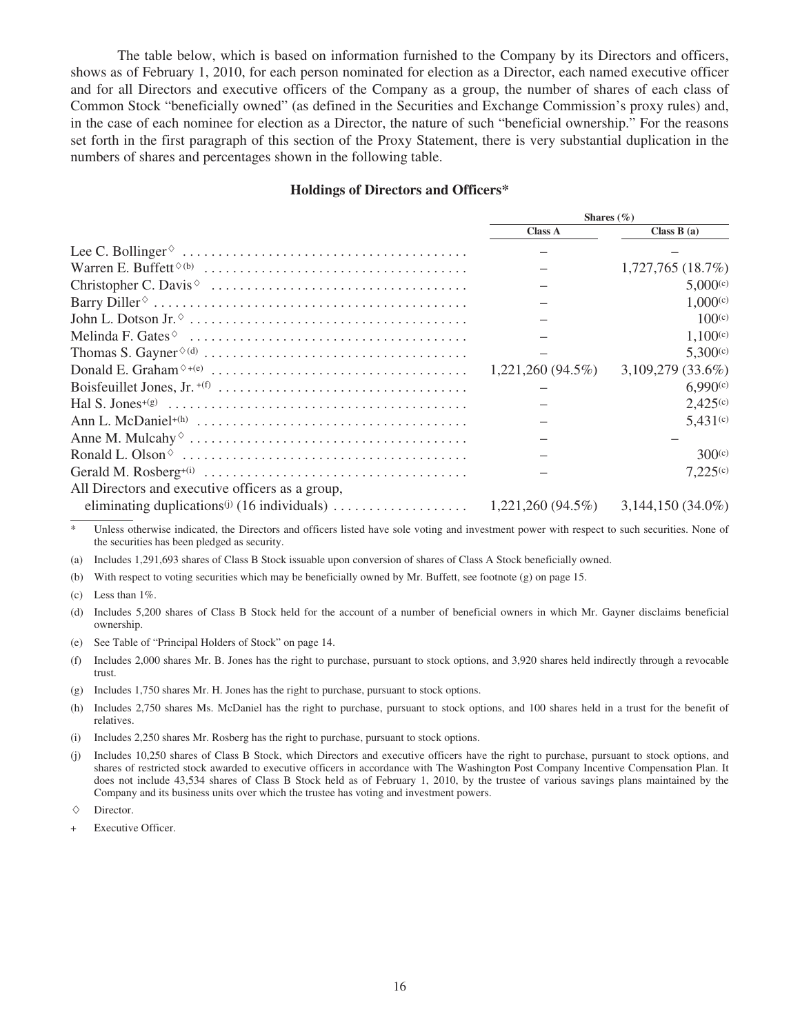The table below, which is based on information furnished to the Company by its Directors and officers, shows as of February 1, 2010, for each person nominated for election as a Director, each named executive officer and for all Directors and executive officers of the Company as a group, the number of shares of each class of Common Stock "beneficially owned" (as defined in the Securities and Exchange Commission's proxy rules) and, in the case of each nominee for election as a Director, the nature of such "beneficial ownership." For the reasons set forth in the first paragraph of this section of the Proxy Statement, there is very substantial duplication in the numbers of shares and percentages shown in the following table.

### Holdings of Directors and Officers*

| | Shares (%) | |
|---|---|---|
| | Class A | Class B (a) |
| Lee C. Bollinger◊ | – | – |
| Warren E. Buffett◊(b) | – | 1,727,765 (18.7%) |
| Christopher C. Davis◊ | – | 5,000(c) |
| Barry Diller◊ | – | 1,000(c) |
| John L. Dotson Jr.◊ | – | 100(c) |
| Melinda F. Gates◊ | – | 1,100(c) |
| Thomas S. Gayner◊(d) | – | 5,300(c) |
| Donald E. Graham◊+(e) | 1,221,260 (94.5%) | 3,109,279 (33.6%) |
| Boisfeuillet Jones, Jr. +(f) | – | 6,990(c) |
| Hal S. Jones+(g) | – | 2,425(c) |
| Ann L. McDaniel+(h) | – | 5,431(c) |
| Anne M. Mulcahy◊ | – | – |
| Ronald L. Olson◊ | – | 300(c) |
| Gerald M. Rosberg+(i) | – | 7,225(c) |
| All Directors and executive officers as a group, eliminating duplications(j) (16 individuals) | 1,221,260 (94.5%) | 3,144,150 (34.0%) |

\* Unless otherwise indicated, the Directors and officers listed have sole voting and investment power with respect to such securities. None of the securities has been pledged as security.

(a) Includes 1,291,693 shares of Class B Stock issuable upon conversion of shares of Class A Stock beneficially owned.

(b) With respect to voting securities which may be beneficially owned by Mr. Buffett, see footnote (g) on page 15.

(c) Less than 1%.

(d) Includes 5,200 shares of Class B Stock held for the account of a number of beneficial owners in which Mr. Gayner disclaims beneficial ownership.

(e) See Table of "Principal Holders of Stock" on page 14.

(f) Includes 2,000 shares Mr. B. Jones has the right to purchase, pursuant to stock options, and 3,920 shares held indirectly through a revocable trust.

(g) Includes 1,750 shares Mr. H. Jones has the right to purchase, pursuant to stock options.

(h) Includes 2,750 shares Ms. McDaniel has the right to purchase, pursuant to stock options, and 100 shares held in a trust for the benefit of relatives.

(i) Includes 2,250 shares Mr. Rosberg has the right to purchase, pursuant to stock options.

(j) Includes 10,250 shares of Class B Stock, which Directors and executive officers have the right to purchase, pursuant to stock options, and shares of restricted stock awarded to executive officers in accordance with The Washington Post Company Incentive Compensation Plan. It does not include 43,534 shares of Class B Stock held as of February 1, 2010, by the trustee of various savings plans maintained by the Company and its business units over which the trustee has voting and investment powers.

◊ Director.

\+ Executive Officer.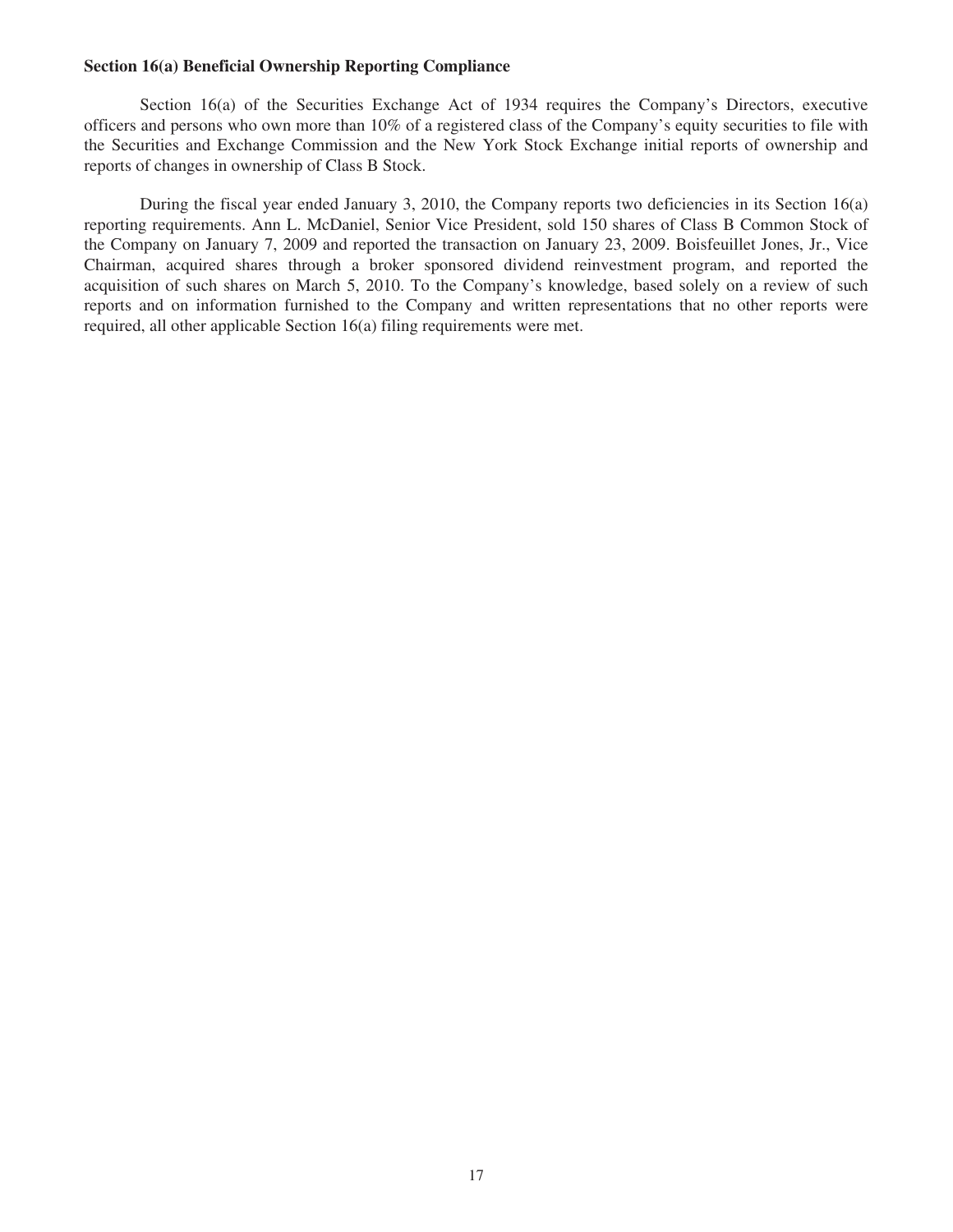**Section 16(a) Beneficial Ownership Reporting Compliance**

Section 16(a) of the Securities Exchange Act of 1934 requires the Company's Directors, executive officers and persons who own more than 10% of a registered class of the Company's equity securities to file with the Securities and Exchange Commission and the New York Stock Exchange initial reports of ownership and reports of changes in ownership of Class B Stock.

During the fiscal year ended January 3, 2010, the Company reports two deficiencies in its Section 16(a) reporting requirements. Ann L. McDaniel, Senior Vice President, sold 150 shares of Class B Common Stock of the Company on January 7, 2009 and reported the transaction on January 23, 2009. Boisfeuillet Jones, Jr., Vice Chairman, acquired shares through a broker sponsored dividend reinvestment program, and reported the acquisition of such shares on March 5, 2010. To the Company's knowledge, based solely on a review of such reports and on information furnished to the Company and written representations that no other reports were required, all other applicable Section 16(a) filing requirements were met.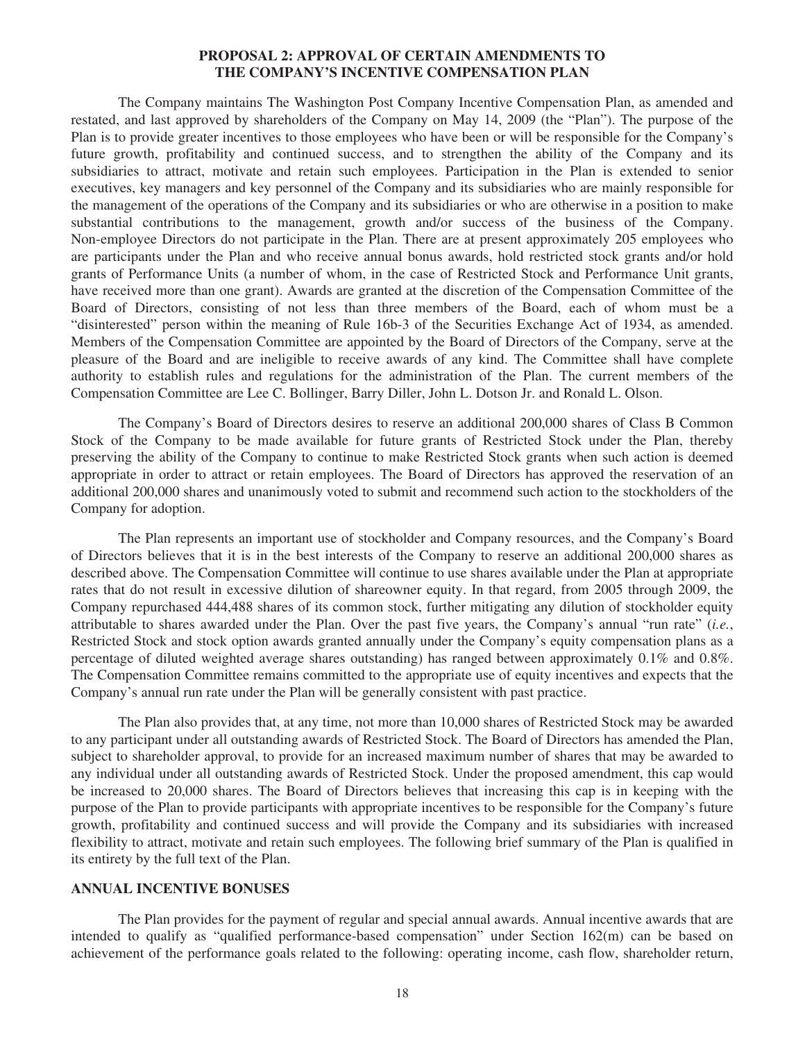## PROPOSAL 2: APPROVAL OF CERTAIN AMENDMENTS TO THE COMPANY'S INCENTIVE COMPENSATION PLAN

The Company maintains The Washington Post Company Incentive Compensation Plan, as amended and restated, and last approved by shareholders of the Company on May 14, 2009 (the "Plan"). The purpose of the Plan is to provide greater incentives to those employees who have been or will be responsible for the Company's future growth, profitability and continued success, and to strengthen the ability of the Company and its subsidiaries to attract, motivate and retain such employees. Participation in the Plan is extended to senior executives, key managers and key personnel of the Company and its subsidiaries who are mainly responsible for the management of the operations of the Company and its subsidiaries or who are otherwise in a position to make substantial contributions to the management, growth and/or success of the business of the Company. Non-employee Directors do not participate in the Plan. There are at present approximately 205 employees who are participants under the Plan and who receive annual bonus awards, hold restricted stock grants and/or hold grants of Performance Units (a number of whom, in the case of Restricted Stock and Performance Unit grants, have received more than one grant). Awards are granted at the discretion of the Compensation Committee of the Board of Directors, consisting of not less than three members of the Board, each of whom must be a "disinterested" person within the meaning of Rule 16b-3 of the Securities Exchange Act of 1934, as amended. Members of the Compensation Committee are appointed by the Board of Directors of the Company, serve at the pleasure of the Board and are ineligible to receive awards of any kind. The Committee shall have complete authority to establish rules and regulations for the administration of the Plan. The current members of the Compensation Committee are Lee C. Bollinger, Barry Diller, John L. Dotson Jr. and Ronald L. Olson.

The Company's Board of Directors desires to reserve an additional 200,000 shares of Class B Common Stock of the Company to be made available for future grants of Restricted Stock under the Plan, thereby preserving the ability of the Company to continue to make Restricted Stock grants when such action is deemed appropriate in order to attract or retain employees. The Board of Directors has approved the reservation of an additional 200,000 shares and unanimously voted to submit and recommend such action to the stockholders of the Company for adoption.

The Plan represents an important use of stockholder and Company resources, and the Company's Board of Directors believes that it is in the best interests of the Company to reserve an additional 200,000 shares as described above. The Compensation Committee will continue to use shares available under the Plan at appropriate rates that do not result in excessive dilution of shareowner equity. In that regard, from 2005 through 2009, the Company repurchased 444,488 shares of its common stock, further mitigating any dilution of stockholder equity attributable to shares awarded under the Plan. Over the past five years, the Company's annual "run rate" (*i.e.*, Restricted Stock and stock option awards granted annually under the Company's equity compensation plans as a percentage of diluted weighted average shares outstanding) has ranged between approximately 0.1% and 0.8%. The Compensation Committee remains committed to the appropriate use of equity incentives and expects that the Company's annual run rate under the Plan will be generally consistent with past practice.

The Plan also provides that, at any time, not more than 10,000 shares of Restricted Stock may be awarded to any participant under all outstanding awards of Restricted Stock. The Board of Directors has amended the Plan, subject to shareholder approval, to provide for an increased maximum number of shares that may be awarded to any individual under all outstanding awards of Restricted Stock. Under the proposed amendment, this cap would be increased to 20,000 shares. The Board of Directors believes that increasing this cap is in keeping with the purpose of the Plan to provide participants with appropriate incentives to be responsible for the Company's future growth, profitability and continued success and will provide the Company and its subsidiaries with increased flexibility to attract, motivate and retain such employees. The following brief summary of the Plan is qualified in its entirety by the full text of the Plan.

### ANNUAL INCENTIVE BONUSES

The Plan provides for the payment of regular and special annual awards. Annual incentive awards that are intended to qualify as "qualified performance-based compensation" under Section 162(m) can be based on achievement of the performance goals related to the following: operating income, cash flow, shareholder return,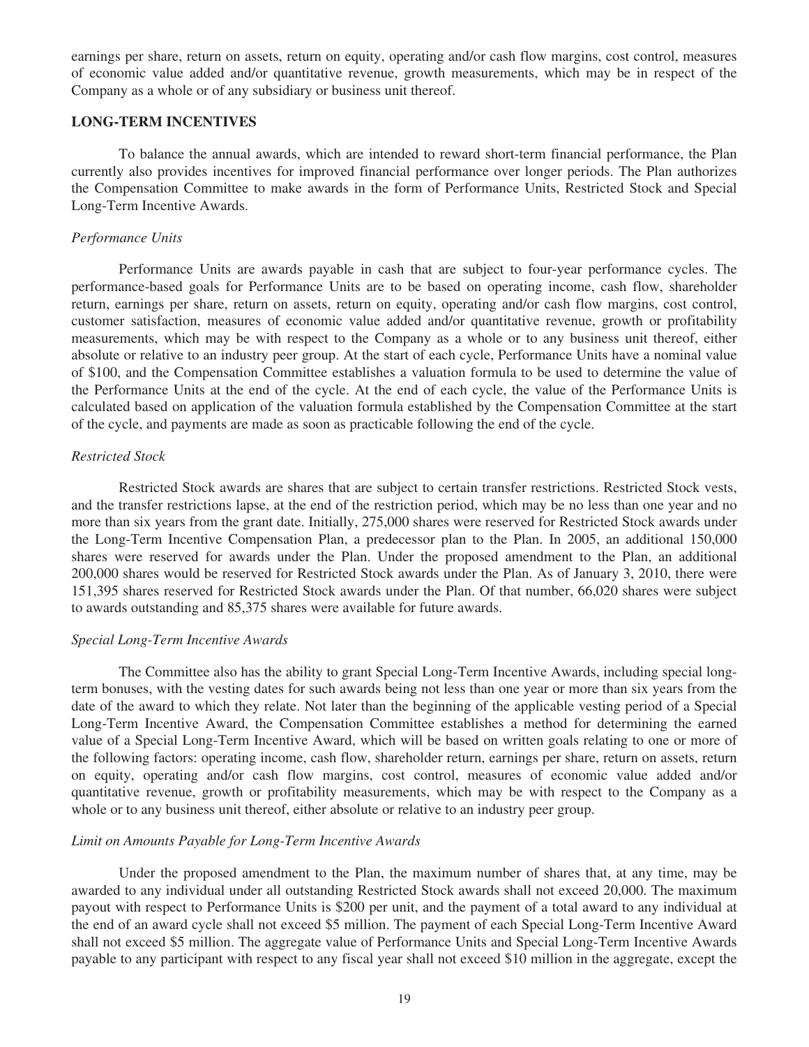earnings per share, return on assets, return on equity, operating and/or cash flow margins, cost control, measures of economic value added and/or quantitative revenue, growth measurements, which may be in respect of the Company as a whole or of any subsidiary or business unit thereof.

## LONG-TERM INCENTIVES

To balance the annual awards, which are intended to reward short-term financial performance, the Plan currently also provides incentives for improved financial performance over longer periods. The Plan authorizes the Compensation Committee to make awards in the form of Performance Units, Restricted Stock and Special Long-Term Incentive Awards.

### *Performance Units*

Performance Units are awards payable in cash that are subject to four-year performance cycles. The performance-based goals for Performance Units are to be based on operating income, cash flow, shareholder return, earnings per share, return on assets, return on equity, operating and/or cash flow margins, cost control, customer satisfaction, measures of economic value added and/or quantitative revenue, growth or profitability measurements, which may be with respect to the Company as a whole or to any business unit thereof, either absolute or relative to an industry peer group. At the start of each cycle, Performance Units have a nominal value of $100, and the Compensation Committee establishes a valuation formula to be used to determine the value of the Performance Units at the end of the cycle. At the end of each cycle, the value of the Performance Units is calculated based on application of the valuation formula established by the Compensation Committee at the start of the cycle, and payments are made as soon as practicable following the end of the cycle.

### *Restricted Stock*

Restricted Stock awards are shares that are subject to certain transfer restrictions. Restricted Stock vests, and the transfer restrictions lapse, at the end of the restriction period, which may be no less than one year and no more than six years from the grant date. Initially, 275,000 shares were reserved for Restricted Stock awards under the Long-Term Incentive Compensation Plan, a predecessor plan to the Plan. In 2005, an additional 150,000 shares were reserved for awards under the Plan. Under the proposed amendment to the Plan, an additional 200,000 shares would be reserved for Restricted Stock awards under the Plan. As of January 3, 2010, there were 151,395 shares reserved for Restricted Stock awards under the Plan. Of that number, 66,020 shares were subject to awards outstanding and 85,375 shares were available for future awards.

### *Special Long-Term Incentive Awards*

The Committee also has the ability to grant Special Long-Term Incentive Awards, including special long-term bonuses, with the vesting dates for such awards being not less than one year or more than six years from the date of the award to which they relate. Not later than the beginning of the applicable vesting period of a Special Long-Term Incentive Award, the Compensation Committee establishes a method for determining the earned value of a Special Long-Term Incentive Award, which will be based on written goals relating to one or more of the following factors: operating income, cash flow, shareholder return, earnings per share, return on assets, return on equity, operating and/or cash flow margins, cost control, measures of economic value added and/or quantitative revenue, growth or profitability measurements, which may be with respect to the Company as a whole or to any business unit thereof, either absolute or relative to an industry peer group.

### *Limit on Amounts Payable for Long-Term Incentive Awards*

Under the proposed amendment to the Plan, the maximum number of shares that, at any time, may be awarded to any individual under all outstanding Restricted Stock awards shall not exceed 20,000. The maximum payout with respect to Performance Units is $200 per unit, and the payment of a total award to any individual at the end of an award cycle shall not exceed $5 million. The payment of each Special Long-Term Incentive Award shall not exceed $5 million. The aggregate value of Performance Units and Special Long-Term Incentive Awards payable to any participant with respect to any fiscal year shall not exceed $10 million in the aggregate, except the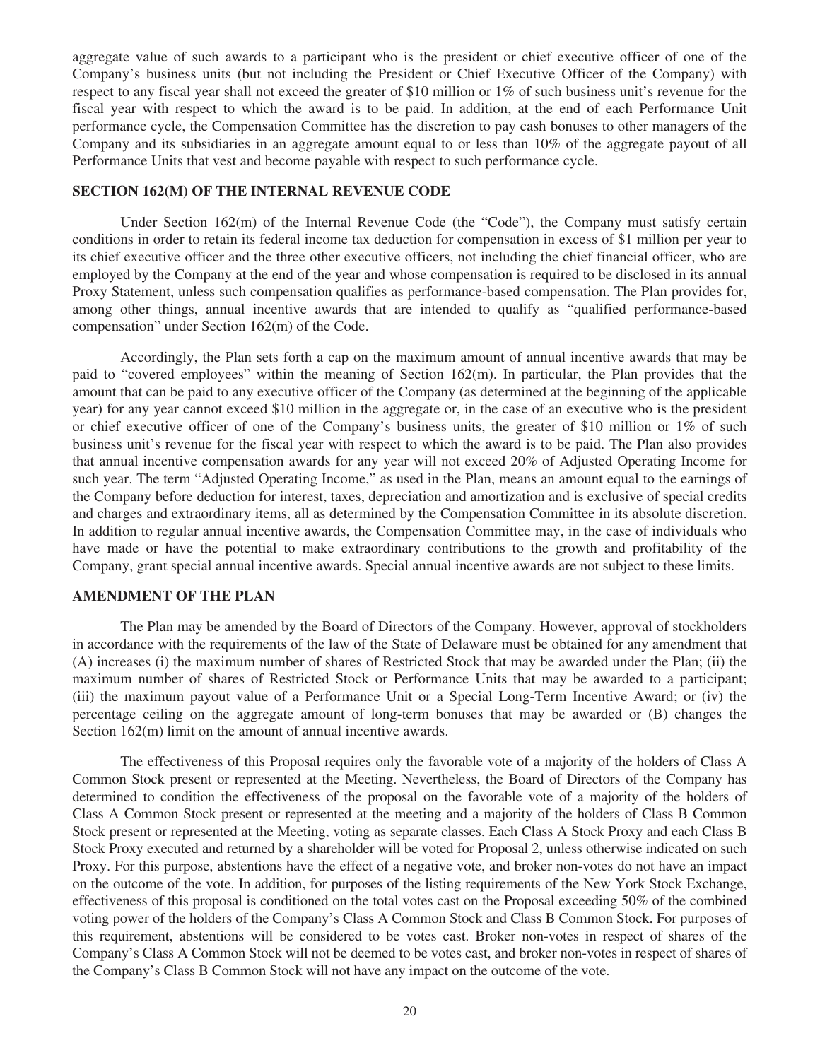aggregate value of such awards to a participant who is the president or chief executive officer of one of the Company's business units (but not including the President or Chief Executive Officer of the Company) with respect to any fiscal year shall not exceed the greater of $10 million or 1% of such business unit's revenue for the fiscal year with respect to which the award is to be paid. In addition, at the end of each Performance Unit performance cycle, the Compensation Committee has the discretion to pay cash bonuses to other managers of the Company and its subsidiaries in an aggregate amount equal to or less than 10% of the aggregate payout of all Performance Units that vest and become payable with respect to such performance cycle.

### SECTION 162(M) OF THE INTERNAL REVENUE CODE

Under Section 162(m) of the Internal Revenue Code (the "Code"), the Company must satisfy certain conditions in order to retain its federal income tax deduction for compensation in excess of $1 million per year to its chief executive officer and the three other executive officers, not including the chief financial officer, who are employed by the Company at the end of the year and whose compensation is required to be disclosed in its annual Proxy Statement, unless such compensation qualifies as performance-based compensation. The Plan provides for, among other things, annual incentive awards that are intended to qualify as "qualified performance-based compensation" under Section 162(m) of the Code.

Accordingly, the Plan sets forth a cap on the maximum amount of annual incentive awards that may be paid to "covered employees" within the meaning of Section 162(m). In particular, the Plan provides that the amount that can be paid to any executive officer of the Company (as determined at the beginning of the applicable year) for any year cannot exceed $10 million in the aggregate or, in the case of an executive who is the president or chief executive officer of one of the Company's business units, the greater of $10 million or 1% of such business unit's revenue for the fiscal year with respect to which the award is to be paid. The Plan also provides that annual incentive compensation awards for any year will not exceed 20% of Adjusted Operating Income for such year. The term "Adjusted Operating Income," as used in the Plan, means an amount equal to the earnings of the Company before deduction for interest, taxes, depreciation and amortization and is exclusive of special credits and charges and extraordinary items, all as determined by the Compensation Committee in its absolute discretion. In addition to regular annual incentive awards, the Compensation Committee may, in the case of individuals who have made or have the potential to make extraordinary contributions to the growth and profitability of the Company, grant special annual incentive awards. Special annual incentive awards are not subject to these limits.

### AMENDMENT OF THE PLAN

The Plan may be amended by the Board of Directors of the Company. However, approval of stockholders in accordance with the requirements of the law of the State of Delaware must be obtained for any amendment that (A) increases (i) the maximum number of shares of Restricted Stock that may be awarded under the Plan; (ii) the maximum number of shares of Restricted Stock or Performance Units that may be awarded to a participant; (iii) the maximum payout value of a Performance Unit or a Special Long-Term Incentive Award; or (iv) the percentage ceiling on the aggregate amount of long-term bonuses that may be awarded or (B) changes the Section 162(m) limit on the amount of annual incentive awards.

The effectiveness of this Proposal requires only the favorable vote of a majority of the holders of Class A Common Stock present or represented at the Meeting. Nevertheless, the Board of Directors of the Company has determined to condition the effectiveness of the proposal on the favorable vote of a majority of the holders of Class A Common Stock present or represented at the meeting and a majority of the holders of Class B Common Stock present or represented at the Meeting, voting as separate classes. Each Class A Stock Proxy and each Class B Stock Proxy executed and returned by a shareholder will be voted for Proposal 2, unless otherwise indicated on such Proxy. For this purpose, abstentions have the effect of a negative vote, and broker non-votes do not have an impact on the outcome of the vote. In addition, for purposes of the listing requirements of the New York Stock Exchange, effectiveness of this proposal is conditioned on the total votes cast on the Proposal exceeding 50% of the combined voting power of the holders of the Company's Class A Common Stock and Class B Common Stock. For purposes of this requirement, abstentions will be considered to be votes cast. Broker non-votes in respect of shares of the Company's Class A Common Stock will not be deemed to be votes cast, and broker non-votes in respect of shares of the Company's Class B Common Stock will not have any impact on the outcome of the vote.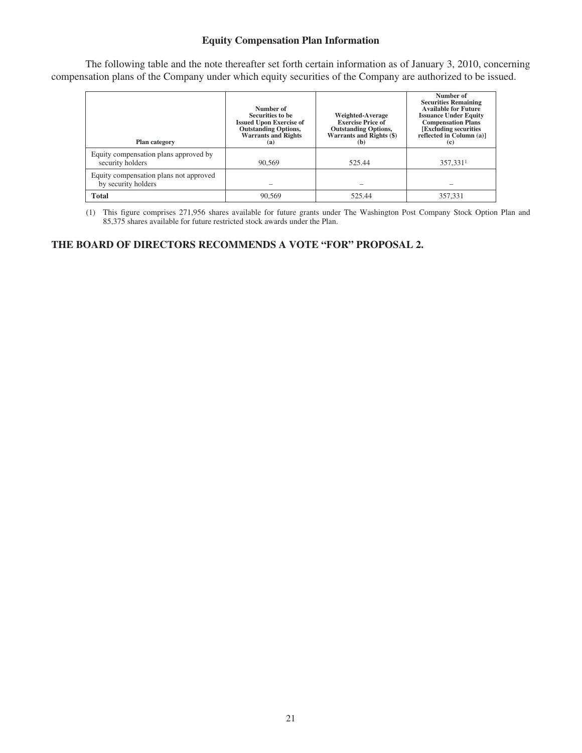## Equity Compensation Plan Information

The following table and the note thereafter set forth certain information as of January 3, 2010, concerning compensation plans of the Company under which equity securities of the Company are authorized to be issued.

| Plan category | Number of Securities to be Issued Upon Exercise of Outstanding Options, Warrants and Rights (a) | Weighted-Average Exercise Price of Outstanding Options, Warrants and Rights ($) (b) | Number of Securities Remaining Available for Future Issuance Under Equity Compensation Plans [Excluding securities reflected in Column (a)] (c) |
|---|---|---|---|
| Equity compensation plans approved by security holders | 90,569 | 525.44 | 357,331[1] |
| Equity compensation plans not approved by security holders | – | – | – |
| **Total** | 90,569 | 525.44 | 357,331 |

(1) This figure comprises 271,956 shares available for future grants under The Washington Post Company Stock Option Plan and 85,375 shares available for future restricted stock awards under the Plan.

**THE BOARD OF DIRECTORS RECOMMENDS A VOTE "FOR" PROPOSAL 2.**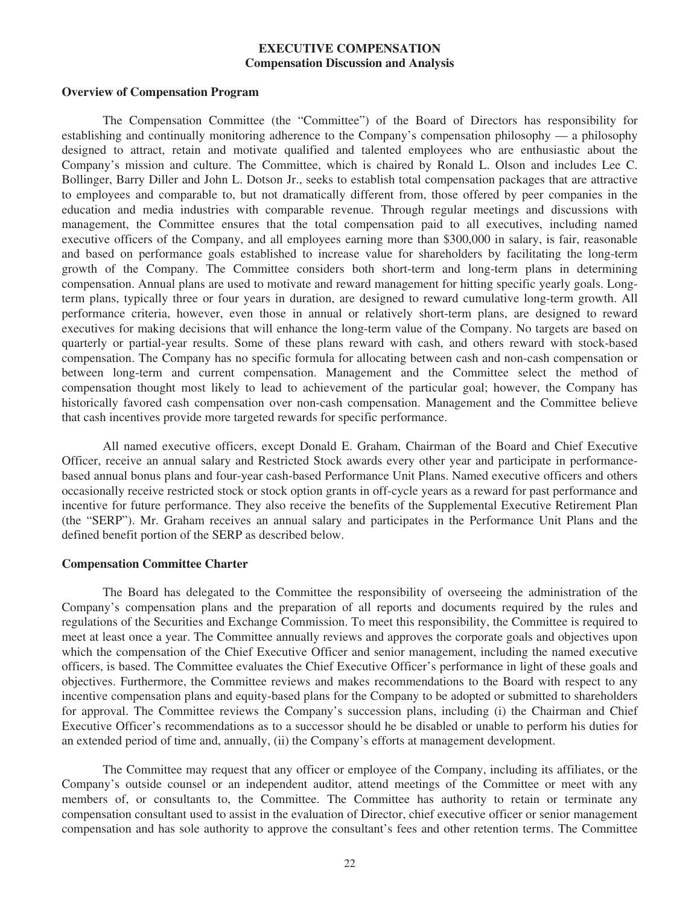# EXECUTIVE COMPENSATION
## Compensation Discussion and Analysis

### Overview of Compensation Program

The Compensation Committee (the "Committee") of the Board of Directors has responsibility for establishing and continually monitoring adherence to the Company's compensation philosophy — a philosophy designed to attract, retain and motivate qualified and talented employees who are enthusiastic about the Company's mission and culture. The Committee, which is chaired by Ronald L. Olson and includes Lee C. Bollinger, Barry Diller and John L. Dotson Jr., seeks to establish total compensation packages that are attractive to employees and comparable to, but not dramatically different from, those offered by peer companies in the education and media industries with comparable revenue. Through regular meetings and discussions with management, the Committee ensures that the total compensation paid to all executives, including named executive officers of the Company, and all employees earning more than $300,000 in salary, is fair, reasonable and based on performance goals established to increase value for shareholders by facilitating the long-term growth of the Company. The Committee considers both short-term and long-term plans in determining compensation. Annual plans are used to motivate and reward management for hitting specific yearly goals. Long-term plans, typically three or four years in duration, are designed to reward cumulative long-term growth. All performance criteria, however, even those in annual or relatively short-term plans, are designed to reward executives for making decisions that will enhance the long-term value of the Company. No targets are based on quarterly or partial-year results. Some of these plans reward with cash, and others reward with stock-based compensation. The Company has no specific formula for allocating between cash and non-cash compensation or between long-term and current compensation. Management and the Committee select the method of compensation thought most likely to lead to achievement of the particular goal; however, the Company has historically favored cash compensation over non-cash compensation. Management and the Committee believe that cash incentives provide more targeted rewards for specific performance.

All named executive officers, except Donald E. Graham, Chairman of the Board and Chief Executive Officer, receive an annual salary and Restricted Stock awards every other year and participate in performance-based annual bonus plans and four-year cash-based Performance Unit Plans. Named executive officers and others occasionally receive restricted stock or stock option grants in off-cycle years as a reward for past performance and incentive for future performance. They also receive the benefits of the Supplemental Executive Retirement Plan (the "SERP"). Mr. Graham receives an annual salary and participates in the Performance Unit Plans and the defined benefit portion of the SERP as described below.

### Compensation Committee Charter

The Board has delegated to the Committee the responsibility of overseeing the administration of the Company's compensation plans and the preparation of all reports and documents required by the rules and regulations of the Securities and Exchange Commission. To meet this responsibility, the Committee is required to meet at least once a year. The Committee annually reviews and approves the corporate goals and objectives upon which the compensation of the Chief Executive Officer and senior management, including the named executive officers, is based. The Committee evaluates the Chief Executive Officer's performance in light of these goals and objectives. Furthermore, the Committee reviews and makes recommendations to the Board with respect to any incentive compensation plans and equity-based plans for the Company to be adopted or submitted to shareholders for approval. The Committee reviews the Company's succession plans, including (i) the Chairman and Chief Executive Officer's recommendations as to a successor should he be disabled or unable to perform his duties for an extended period of time and, annually, (ii) the Company's efforts at management development.

The Committee may request that any officer or employee of the Company, including its affiliates, or the Company's outside counsel or an independent auditor, attend meetings of the Committee or meet with any members of, or consultants to, the Committee. The Committee has authority to retain or terminate any compensation consultant used to assist in the evaluation of Director, chief executive officer or senior management compensation and has sole authority to approve the consultant's fees and other retention terms. The Committee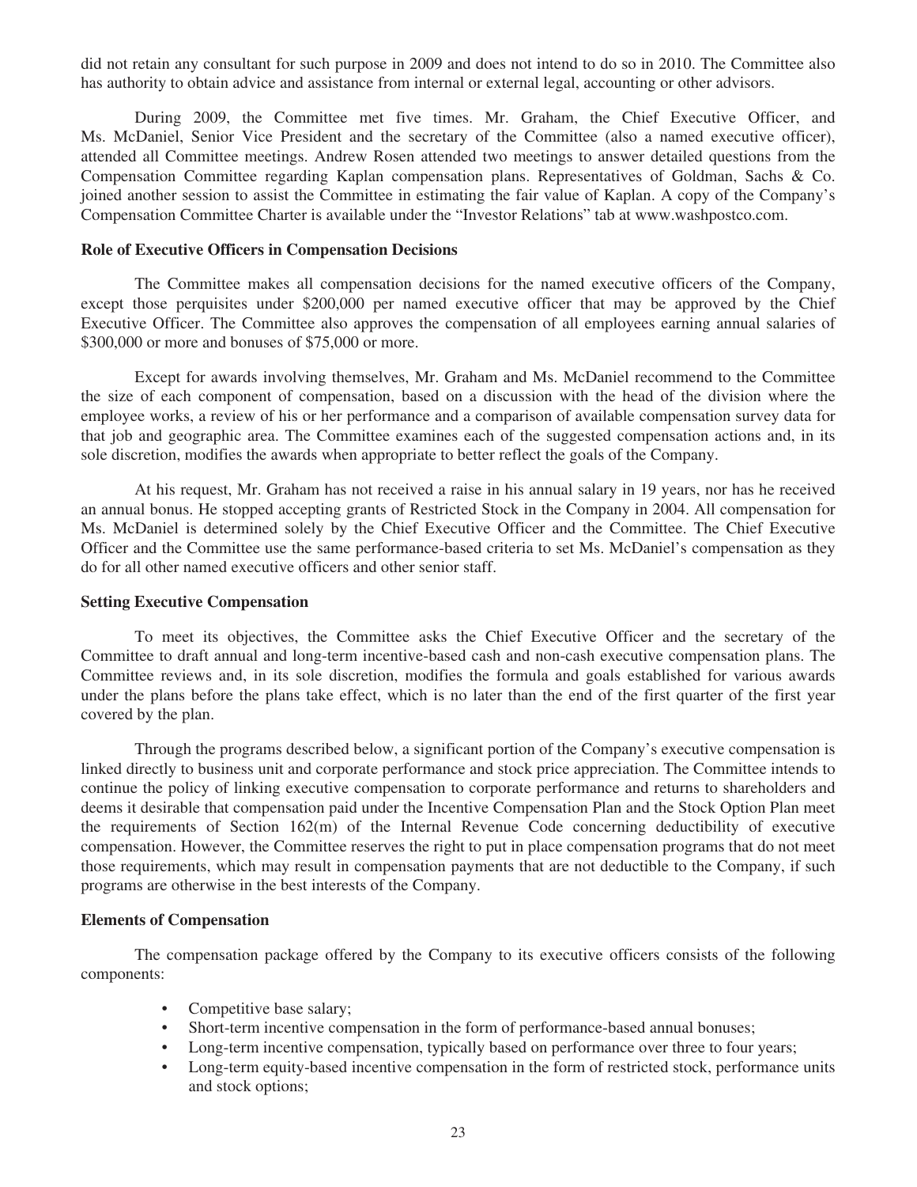did not retain any consultant for such purpose in 2009 and does not intend to do so in 2010. The Committee also has authority to obtain advice and assistance from internal or external legal, accounting or other advisors.

During 2009, the Committee met five times. Mr. Graham, the Chief Executive Officer, and Ms. McDaniel, Senior Vice President and the secretary of the Committee (also a named executive officer), attended all Committee meetings. Andrew Rosen attended two meetings to answer detailed questions from the Compensation Committee regarding Kaplan compensation plans. Representatives of Goldman, Sachs & Co. joined another session to assist the Committee in estimating the fair value of Kaplan. A copy of the Company's Compensation Committee Charter is available under the "Investor Relations" tab at www.washpostco.com.

**Role of Executive Officers in Compensation Decisions**

The Committee makes all compensation decisions for the named executive officers of the Company, except those perquisites under $200,000 per named executive officer that may be approved by the Chief Executive Officer. The Committee also approves the compensation of all employees earning annual salaries of $300,000 or more and bonuses of $75,000 or more.

Except for awards involving themselves, Mr. Graham and Ms. McDaniel recommend to the Committee the size of each component of compensation, based on a discussion with the head of the division where the employee works, a review of his or her performance and a comparison of available compensation survey data for that job and geographic area. The Committee examines each of the suggested compensation actions and, in its sole discretion, modifies the awards when appropriate to better reflect the goals of the Company.

At his request, Mr. Graham has not received a raise in his annual salary in 19 years, nor has he received an annual bonus. He stopped accepting grants of Restricted Stock in the Company in 2004. All compensation for Ms. McDaniel is determined solely by the Chief Executive Officer and the Committee. The Chief Executive Officer and the Committee use the same performance-based criteria to set Ms. McDaniel's compensation as they do for all other named executive officers and other senior staff.

**Setting Executive Compensation**

To meet its objectives, the Committee asks the Chief Executive Officer and the secretary of the Committee to draft annual and long-term incentive-based cash and non-cash executive compensation plans. The Committee reviews and, in its sole discretion, modifies the formula and goals established for various awards under the plans before the plans take effect, which is no later than the end of the first quarter of the first year covered by the plan.

Through the programs described below, a significant portion of the Company's executive compensation is linked directly to business unit and corporate performance and stock price appreciation. The Committee intends to continue the policy of linking executive compensation to corporate performance and returns to shareholders and deems it desirable that compensation paid under the Incentive Compensation Plan and the Stock Option Plan meet the requirements of Section 162(m) of the Internal Revenue Code concerning deductibility of executive compensation. However, the Committee reserves the right to put in place compensation programs that do not meet those requirements, which may result in compensation payments that are not deductible to the Company, if such programs are otherwise in the best interests of the Company.

**Elements of Compensation**

The compensation package offered by the Company to its executive officers consists of the following components:

- Competitive base salary;
- Short-term incentive compensation in the form of performance-based annual bonuses;
- Long-term incentive compensation, typically based on performance over three to four years;
- Long-term equity-based incentive compensation in the form of restricted stock, performance units and stock options;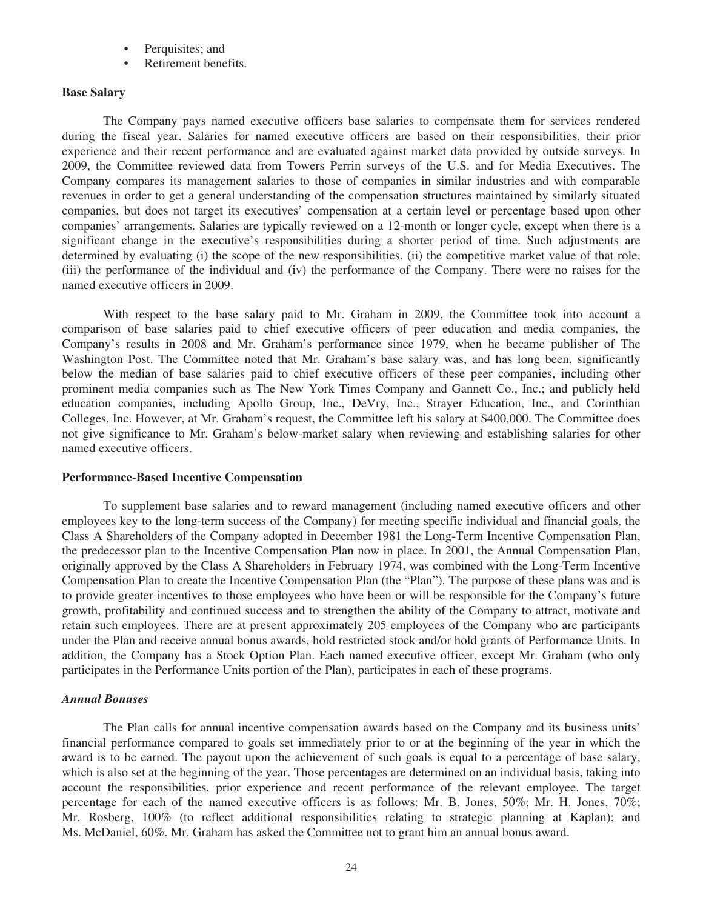- Perquisites; and
- Retirement benefits.

**Base Salary**

The Company pays named executive officers base salaries to compensate them for services rendered during the fiscal year. Salaries for named executive officers are based on their responsibilities, their prior experience and their recent performance and are evaluated against market data provided by outside surveys. In 2009, the Committee reviewed data from Towers Perrin surveys of the U.S. and for Media Executives. The Company compares its management salaries to those of companies in similar industries and with comparable revenues in order to get a general understanding of the compensation structures maintained by similarly situated companies, but does not target its executives' compensation at a certain level or percentage based upon other companies' arrangements. Salaries are typically reviewed on a 12-month or longer cycle, except when there is a significant change in the executive's responsibilities during a shorter period of time. Such adjustments are determined by evaluating (i) the scope of the new responsibilities, (ii) the competitive market value of that role, (iii) the performance of the individual and (iv) the performance of the Company. There were no raises for the named executive officers in 2009.

With respect to the base salary paid to Mr. Graham in 2009, the Committee took into account a comparison of base salaries paid to chief executive officers of peer education and media companies, the Company's results in 2008 and Mr. Graham's performance since 1979, when he became publisher of The Washington Post. The Committee noted that Mr. Graham's base salary was, and has long been, significantly below the median of base salaries paid to chief executive officers of these peer companies, including other prominent media companies such as The New York Times Company and Gannett Co., Inc.; and publicly held education companies, including Apollo Group, Inc., DeVry, Inc., Strayer Education, Inc., and Corinthian Colleges, Inc. However, at Mr. Graham's request, the Committee left his salary at $400,000. The Committee does not give significance to Mr. Graham's below-market salary when reviewing and establishing salaries for other named executive officers.

**Performance-Based Incentive Compensation**

To supplement base salaries and to reward management (including named executive officers and other employees key to the long-term success of the Company) for meeting specific individual and financial goals, the Class A Shareholders of the Company adopted in December 1981 the Long-Term Incentive Compensation Plan, the predecessor plan to the Incentive Compensation Plan now in place. In 2001, the Annual Compensation Plan, originally approved by the Class A Shareholders in February 1974, was combined with the Long-Term Incentive Compensation Plan to create the Incentive Compensation Plan (the "Plan"). The purpose of these plans was and is to provide greater incentives to those employees who have been or will be responsible for the Company's future growth, profitability and continued success and to strengthen the ability of the Company to attract, motivate and retain such employees. There are at present approximately 205 employees of the Company who are participants under the Plan and receive annual bonus awards, hold restricted stock and/or hold grants of Performance Units. In addition, the Company has a Stock Option Plan. Each named executive officer, except Mr. Graham (who only participates in the Performance Units portion of the Plan), participates in each of these programs.

***Annual Bonuses***

The Plan calls for annual incentive compensation awards based on the Company and its business units' financial performance compared to goals set immediately prior to or at the beginning of the year in which the award is to be earned. The payout upon the achievement of such goals is equal to a percentage of base salary, which is also set at the beginning of the year. Those percentages are determined on an individual basis, taking into account the responsibilities, prior experience and recent performance of the relevant employee. The target percentage for each of the named executive officers is as follows: Mr. B. Jones, 50%; Mr. H. Jones, 70%; Mr. Rosberg, 100% (to reflect additional responsibilities relating to strategic planning at Kaplan); and Ms. McDaniel, 60%. Mr. Graham has asked the Committee not to grant him an annual bonus award.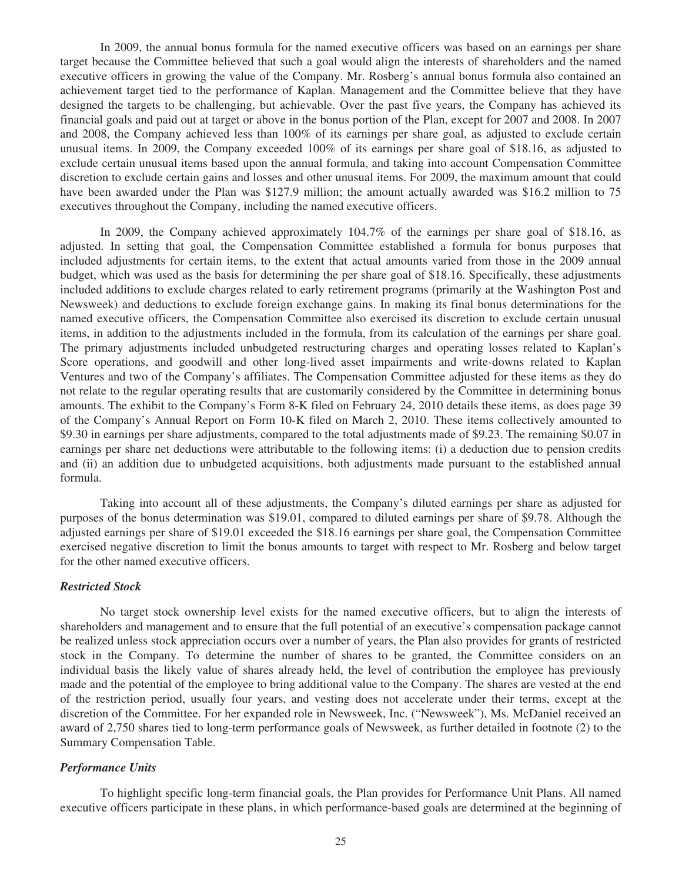In 2009, the annual bonus formula for the named executive officers was based on an earnings per share target because the Committee believed that such a goal would align the interests of shareholders and the named executive officers in growing the value of the Company. Mr. Rosberg's annual bonus formula also contained an achievement target tied to the performance of Kaplan. Management and the Committee believe that they have designed the targets to be challenging, but achievable. Over the past five years, the Company has achieved its financial goals and paid out at target or above in the bonus portion of the Plan, except for 2007 and 2008. In 2007 and 2008, the Company achieved less than 100% of its earnings per share goal, as adjusted to exclude certain unusual items. In 2009, the Company exceeded 100% of its earnings per share goal of $18.16, as adjusted to exclude certain unusual items based upon the annual formula, and taking into account Compensation Committee discretion to exclude certain gains and losses and other unusual items. For 2009, the maximum amount that could have been awarded under the Plan was $127.9 million; the amount actually awarded was $16.2 million to 75 executives throughout the Company, including the named executive officers.

In 2009, the Company achieved approximately 104.7% of the earnings per share goal of $18.16, as adjusted. In setting that goal, the Compensation Committee established a formula for bonus purposes that included adjustments for certain items, to the extent that actual amounts varied from those in the 2009 annual budget, which was used as the basis for determining the per share goal of $18.16. Specifically, these adjustments included additions to exclude charges related to early retirement programs (primarily at the Washington Post and Newsweek) and deductions to exclude foreign exchange gains. In making its final bonus determinations for the named executive officers, the Compensation Committee also exercised its discretion to exclude certain unusual items, in addition to the adjustments included in the formula, from its calculation of the earnings per share goal. The primary adjustments included unbudgeted restructuring charges and operating losses related to Kaplan's Score operations, and goodwill and other long-lived asset impairments and write-downs related to Kaplan Ventures and two of the Company's affiliates. The Compensation Committee adjusted for these items as they do not relate to the regular operating results that are customarily considered by the Committee in determining bonus amounts. The exhibit to the Company's Form 8-K filed on February 24, 2010 details these items, as does page 39 of the Company's Annual Report on Form 10-K filed on March 2, 2010. These items collectively amounted to $9.30 in earnings per share adjustments, compared to the total adjustments made of $9.23. The remaining $0.07 in earnings per share net deductions were attributable to the following items: (i) a deduction due to pension credits and (ii) an addition due to unbudgeted acquisitions, both adjustments made pursuant to the established annual formula.

Taking into account all of these adjustments, the Company's diluted earnings per share as adjusted for purposes of the bonus determination was $19.01, compared to diluted earnings per share of $9.78. Although the adjusted earnings per share of $19.01 exceeded the $18.16 earnings per share goal, the Compensation Committee exercised negative discretion to limit the bonus amounts to target with respect to Mr. Rosberg and below target for the other named executive officers.

***Restricted Stock***

No target stock ownership level exists for the named executive officers, but to align the interests of shareholders and management and to ensure that the full potential of an executive's compensation package cannot be realized unless stock appreciation occurs over a number of years, the Plan also provides for grants of restricted stock in the Company. To determine the number of shares to be granted, the Committee considers on an individual basis the likely value of shares already held, the level of contribution the employee has previously made and the potential of the employee to bring additional value to the Company. The shares are vested at the end of the restriction period, usually four years, and vesting does not accelerate under their terms, except at the discretion of the Committee. For her expanded role in Newsweek, Inc. ("Newsweek"), Ms. McDaniel received an award of 2,750 shares tied to long-term performance goals of Newsweek, as further detailed in footnote (2) to the Summary Compensation Table.

***Performance Units***

To highlight specific long-term financial goals, the Plan provides for Performance Unit Plans. All named executive officers participate in these plans, in which performance-based goals are determined at the beginning of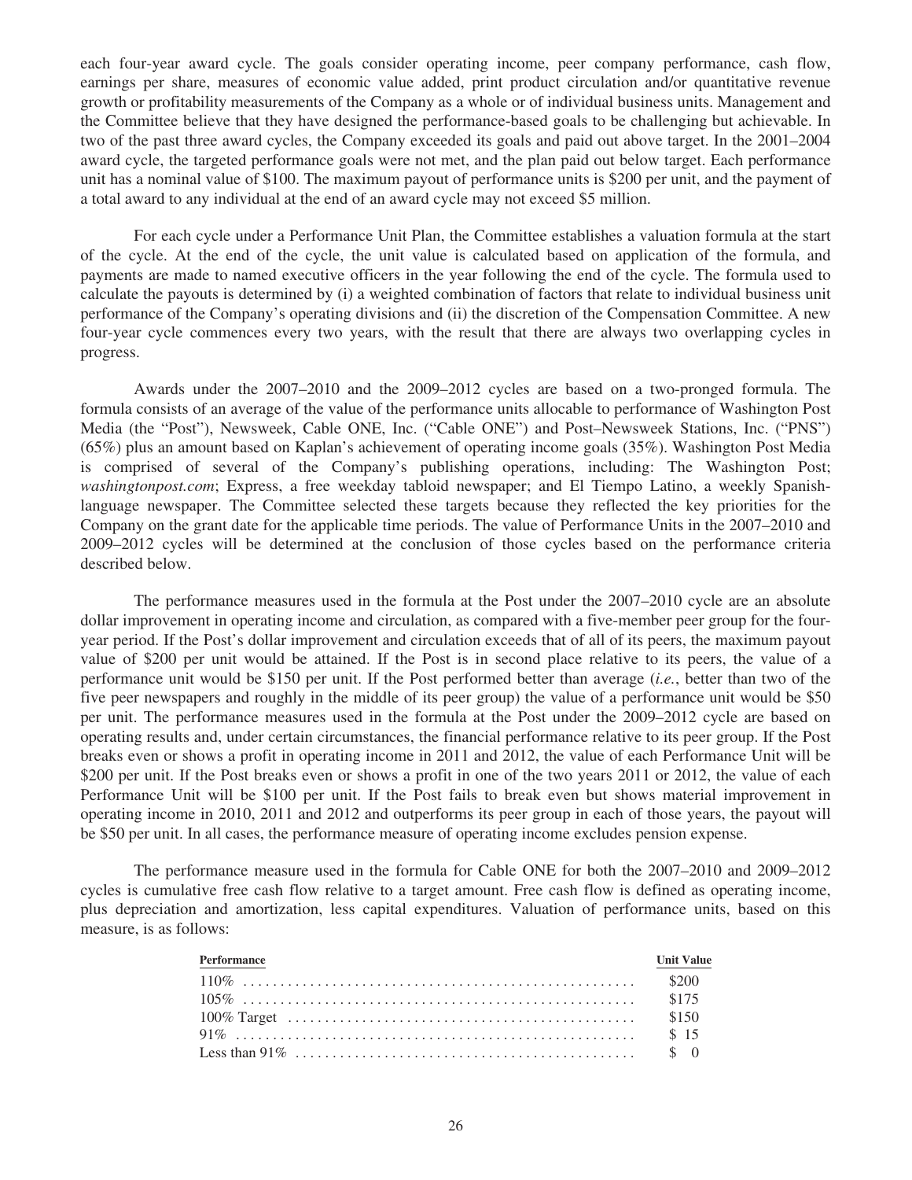each four-year award cycle. The goals consider operating income, peer company performance, cash flow, earnings per share, measures of economic value added, print product circulation and/or quantitative revenue growth or profitability measurements of the Company as a whole or of individual business units. Management and the Committee believe that they have designed the performance-based goals to be challenging but achievable. In two of the past three award cycles, the Company exceeded its goals and paid out above target. In the 2001–2004 award cycle, the targeted performance goals were not met, and the plan paid out below target. Each performance unit has a nominal value of $100. The maximum payout of performance units is $200 per unit, and the payment of a total award to any individual at the end of an award cycle may not exceed $5 million.

For each cycle under a Performance Unit Plan, the Committee establishes a valuation formula at the start of the cycle. At the end of the cycle, the unit value is calculated based on application of the formula, and payments are made to named executive officers in the year following the end of the cycle. The formula used to calculate the payouts is determined by (i) a weighted combination of factors that relate to individual business unit performance of the Company's operating divisions and (ii) the discretion of the Compensation Committee. A new four-year cycle commences every two years, with the result that there are always two overlapping cycles in progress.

Awards under the 2007–2010 and the 2009–2012 cycles are based on a two-pronged formula. The formula consists of an average of the value of the performance units allocable to performance of Washington Post Media (the "Post"), Newsweek, Cable ONE, Inc. ("Cable ONE") and Post–Newsweek Stations, Inc. ("PNS") (65%) plus an amount based on Kaplan's achievement of operating income goals (35%). Washington Post Media is comprised of several of the Company's publishing operations, including: The Washington Post; *washingtonpost.com*; Express, a free weekday tabloid newspaper; and El Tiempo Latino, a weekly Spanish-language newspaper. The Committee selected these targets because they reflected the key priorities for the Company on the grant date for the applicable time periods. The value of Performance Units in the 2007–2010 and 2009–2012 cycles will be determined at the conclusion of those cycles based on the performance criteria described below.

The performance measures used in the formula at the Post under the 2007–2010 cycle are an absolute dollar improvement in operating income and circulation, as compared with a five-member peer group for the four-year period. If the Post's dollar improvement and circulation exceeds that of all of its peers, the maximum payout value of $200 per unit would be attained. If the Post is in second place relative to its peers, the value of a performance unit would be $150 per unit. If the Post performed better than average (*i.e.*, better than two of the five peer newspapers and roughly in the middle of its peer group) the value of a performance unit would be $50 per unit. The performance measures used in the formula at the Post under the 2009–2012 cycle are based on operating results and, under certain circumstances, the financial performance relative to its peer group. If the Post breaks even or shows a profit in operating income in 2011 and 2012, the value of each Performance Unit will be $200 per unit. If the Post breaks even or shows a profit in one of the two years 2011 or 2012, the value of each Performance Unit will be $100 per unit. If the Post fails to break even but shows material improvement in operating income in 2010, 2011 and 2012 and outperforms its peer group in each of those years, the payout will be $50 per unit. In all cases, the performance measure of operating income excludes pension expense.

The performance measure used in the formula for Cable ONE for both the 2007–2010 and 2009–2012 cycles is cumulative free cash flow relative to a target amount. Free cash flow is defined as operating income, plus depreciation and amortization, less capital expenditures. Valuation of performance units, based on this measure, is as follows:

| Performance | Unit Value |
|---|---|
| 110% | $200 |
| 105% | $175 |
| 100% Target | $150 |
| 91% | $ 15 |
| Less than 91% | $ 0 |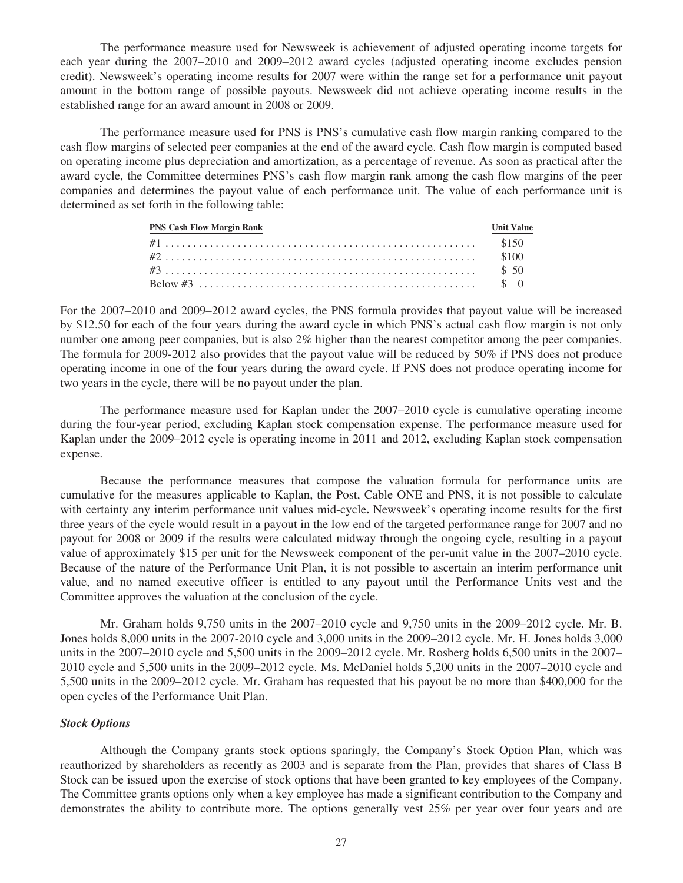The performance measure used for Newsweek is achievement of adjusted operating income targets for each year during the 2007–2010 and 2009–2012 award cycles (adjusted operating income excludes pension credit). Newsweek's operating income results for 2007 were within the range set for a performance unit payout amount in the bottom range of possible payouts. Newsweek did not achieve operating income results in the established range for an award amount in 2008 or 2009.

The performance measure used for PNS is PNS's cumulative cash flow margin ranking compared to the cash flow margins of selected peer companies at the end of the award cycle. Cash flow margin is computed based on operating income plus depreciation and amortization, as a percentage of revenue. As soon as practical after the award cycle, the Committee determines PNS's cash flow margin rank among the cash flow margins of the peer companies and determines the payout value of each performance unit. The value of each performance unit is determined as set forth in the following table:

| PNS Cash Flow Margin Rank | Unit Value |
|---|---|
| #1 | $150 |
| #2 | $100 |
| #3 | $ 50 |
| Below #3 | $ 0 |

For the 2007–2010 and 2009–2012 award cycles, the PNS formula provides that payout value will be increased by $12.50 for each of the four years during the award cycle in which PNS's actual cash flow margin is not only number one among peer companies, but is also 2% higher than the nearest competitor among the peer companies. The formula for 2009-2012 also provides that the payout value will be reduced by 50% if PNS does not produce operating income in one of the four years during the award cycle. If PNS does not produce operating income for two years in the cycle, there will be no payout under the plan.

The performance measure used for Kaplan under the 2007–2010 cycle is cumulative operating income during the four-year period, excluding Kaplan stock compensation expense. The performance measure used for Kaplan under the 2009–2012 cycle is operating income in 2011 and 2012, excluding Kaplan stock compensation expense.

Because the performance measures that compose the valuation formula for performance units are cumulative for the measures applicable to Kaplan, the Post, Cable ONE and PNS, it is not possible to calculate with certainty any interim performance unit values mid-cycle**.** Newsweek's operating income results for the first three years of the cycle would result in a payout in the low end of the targeted performance range for 2007 and no payout for 2008 or 2009 if the results were calculated midway through the ongoing cycle, resulting in a payout value of approximately $15 per unit for the Newsweek component of the per-unit value in the 2007–2010 cycle. Because of the nature of the Performance Unit Plan, it is not possible to ascertain an interim performance unit value, and no named executive officer is entitled to any payout until the Performance Units vest and the Committee approves the valuation at the conclusion of the cycle.

Mr. Graham holds 9,750 units in the 2007–2010 cycle and 9,750 units in the 2009–2012 cycle. Mr. B. Jones holds 8,000 units in the 2007-2010 cycle and 3,000 units in the 2009–2012 cycle. Mr. H. Jones holds 3,000 units in the 2007–2010 cycle and 5,500 units in the 2009–2012 cycle. Mr. Rosberg holds 6,500 units in the 2007–2010 cycle and 5,500 units in the 2009–2012 cycle. Ms. McDaniel holds 5,200 units in the 2007–2010 cycle and 5,500 units in the 2009–2012 cycle. Mr. Graham has requested that his payout be no more than $400,000 for the open cycles of the Performance Unit Plan.

***Stock Options***

Although the Company grants stock options sparingly, the Company's Stock Option Plan, which was reauthorized by shareholders as recently as 2003 and is separate from the Plan, provides that shares of Class B Stock can be issued upon the exercise of stock options that have been granted to key employees of the Company. The Committee grants options only when a key employee has made a significant contribution to the Company and demonstrates the ability to contribute more. The options generally vest 25% per year over four years and are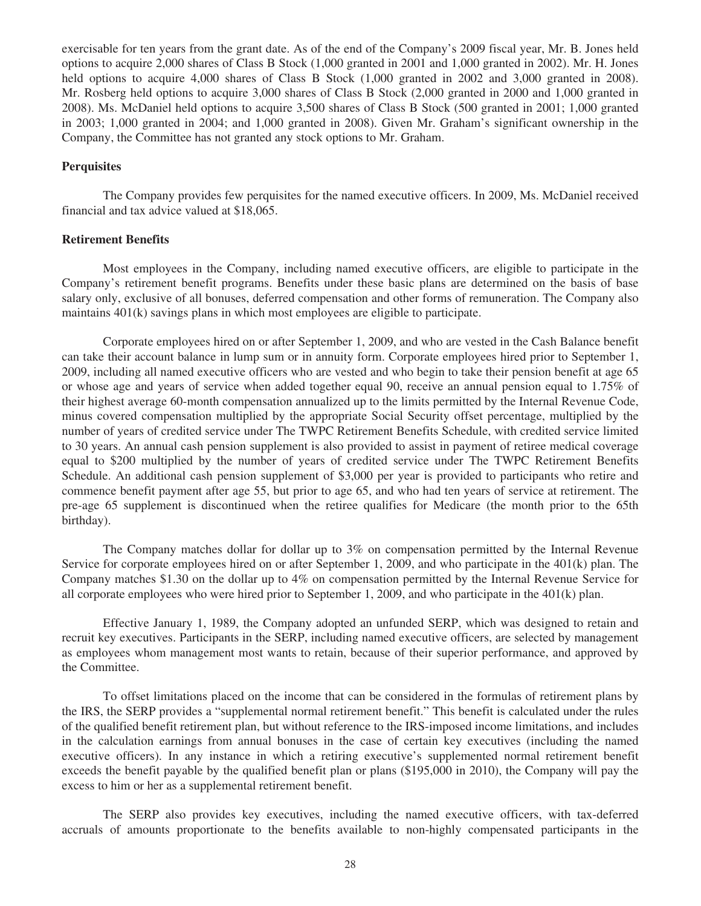exercisable for ten years from the grant date. As of the end of the Company's 2009 fiscal year, Mr. B. Jones held options to acquire 2,000 shares of Class B Stock (1,000 granted in 2001 and 1,000 granted in 2002). Mr. H. Jones held options to acquire 4,000 shares of Class B Stock (1,000 granted in 2002 and 3,000 granted in 2008). Mr. Rosberg held options to acquire 3,000 shares of Class B Stock (2,000 granted in 2000 and 1,000 granted in 2008). Ms. McDaniel held options to acquire 3,500 shares of Class B Stock (500 granted in 2001; 1,000 granted in 2003; 1,000 granted in 2004; and 1,000 granted in 2008). Given Mr. Graham's significant ownership in the Company, the Committee has not granted any stock options to Mr. Graham.

**Perquisites**

The Company provides few perquisites for the named executive officers. In 2009, Ms. McDaniel received financial and tax advice valued at $18,065.

**Retirement Benefits**

Most employees in the Company, including named executive officers, are eligible to participate in the Company's retirement benefit programs. Benefits under these basic plans are determined on the basis of base salary only, exclusive of all bonuses, deferred compensation and other forms of remuneration. The Company also maintains 401(k) savings plans in which most employees are eligible to participate.

Corporate employees hired on or after September 1, 2009, and who are vested in the Cash Balance benefit can take their account balance in lump sum or in annuity form. Corporate employees hired prior to September 1, 2009, including all named executive officers who are vested and who begin to take their pension benefit at age 65 or whose age and years of service when added together equal 90, receive an annual pension equal to 1.75% of their highest average 60-month compensation annualized up to the limits permitted by the Internal Revenue Code, minus covered compensation multiplied by the appropriate Social Security offset percentage, multiplied by the number of years of credited service under The TWPC Retirement Benefits Schedule, with credited service limited to 30 years. An annual cash pension supplement is also provided to assist in payment of retiree medical coverage equal to $200 multiplied by the number of years of credited service under The TWPC Retirement Benefits Schedule. An additional cash pension supplement of $3,000 per year is provided to participants who retire and commence benefit payment after age 55, but prior to age 65, and who had ten years of service at retirement. The pre-age 65 supplement is discontinued when the retiree qualifies for Medicare (the month prior to the 65th birthday).

The Company matches dollar for dollar up to 3% on compensation permitted by the Internal Revenue Service for corporate employees hired on or after September 1, 2009, and who participate in the 401(k) plan. The Company matches $1.30 on the dollar up to 4% on compensation permitted by the Internal Revenue Service for all corporate employees who were hired prior to September 1, 2009, and who participate in the 401(k) plan.

Effective January 1, 1989, the Company adopted an unfunded SERP, which was designed to retain and recruit key executives. Participants in the SERP, including named executive officers, are selected by management as employees whom management most wants to retain, because of their superior performance, and approved by the Committee.

To offset limitations placed on the income that can be considered in the formulas of retirement plans by the IRS, the SERP provides a "supplemental normal retirement benefit." This benefit is calculated under the rules of the qualified benefit retirement plan, but without reference to the IRS-imposed income limitations, and includes in the calculation earnings from annual bonuses in the case of certain key executives (including the named executive officers). In any instance in which a retiring executive's supplemented normal retirement benefit exceeds the benefit payable by the qualified benefit plan or plans ($195,000 in 2010), the Company will pay the excess to him or her as a supplemental retirement benefit.

The SERP also provides key executives, including the named executive officers, with tax-deferred accruals of amounts proportionate to the benefits available to non-highly compensated participants in the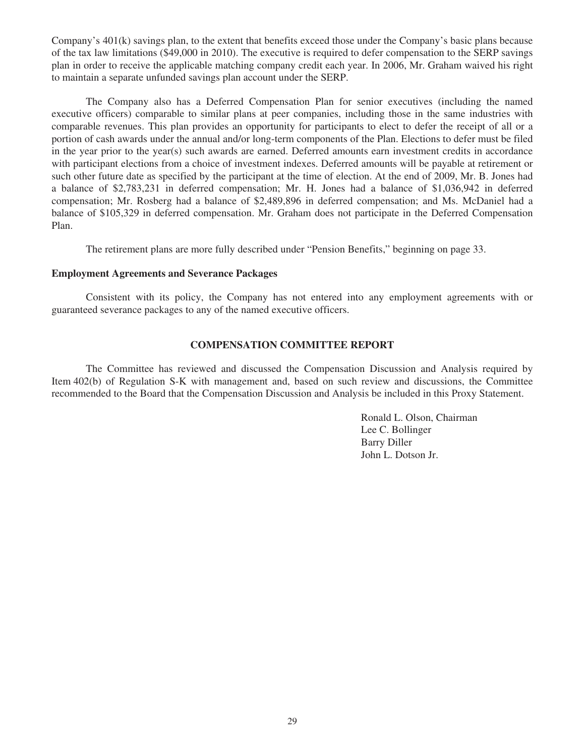Company's 401(k) savings plan, to the extent that benefits exceed those under the Company's basic plans because of the tax law limitations ($49,000 in 2010). The executive is required to defer compensation to the SERP savings plan in order to receive the applicable matching company credit each year. In 2006, Mr. Graham waived his right to maintain a separate unfunded savings plan account under the SERP.

The Company also has a Deferred Compensation Plan for senior executives (including the named executive officers) comparable to similar plans at peer companies, including those in the same industries with comparable revenues. This plan provides an opportunity for participants to elect to defer the receipt of all or a portion of cash awards under the annual and/or long-term components of the Plan. Elections to defer must be filed in the year prior to the year(s) such awards are earned. Deferred amounts earn investment credits in accordance with participant elections from a choice of investment indexes. Deferred amounts will be payable at retirement or such other future date as specified by the participant at the time of election. At the end of 2009, Mr. B. Jones had a balance of $2,783,231 in deferred compensation; Mr. H. Jones had a balance of $1,036,942 in deferred compensation; Mr. Rosberg had a balance of $2,489,896 in deferred compensation; and Ms. McDaniel had a balance of $105,329 in deferred compensation. Mr. Graham does not participate in the Deferred Compensation Plan.

The retirement plans are more fully described under "Pension Benefits," beginning on page 33.

**Employment Agreements and Severance Packages**

Consistent with its policy, the Company has not entered into any employment agreements with or guaranteed severance packages to any of the named executive officers.

## COMPENSATION COMMITTEE REPORT

The Committee has reviewed and discussed the Compensation Discussion and Analysis required by Item 402(b) of Regulation S-K with management and, based on such review and discussions, the Committee recommended to the Board that the Compensation Discussion and Analysis be included in this Proxy Statement.

Ronald L. Olson, Chairman
Lee C. Bollinger
Barry Diller
John L. Dotson Jr.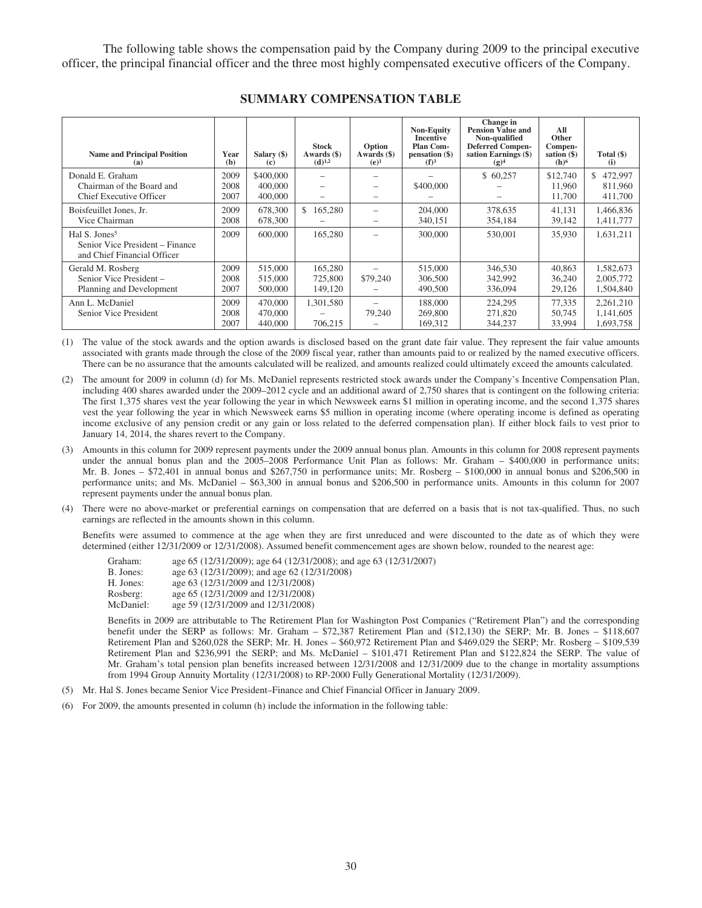The following table shows the compensation paid by the Company during 2009 to the principal executive officer, the principal financial officer and the three most highly compensated executive officers of the Company.

## SUMMARY COMPENSATION TABLE

| Name and Principal Position (a) | Year (b) | Salary ($) (c) | Stock Awards ($) (d)[1,2] | Option Awards ($) (e)[1] | Non-Equity Incentive Plan Compensation ($) (f)[3] | Change in Pension Value and Non-qualified Deferred Compensation Earnings ($) (g)[4] | All Other Compensation ($) (h)[6] | Total ($) (i) |
|---|---|---|---|---|---|---|---|---|
| Donald E. Graham | 2009 | $400,000 | – | – | – | $ 60,257 | $12,740 | $ 472,997 |
| Chairman of the Board and | 2008 | 400,000 | – | – | $400,000 | – | 11,960 | 811,960 |
| Chief Executive Officer | 2007 | 400,000 | – | – | – | – | 11,700 | 411,700 |
| Boisfeuillet Jones, Jr. | 2009 | 678,300 | $ 165,280 | – | 204,000 | 378,635 | 41,131 | 1,466,836 |
| Vice Chairman | 2008 | 678,300 | – | – | 340,151 | 354,184 | 39,142 | 1,411,777 |
| Hal S. Jones[5] Senior Vice President – Finance and Chief Financial Officer | 2009 | 600,000 | 165,280 | – | 300,000 | 530,001 | 35,930 | 1,631,211 |
| Gerald M. Rosberg | 2009 | 515,000 | 165,280 | – | 515,000 | 346,530 | 40,863 | 1,582,673 |
| Senior Vice President – | 2008 | 515,000 | 725,800 | $79,240 | 306,500 | 342,992 | 36,240 | 2,005,772 |
| Planning and Development | 2007 | 500,000 | 149,120 | – | 490,500 | 336,094 | 29,126 | 1,504,840 |
| Ann L. McDaniel | 2009 | 470,000 | 1,301,580 | – | 188,000 | 224,295 | 77,335 | 2,261,210 |
| Senior Vice President | 2008 | 470,000 | – | 79,240 | 269,800 | 271,820 | 50,745 | 1,141,605 |
| | 2007 | 440,000 | 706,215 | – | 169,312 | 344,237 | 33,994 | 1,693,758 |

(1) The value of the stock awards and the option awards is disclosed based on the grant date fair value. They represent the fair value amounts associated with grants made through the close of the 2009 fiscal year, rather than amounts paid to or realized by the named executive officers. There can be no assurance that the amounts calculated will be realized, and amounts realized could ultimately exceed the amounts calculated.

(2) The amount for 2009 in column (d) for Ms. McDaniel represents restricted stock awards under the Company's Incentive Compensation Plan, including 400 shares awarded under the 2009–2012 cycle and an additional award of 2,750 shares that is contingent on the following criteria: The first 1,375 shares vest the year following the year in which Newsweek earns $1 million in operating income, and the second 1,375 shares vest the year following the year in which Newsweek earns $5 million in operating income (where operating income is defined as operating income exclusive of any pension credit or any gain or loss related to the deferred compensation plan). If either block fails to vest prior to January 14, 2014, the shares revert to the Company.

(3) Amounts in this column for 2009 represent payments under the 2009 annual bonus plan. Amounts in this column for 2008 represent payments under the annual bonus plan and the 2005–2008 Performance Unit Plan as follows: Mr. Graham – $400,000 in performance units; Mr. B. Jones – $72,401 in annual bonus and $267,750 in performance units; Mr. Rosberg – $100,000 in annual bonus and $206,500 in performance units; and Ms. McDaniel – $63,300 in annual bonus and $206,500 in performance units. Amounts in this column for 2007 represent payments under the annual bonus plan.

(4) There were no above-market or preferential earnings on compensation that are deferred on a basis that is not tax-qualified. Thus, no such earnings are reflected in the amounts shown in this column.

Benefits were assumed to commence at the age when they are first unreduced and were discounted to the date as of which they were determined (either 12/31/2009 or 12/31/2008). Assumed benefit commencement ages are shown below, rounded to the nearest age:

Graham: age 65 (12/31/2009); age 64 (12/31/2008); and age 63 (12/31/2007)
B. Jones: age 63 (12/31/2009); and age 62 (12/31/2008)
H. Jones: age 63 (12/31/2009 and 12/31/2008)
Rosberg: age 65 (12/31/2009 and 12/31/2008)
McDaniel: age 59 (12/31/2009 and 12/31/2008)

Benefits in 2009 are attributable to The Retirement Plan for Washington Post Companies ("Retirement Plan") and the corresponding benefit under the SERP as follows: Mr. Graham – $72,387 Retirement Plan and ($12,130) the SERP; Mr. B. Jones – $118,607 Retirement Plan and $260,028 the SERP; Mr. H. Jones – $60,972 Retirement Plan and $469,029 the SERP; Mr. Rosberg – $109,539 Retirement Plan and $236,991 the SERP; and Ms. McDaniel – $101,471 Retirement Plan and $122,824 the SERP. The value of Mr. Graham's total pension plan benefits increased between 12/31/2008 and 12/31/2009 due to the change in mortality assumptions from 1994 Group Annuity Mortality (12/31/2008) to RP-2000 Fully Generational Mortality (12/31/2009).

(5) Mr. Hal S. Jones became Senior Vice President–Finance and Chief Financial Officer in January 2009.

(6) For 2009, the amounts presented in column (h) include the information in the following table: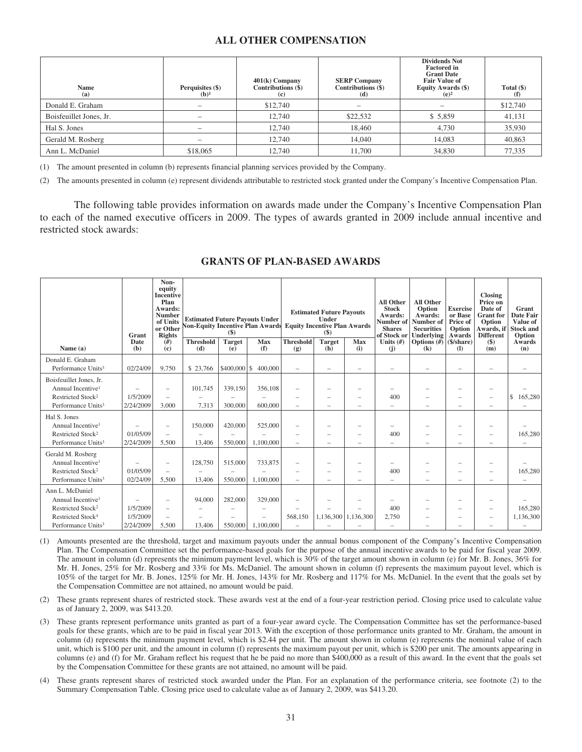## ALL OTHER COMPENSATION

| Name (a) | Perquisites ($) (b)[1] | 401(k) Company Contributions ($) (c) | SERP Company Contributions ($) (d) | Dividends Not Factored in Grant Date Fair Value of Equity Awards ($) (e)[2] | Total ($) (f) |
|---|---|---|---|---|---|
| Donald E. Graham | – | $12,740 | – | – | $12,740 |
| Boisfeuillet Jones, Jr. | – | 12,740 | $22,532 | $ 5,859 | 41,131 |
| Hal S. Jones | – | 12,740 | 18,460 | 4,730 | 35,930 |
| Gerald M. Rosberg | – | 12,740 | 14,040 | 14,083 | 40,863 |
| Ann L. McDaniel | $18,065 | 12,740 | 11,700 | 34,830 | 77,335 |

(1) The amount presented in column (b) represents financial planning services provided by the Company.

(2) The amounts presented in column (e) represent dividends attributable to restricted stock granted under the Company's Incentive Compensation Plan.

The following table provides information on awards made under the Company's Incentive Compensation Plan to each of the named executive officers in 2009. The types of awards granted in 2009 include annual incentive and restricted stock awards:

## GRANTS OF PLAN-BASED AWARDS

| Name (a) | Grant Date (b) | Non-equity Incentive Plan Awards: Number of Units or Other Rights (#) (c) | Estimated Future Payouts Under Non-Equity Incentive Plan Awards ($) Threshold (d) | Target (e) | Max (f) | Estimated Future Payouts Under Equity Incentive Plan Awards ($) Threshold (g) | Target (h) | Max (i) | All Other Stock Awards: Number of Shares of Stock or Units (#) (j) | All Other Option Awards: Number of Securities Underlying Options (#) (k) | Exercise or Base Price of Option Awards ($/share) (l) | Closing Price on Date of Grant for Option Awards, if Different ($) (m) | Grant Date Fair Value of Stock and Option Awards (n) |
|---|---|---|---|---|---|---|---|---|---|---|---|---|---|
| **Donald E. Graham** | | | | | | | | | | | | | |
| Performance Units[3] | 02/24/09 | 9,750 | $ 23,766 | $400,000 | $ 400,000 | – | – | – | – | – | – | – | – |
| **Boisfeuillet Jones, Jr.** | | | | | | | | | | | | | |
| Annual Incentive[1] | – | – | 101,745 | 339,150 | 356,108 | – | – | – | – | – | – | – | – |
| Restricted Stock[2] | 1/5/2009 | – | – | – | – | – | – | – | 400 | – | – | – | $ 165,280 |
| Performance Units[3] | 2/24/2009 | 3,000 | 7,313 | 300,000 | 600,000 | – | – | – | – | – | – | – | – |
| **Hal S. Jones** | | | | | | | | | | | | | |
| Annual Incentive[1] | – | – | 150,000 | 420,000 | 525,000 | – | – | – | – | – | – | – | – |
| Restricted Stock[2] | 01/05/09 | – | – | – | – | – | – | – | 400 | – | – | – | 165,280 |
| Performance Units[3] | 2/24/2009 | 5,500 | 13,406 | 550,000 | 1,100,000 | – | – | – | – | – | – | – | – |
| **Gerald M. Rosberg** | | | | | | | | | | | | | |
| Annual Incentive[1] | – | – | 128,750 | 515,000 | 733,875 | – | – | – | – | – | – | – | – |
| Restricted Stock[2] | 01/05/09 | – | – | – | – | – | – | – | 400 | – | – | – | 165,280 |
| Performance Units[3] | 02/24/09 | 5,500 | 13,406 | 550,000 | 1,100,000 | – | – | – | – | – | – | – | – |
| **Ann L. McDaniel** | | | | | | | | | | | | | |
| Annual Incentive[1] | – | – | 94,000 | 282,000 | 329,000 | – | – | – | – | – | – | – | – |
| Restricted Stock[2] | 1/5/2009 | – | – | – | – | – | – | – | 400 | – | – | – | 165,280 |
| Restricted Stock[4] | 1/5/2009 | – | – | – | – | 568,150 | 1,136,300 | 1,136,300 | 2,750 | – | – | – | 1,136,300 |
| Performance Units[3] | 2/24/2009 | 5,500 | 13,406 | 550,000 | 1,100,000 | – | – | – | – | – | – | – | – |

(1) Amounts presented are the threshold, target and maximum payouts under the annual bonus component of the Company's Incentive Compensation Plan. The Compensation Committee set the performance-based goals for the purpose of the annual incentive awards to be paid for fiscal year 2009. The amount in column (d) represents the minimum payment level, which is 30% of the target amount shown in column (e) for Mr. B. Jones, 36% for Mr. H. Jones, 25% for Mr. Rosberg and 33% for Ms. McDaniel. The amount shown in column (f) represents the maximum payout level, which is 105% of the target for Mr. B. Jones, 125% for Mr. H. Jones, 143% for Mr. Rosberg and 117% for Ms. McDaniel. In the event that the goals set by the Compensation Committee are not attained, no amount would be paid.

(2) These grants represent shares of restricted stock. These awards vest at the end of a four-year restriction period. Closing price used to calculate value as of January 2, 2009, was $413.20.

(3) These grants represent performance units granted as part of a four-year award cycle. The Compensation Committee has set the performance-based goals for these grants, which are to be paid in fiscal year 2013. With the exception of those performance units granted to Mr. Graham, the amount in column (d) represents the minimum payment level, which is $2.44 per unit. The amount shown in column (e) represents the nominal value of each unit, which is $100 per unit, and the amount in column (f) represents the maximum payout per unit, which is $200 per unit. The amounts appearing in columns (e) and (f) for Mr. Graham reflect his request that he be paid no more than $400,000 as a result of this award. In the event that the goals set by the Compensation Committee for these grants are not attained, no amount will be paid.

(4) These grants represent shares of restricted stock awarded under the Plan. For an explanation of the performance criteria, see footnote (2) to the Summary Compensation Table. Closing price used to calculate value as of January 2, 2009, was $413.20.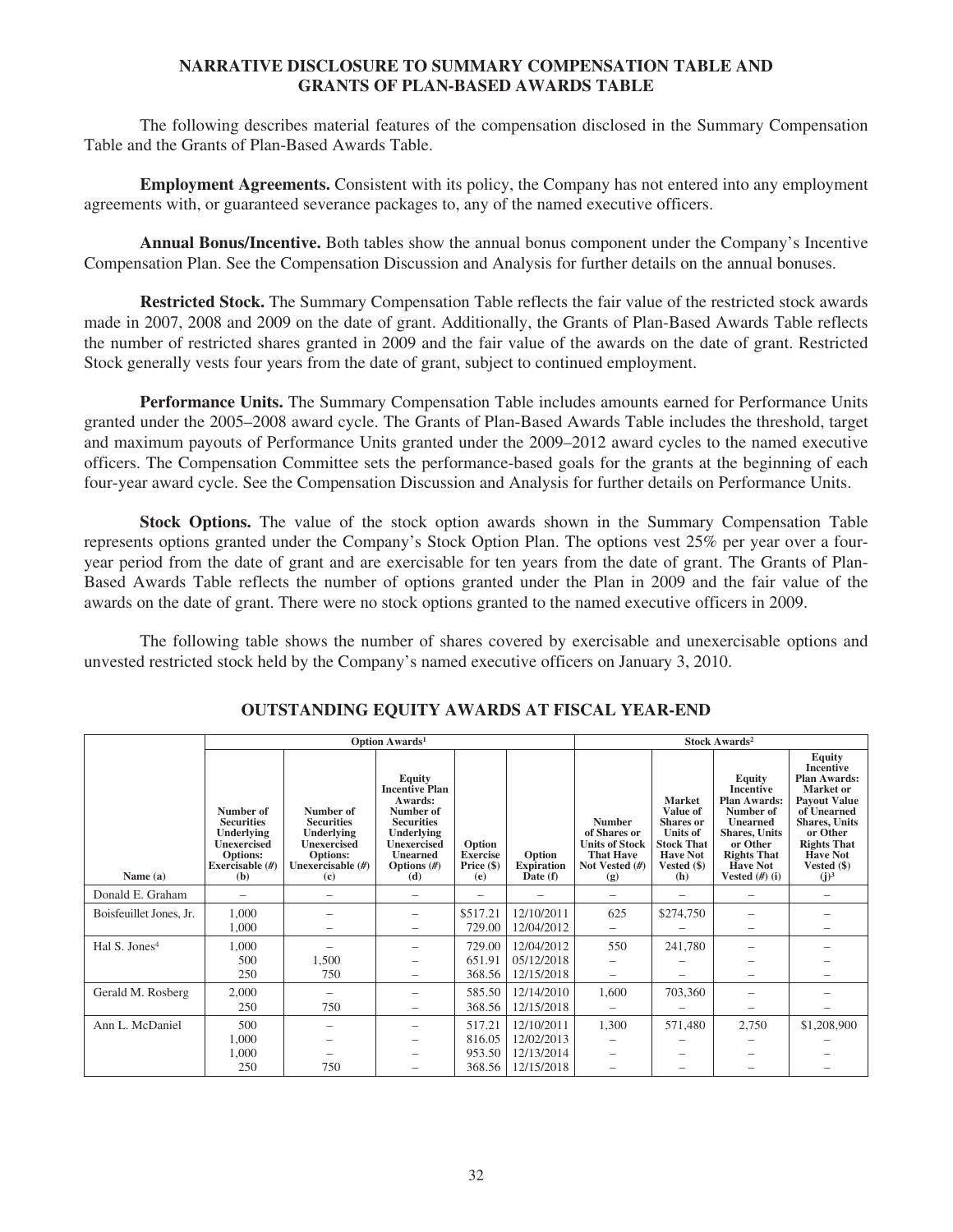## NARRATIVE DISCLOSURE TO SUMMARY COMPENSATION TABLE AND GRANTS OF PLAN-BASED AWARDS TABLE

The following describes material features of the compensation disclosed in the Summary Compensation Table and the Grants of Plan-Based Awards Table.

**Employment Agreements.** Consistent with its policy, the Company has not entered into any employment agreements with, or guaranteed severance packages to, any of the named executive officers.

**Annual Bonus/Incentive.** Both tables show the annual bonus component under the Company's Incentive Compensation Plan. See the Compensation Discussion and Analysis for further details on the annual bonuses.

**Restricted Stock.** The Summary Compensation Table reflects the fair value of the restricted stock awards made in 2007, 2008 and 2009 on the date of grant. Additionally, the Grants of Plan-Based Awards Table reflects the number of restricted shares granted in 2009 and the fair value of the awards on the date of grant. Restricted Stock generally vests four years from the date of grant, subject to continued employment.

**Performance Units.** The Summary Compensation Table includes amounts earned for Performance Units granted under the 2005–2008 award cycle. The Grants of Plan-Based Awards Table includes the threshold, target and maximum payouts of Performance Units granted under the 2009–2012 award cycles to the named executive officers. The Compensation Committee sets the performance-based goals for the grants at the beginning of each four-year award cycle. See the Compensation Discussion and Analysis for further details on Performance Units.

**Stock Options.** The value of the stock option awards shown in the Summary Compensation Table represents options granted under the Company's Stock Option Plan. The options vest 25% per year over a four-year period from the date of grant and are exercisable for ten years from the date of grant. The Grants of Plan-Based Awards Table reflects the number of options granted under the Plan in 2009 and the fair value of the awards on the date of grant. There were no stock options granted to the named executive officers in 2009.

The following table shows the number of shares covered by exercisable and unexercisable options and unvested restricted stock held by the Company's named executive officers on January 3, 2010.

## OUTSTANDING EQUITY AWARDS AT FISCAL YEAR-END

| | Option Awards[1] | | | | | Stock Awards[2] | | | |
|---|---|---|---|---|---|---|---|---|---|
| Name (a) | Number of Securities Underlying Unexercised Options: Exercisable (#) (b) | Number of Securities Underlying Unexercised Options: Unexercisable (#) (c) | Equity Incentive Plan Awards: Number of Securities Underlying Unexercised Unearned Options (#) (d) | Option Exercise Price ($) (e) | Option Expiration Date (f) | Number of Shares or Units of Stock That Have Not Vested (#) (g) | Market Value of Shares or Units of Stock That Have Not Vested ($) (h) | Equity Incentive Plan Awards: Number of Unearned Shares, Units or Other Rights That Have Not Vested (#) (i) | Equity Incentive Plan Awards: Market or Payout Value of Unearned Shares, Units or Other Rights That Have Not Vested ($) (j)[3] |
| Donald E. Graham | – | – | – | – | – | – | – | – | – |
| Boisfeuillet Jones, Jr. | 1,000 | – | – | $517.21 | 12/10/2011 | 625 | $274,750 | – | – |
| | 1,000 | – | – | 729.00 | 12/04/2012 | – | – | – | – |
| Hal S. Jones[4] | 1,000 | – | – | 729.00 | 12/04/2012 | 550 | 241,780 | – | – |
| | 500 | 1,500 | – | 651.91 | 05/12/2018 | – | – | – | – |
| | 250 | 750 | – | 368.56 | 12/15/2018 | – | – | – | – |
| Gerald M. Rosberg | 2,000 | – | – | 585.50 | 12/14/2010 | 1,600 | 703,360 | – | – |
| | 250 | 750 | – | 368.56 | 12/15/2018 | – | – | – | – |
| Ann L. McDaniel | 500 | – | – | 517.21 | 12/10/2011 | 1,300 | 571,480 | 2,750 | $1,208,900 |
| | 1,000 | – | – | 816.05 | 12/02/2013 | – | – | – | – |
| | 1,000 | – | – | 953.50 | 12/13/2014 | – | – | – | – |
| | 250 | 750 | – | 368.56 | 12/15/2018 | – | – | – | – |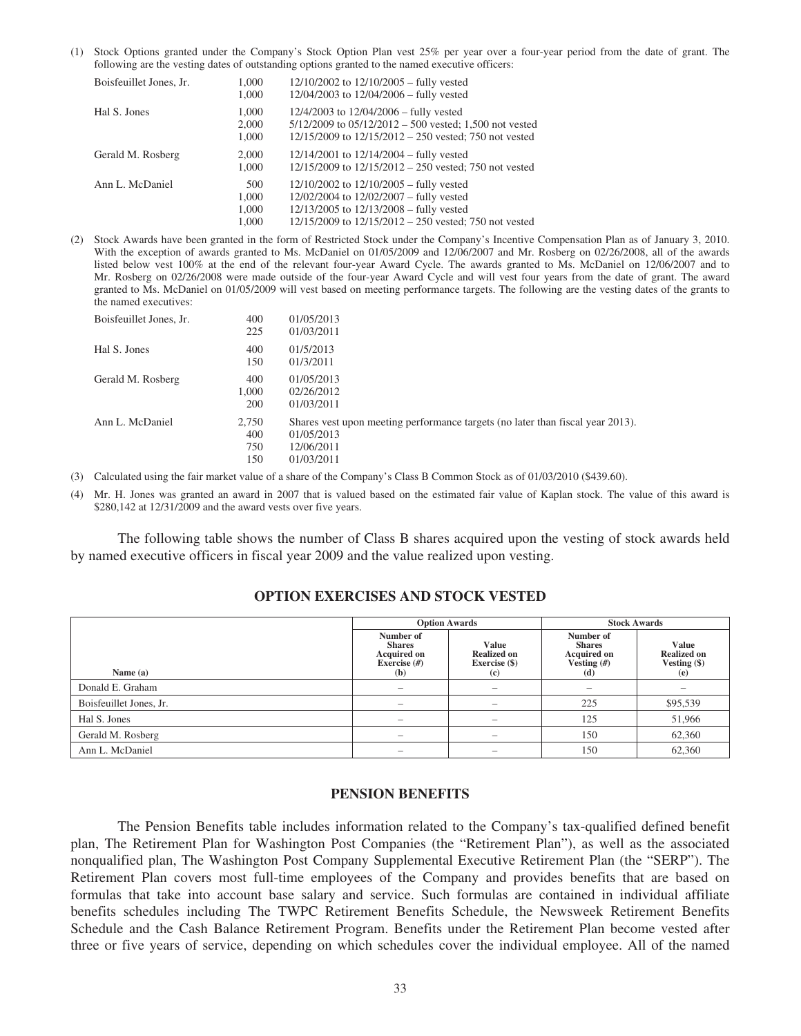(1) Stock Options granted under the Company's Stock Option Plan vest 25% per year over a four-year period from the date of grant. The following are the vesting dates of outstanding options granted to the named executive officers:

| | | |
|---|---|---|
| Boisfeuillet Jones, Jr. | 1,000 | 12/10/2002 to 12/10/2005 – fully vested |
| | 1,000 | 12/04/2003 to 12/04/2006 – fully vested |
| Hal S. Jones | 1,000 | 12/4/2003 to 12/04/2006 – fully vested |
| | 2,000 | 5/12/2009 to 05/12/2012 – 500 vested; 1,500 not vested |
| | 1,000 | 12/15/2009 to 12/15/2012 – 250 vested; 750 not vested |
| Gerald M. Rosberg | 2,000 | 12/14/2001 to 12/14/2004 – fully vested |
| | 1,000 | 12/15/2009 to 12/15/2012 – 250 vested; 750 not vested |
| Ann L. McDaniel | 500 | 12/10/2002 to 12/10/2005 – fully vested |
| | 1,000 | 12/02/2004 to 12/02/2007 – fully vested |
| | 1,000 | 12/13/2005 to 12/13/2008 – fully vested |
| | 1,000 | 12/15/2009 to 12/15/2012 – 250 vested; 750 not vested |

(2) Stock Awards have been granted in the form of Restricted Stock under the Company's Incentive Compensation Plan as of January 3, 2010. With the exception of awards granted to Ms. McDaniel on 01/05/2009 and 12/06/2007 and Mr. Rosberg on 02/26/2008, all of the awards listed below vest 100% at the end of the relevant four-year Award Cycle. The awards granted to Ms. McDaniel on 12/06/2007 and to Mr. Rosberg on 02/26/2008 were made outside of the four-year Award Cycle and will vest four years from the date of grant. The award granted to Ms. McDaniel on 01/05/2009 will vest based on meeting performance targets. The following are the vesting dates of the grants to the named executives:

| | | |
|---|---|---|
| Boisfeuillet Jones, Jr. | 400 | 01/05/2013 |
| | 225 | 01/03/2011 |
| Hal S. Jones | 400 | 01/5/2013 |
| | 150 | 01/3/2011 |
| Gerald M. Rosberg | 400 | 01/05/2013 |
| | 1,000 | 02/26/2012 |
| | 200 | 01/03/2011 |
| Ann L. McDaniel | 2,750 | Shares vest upon meeting performance targets (no later than fiscal year 2013). |
| | 400 | 01/05/2013 |
| | 750 | 12/06/2011 |
| | 150 | 01/03/2011 |

(3) Calculated using the fair market value of a share of the Company's Class B Common Stock as of 01/03/2010 ($439.60).

(4) Mr. H. Jones was granted an award in 2007 that is valued based on the estimated fair value of Kaplan stock. The value of this award is $280,142 at 12/31/2009 and the award vests over five years.

The following table shows the number of Class B shares acquired upon the vesting of stock awards held by named executive officers in fiscal year 2009 and the value realized upon vesting.

## OPTION EXERCISES AND STOCK VESTED

| | Option Awards | | Stock Awards | |
|---|---|---|---|---|
| Name (a) | Number of Shares Acquired on Exercise (#) (b) | Value Realized on Exercise ($) (c) | Number of Shares Acquired on Vesting (#) (d) | Value Realized on Vesting ($) (e) |
| Donald E. Graham | – | – | – | – |
| Boisfeuillet Jones, Jr. | – | – | 225 | $95,539 |
| Hal S. Jones | – | – | 125 | 51,966 |
| Gerald M. Rosberg | – | – | 150 | 62,360 |
| Ann L. McDaniel | – | – | 150 | 62,360 |

## PENSION BENEFITS

The Pension Benefits table includes information related to the Company's tax-qualified defined benefit plan, The Retirement Plan for Washington Post Companies (the "Retirement Plan"), as well as the associated nonqualified plan, The Washington Post Company Supplemental Executive Retirement Plan (the "SERP"). The Retirement Plan covers most full-time employees of the Company and provides benefits that are based on formulas that take into account base salary and service. Such formulas are contained in individual affiliate benefits schedules including The TWPC Retirement Benefits Schedule, the Newsweek Retirement Benefits Schedule and the Cash Balance Retirement Program. Benefits under the Retirement Plan become vested after three or five years of service, depending on which schedules cover the individual employee. All of the named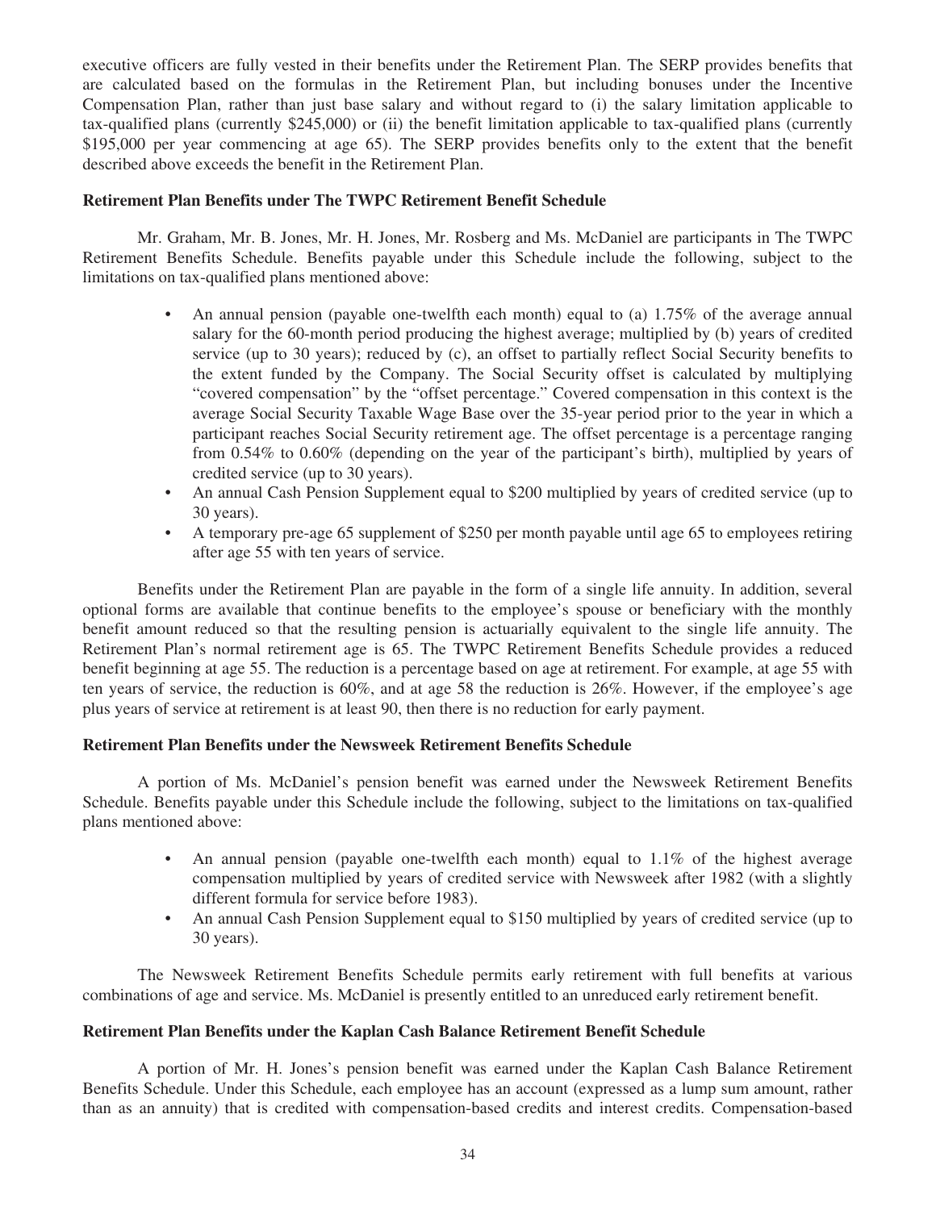executive officers are fully vested in their benefits under the Retirement Plan. The SERP provides benefits that are calculated based on the formulas in the Retirement Plan, but including bonuses under the Incentive Compensation Plan, rather than just base salary and without regard to (i) the salary limitation applicable to tax-qualified plans (currently $245,000) or (ii) the benefit limitation applicable to tax-qualified plans (currently $195,000 per year commencing at age 65). The SERP provides benefits only to the extent that the benefit described above exceeds the benefit in the Retirement Plan.

**Retirement Plan Benefits under The TWPC Retirement Benefit Schedule**

Mr. Graham, Mr. B. Jones, Mr. H. Jones, Mr. Rosberg and Ms. McDaniel are participants in The TWPC Retirement Benefits Schedule. Benefits payable under this Schedule include the following, subject to the limitations on tax-qualified plans mentioned above:

- An annual pension (payable one-twelfth each month) equal to (a) 1.75% of the average annual salary for the 60-month period producing the highest average; multiplied by (b) years of credited service (up to 30 years); reduced by (c), an offset to partially reflect Social Security benefits to the extent funded by the Company. The Social Security offset is calculated by multiplying "covered compensation" by the "offset percentage." Covered compensation in this context is the average Social Security Taxable Wage Base over the 35-year period prior to the year in which a participant reaches Social Security retirement age. The offset percentage is a percentage ranging from 0.54% to 0.60% (depending on the year of the participant's birth), multiplied by years of credited service (up to 30 years).
- An annual Cash Pension Supplement equal to $200 multiplied by years of credited service (up to 30 years).
- A temporary pre-age 65 supplement of $250 per month payable until age 65 to employees retiring after age 55 with ten years of service.

Benefits under the Retirement Plan are payable in the form of a single life annuity. In addition, several optional forms are available that continue benefits to the employee's spouse or beneficiary with the monthly benefit amount reduced so that the resulting pension is actuarially equivalent to the single life annuity. The Retirement Plan's normal retirement age is 65. The TWPC Retirement Benefits Schedule provides a reduced benefit beginning at age 55. The reduction is a percentage based on age at retirement. For example, at age 55 with ten years of service, the reduction is 60%, and at age 58 the reduction is 26%. However, if the employee's age plus years of service at retirement is at least 90, then there is no reduction for early payment.

**Retirement Plan Benefits under the Newsweek Retirement Benefits Schedule**

A portion of Ms. McDaniel's pension benefit was earned under the Newsweek Retirement Benefits Schedule. Benefits payable under this Schedule include the following, subject to the limitations on tax-qualified plans mentioned above:

- An annual pension (payable one-twelfth each month) equal to 1.1% of the highest average compensation multiplied by years of credited service with Newsweek after 1982 (with a slightly different formula for service before 1983).
- An annual Cash Pension Supplement equal to $150 multiplied by years of credited service (up to 30 years).

The Newsweek Retirement Benefits Schedule permits early retirement with full benefits at various combinations of age and service. Ms. McDaniel is presently entitled to an unreduced early retirement benefit.

**Retirement Plan Benefits under the Kaplan Cash Balance Retirement Benefit Schedule**

A portion of Mr. H. Jones's pension benefit was earned under the Kaplan Cash Balance Retirement Benefits Schedule. Under this Schedule, each employee has an account (expressed as a lump sum amount, rather than as an annuity) that is credited with compensation-based credits and interest credits. Compensation-based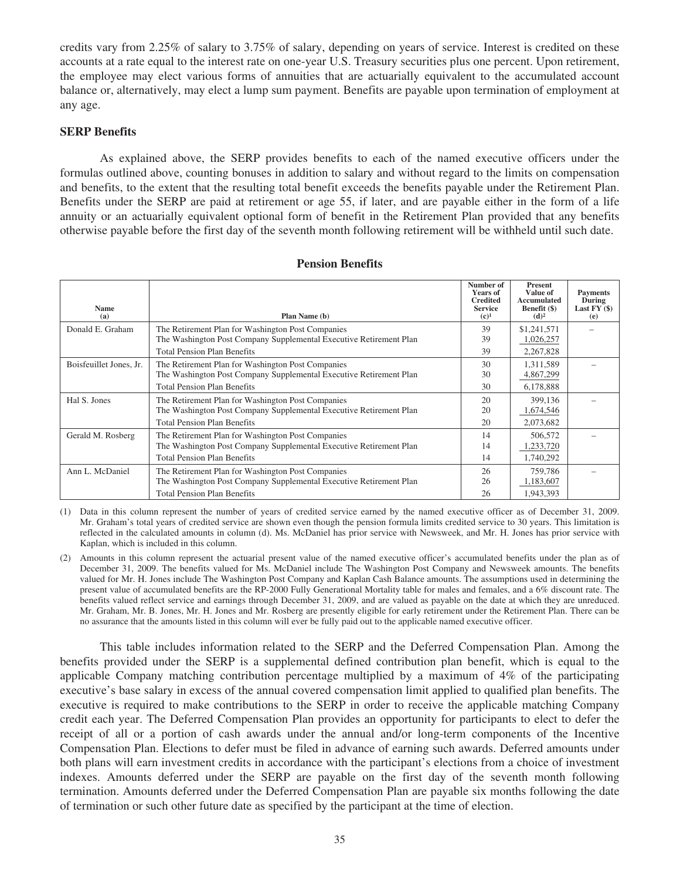credits vary from 2.25% of salary to 3.75% of salary, depending on years of service. Interest is credited on these accounts at a rate equal to the interest rate on one-year U.S. Treasury securities plus one percent. Upon retirement, the employee may elect various forms of annuities that are actuarially equivalent to the accumulated account balance or, alternatively, may elect a lump sum payment. Benefits are payable upon termination of employment at any age.

**SERP Benefits**

As explained above, the SERP provides benefits to each of the named executive officers under the formulas outlined above, counting bonuses in addition to salary and without regard to the limits on compensation and benefits, to the extent that the resulting total benefit exceeds the benefits payable under the Retirement Plan. Benefits under the SERP are paid at retirement or age 55, if later, and are payable either in the form of a life annuity or an actuarially equivalent optional form of benefit in the Retirement Plan provided that any benefits otherwise payable before the first day of the seventh month following retirement will be withheld until such date.

**Pension Benefits**

| Name (a) | Plan Name (b) | Number of Years of Credited Service (c)[1] | Present Value of Accumulated Benefit ($) (d)[2] | Payments During Last FY ($) (e) |
|---|---|---|---|---|
| Donald E. Graham | The Retirement Plan for Washington Post Companies | 39 | $1,241,571 | – |
| | The Washington Post Company Supplemental Executive Retirement Plan | 39 | 1,026,257 | |
| | Total Pension Plan Benefits | 39 | 2,267,828 | |
| Boisfeuillet Jones, Jr. | The Retirement Plan for Washington Post Companies | 30 | 1,311,589 | – |
| | The Washington Post Company Supplemental Executive Retirement Plan | 30 | 4,867,299 | |
| | Total Pension Plan Benefits | 30 | 6,178,888 | |
| Hal S. Jones | The Retirement Plan for Washington Post Companies | 20 | 399,136 | – |
| | The Washington Post Company Supplemental Executive Retirement Plan | 20 | 1,674,546 | |
| | Total Pension Plan Benefits | 20 | 2,073,682 | |
| Gerald M. Rosberg | The Retirement Plan for Washington Post Companies | 14 | 506,572 | – |
| | The Washington Post Company Supplemental Executive Retirement Plan | 14 | 1,233,720 | |
| | Total Pension Plan Benefits | 14 | 1,740,292 | |
| Ann L. McDaniel | The Retirement Plan for Washington Post Companies | 26 | 759,786 | – |
| | The Washington Post Company Supplemental Executive Retirement Plan | 26 | 1,183,607 | |
| | Total Pension Plan Benefits | 26 | 1,943,393 | |

(1) Data in this column represent the number of years of credited service earned by the named executive officer as of December 31, 2009. Mr. Graham's total years of credited service are shown even though the pension formula limits credited service to 30 years. This limitation is reflected in the calculated amounts in column (d). Ms. McDaniel has prior service with Newsweek, and Mr. H. Jones has prior service with Kaplan, which is included in this column.

(2) Amounts in this column represent the actuarial present value of the named executive officer's accumulated benefits under the plan as of December 31, 2009. The benefits valued for Ms. McDaniel include The Washington Post Company and Newsweek amounts. The benefits valued for Mr. H. Jones include The Washington Post Company and Kaplan Cash Balance amounts. The assumptions used in determining the present value of accumulated benefits are the RP-2000 Fully Generational Mortality table for males and females, and a 6% discount rate. The benefits valued reflect service and earnings through December 31, 2009, and are valued as payable on the date at which they are unreduced. Mr. Graham, Mr. B. Jones, Mr. H. Jones and Mr. Rosberg are presently eligible for early retirement under the Retirement Plan. There can be no assurance that the amounts listed in this column will ever be fully paid out to the applicable named executive officer.

This table includes information related to the SERP and the Deferred Compensation Plan. Among the benefits provided under the SERP is a supplemental defined contribution plan benefit, which is equal to the applicable Company matching contribution percentage multiplied by a maximum of 4% of the participating executive's base salary in excess of the annual covered compensation limit applied to qualified plan benefits. The executive is required to make contributions to the SERP in order to receive the applicable matching Company credit each year. The Deferred Compensation Plan provides an opportunity for participants to elect to defer the receipt of all or a portion of cash awards under the annual and/or long-term components of the Incentive Compensation Plan. Elections to defer must be filed in advance of earning such awards. Deferred amounts under both plans will earn investment credits in accordance with the participant's elections from a choice of investment indexes. Amounts deferred under the SERP are payable on the first day of the seventh month following termination. Amounts deferred under the Deferred Compensation Plan are payable six months following the date of termination or such other future date as specified by the participant at the time of election.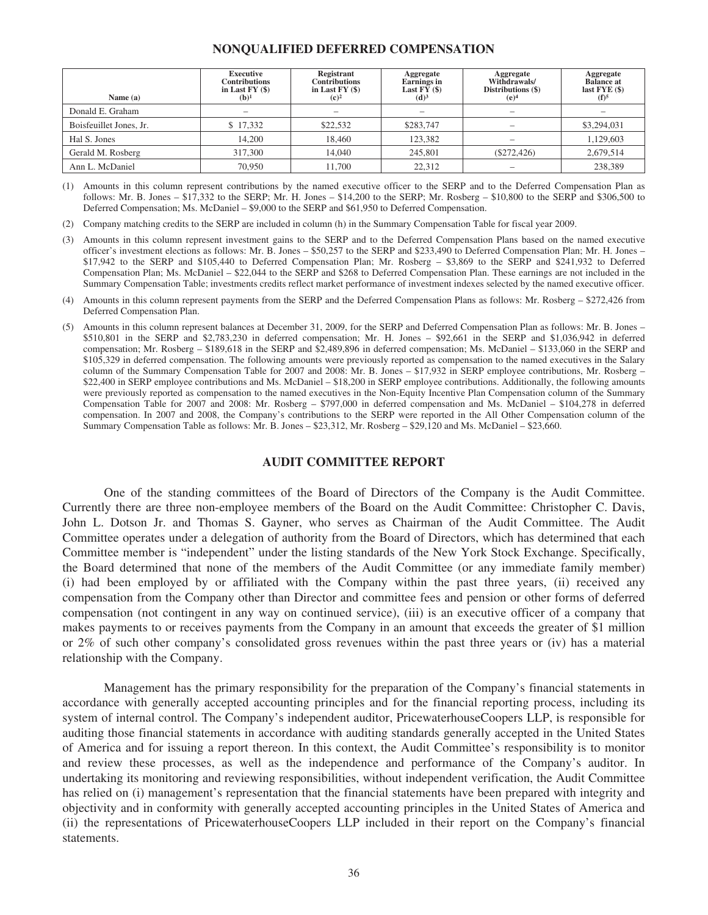## NONQUALIFIED DEFERRED COMPENSATION

| Name (a) | Executive Contributions in Last FY ($) (b)[1] | Registrant Contributions in Last FY ($) (c)[2] | Aggregate Earnings in Last FY ($) (d)[3] | Aggregate Withdrawals/ Distributions ($) (e)[4] | Aggregate Balance at last FYE ($) (f)[5] |
|---|---|---|---|---|---|
| Donald E. Graham | – | – | – | – | – |
| Boisfeuillet Jones, Jr. | $ 17,332 | $22,532 | $283,747 | – | $3,294,031 |
| Hal S. Jones | 14,200 | 18,460 | 123,382 | – | 1,129,603 |
| Gerald M. Rosberg | 317,300 | 14,040 | 245,801 | ($272,426) | 2,679,514 |
| Ann L. McDaniel | 70,950 | 11,700 | 22,312 | – | 238,389 |

(1) Amounts in this column represent contributions by the named executive officer to the SERP and to the Deferred Compensation Plan as follows: Mr. B. Jones – $17,332 to the SERP; Mr. H. Jones – $14,200 to the SERP; Mr. Rosberg – $10,800 to the SERP and $306,500 to Deferred Compensation; Ms. McDaniel – $9,000 to the SERP and $61,950 to Deferred Compensation.

(2) Company matching credits to the SERP are included in column (h) in the Summary Compensation Table for fiscal year 2009.

(3) Amounts in this column represent investment gains to the SERP and to the Deferred Compensation Plans based on the named executive officer's investment elections as follows: Mr. B. Jones – $50,257 to the SERP and $233,490 to Deferred Compensation Plan; Mr. H. Jones – $17,942 to the SERP and $105,440 to Deferred Compensation Plan; Mr. Rosberg – $3,869 to the SERP and $241,932 to Deferred Compensation Plan; Ms. McDaniel – $22,044 to the SERP and $268 to Deferred Compensation Plan. These earnings are not included in the Summary Compensation Table; investments credits reflect market performance of investment indexes selected by the named executive officer.

(4) Amounts in this column represent payments from the SERP and the Deferred Compensation Plans as follows: Mr. Rosberg – $272,426 from Deferred Compensation Plan.

(5) Amounts in this column represent balances at December 31, 2009, for the SERP and Deferred Compensation Plan as follows: Mr. B. Jones – $510,801 in the SERP and $2,783,230 in deferred compensation; Mr. H. Jones – $92,661 in the SERP and $1,036,942 in deferred compensation; Mr. Rosberg – $189,618 in the SERP and $2,489,896 in deferred compensation; Ms. McDaniel – $133,060 in the SERP and $105,329 in deferred compensation. The following amounts were previously reported as compensation to the named executives in the Salary column of the Summary Compensation Table for 2007 and 2008: Mr. B. Jones – $17,932 in SERP employee contributions, Mr. Rosberg – $22,400 in SERP employee contributions and Ms. McDaniel – $18,200 in SERP employee contributions. Additionally, the following amounts were previously reported as compensation to the named executives in the Non-Equity Incentive Plan Compensation column of the Summary Compensation Table for 2007 and 2008: Mr. Rosberg – $797,000 in deferred compensation and Ms. McDaniel – $104,278 in deferred compensation. In 2007 and 2008, the Company's contributions to the SERP were reported in the All Other Compensation column of the Summary Compensation Table as follows: Mr. B. Jones – $23,312, Mr. Rosberg – $29,120 and Ms. McDaniel – $23,660.

## AUDIT COMMITTEE REPORT

One of the standing committees of the Board of Directors of the Company is the Audit Committee. Currently there are three non-employee members of the Board on the Audit Committee: Christopher C. Davis, John L. Dotson Jr. and Thomas S. Gayner, who serves as Chairman of the Audit Committee. The Audit Committee operates under a delegation of authority from the Board of Directors, which has determined that each Committee member is "independent" under the listing standards of the New York Stock Exchange. Specifically, the Board determined that none of the members of the Audit Committee (or any immediate family member) (i) had been employed by or affiliated with the Company within the past three years, (ii) received any compensation from the Company other than Director and committee fees and pension or other forms of deferred compensation (not contingent in any way on continued service), (iii) is an executive officer of a company that makes payments to or receives payments from the Company in an amount that exceeds the greater of $1 million or 2% of such other company's consolidated gross revenues within the past three years or (iv) has a material relationship with the Company.

Management has the primary responsibility for the preparation of the Company's financial statements in accordance with generally accepted accounting principles and for the financial reporting process, including its system of internal control. The Company's independent auditor, PricewaterhouseCoopers LLP, is responsible for auditing those financial statements in accordance with auditing standards generally accepted in the United States of America and for issuing a report thereon. In this context, the Audit Committee's responsibility is to monitor and review these processes, as well as the independence and performance of the Company's auditor. In undertaking its monitoring and reviewing responsibilities, without independent verification, the Audit Committee has relied on (i) management's representation that the financial statements have been prepared with integrity and objectivity and in conformity with generally accepted accounting principles in the United States of America and (ii) the representations of PricewaterhouseCoopers LLP included in their report on the Company's financial statements.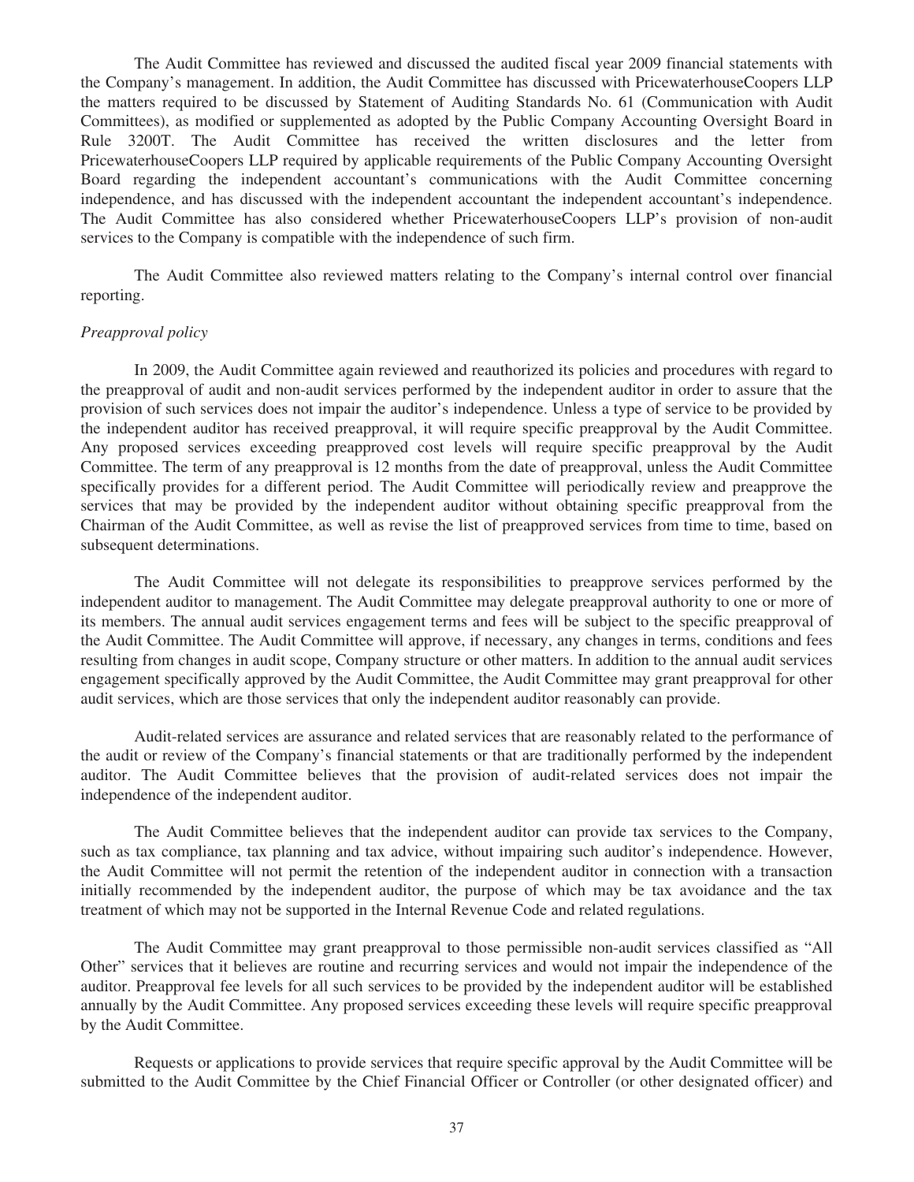The Audit Committee has reviewed and discussed the audited fiscal year 2009 financial statements with the Company's management. In addition, the Audit Committee has discussed with PricewaterhouseCoopers LLP the matters required to be discussed by Statement of Auditing Standards No. 61 (Communication with Audit Committees), as modified or supplemented as adopted by the Public Company Accounting Oversight Board in Rule 3200T. The Audit Committee has received the written disclosures and the letter from PricewaterhouseCoopers LLP required by applicable requirements of the Public Company Accounting Oversight Board regarding the independent accountant's communications with the Audit Committee concerning independence, and has discussed with the independent accountant the independent accountant's independence. The Audit Committee has also considered whether PricewaterhouseCoopers LLP's provision of non-audit services to the Company is compatible with the independence of such firm.

The Audit Committee also reviewed matters relating to the Company's internal control over financial reporting.

*Preapproval policy*

In 2009, the Audit Committee again reviewed and reauthorized its policies and procedures with regard to the preapproval of audit and non-audit services performed by the independent auditor in order to assure that the provision of such services does not impair the auditor's independence. Unless a type of service to be provided by the independent auditor has received preapproval, it will require specific preapproval by the Audit Committee. Any proposed services exceeding preapproved cost levels will require specific preapproval by the Audit Committee. The term of any preapproval is 12 months from the date of preapproval, unless the Audit Committee specifically provides for a different period. The Audit Committee will periodically review and preapprove the services that may be provided by the independent auditor without obtaining specific preapproval from the Chairman of the Audit Committee, as well as revise the list of preapproved services from time to time, based on subsequent determinations.

The Audit Committee will not delegate its responsibilities to preapprove services performed by the independent auditor to management. The Audit Committee may delegate preapproval authority to one or more of its members. The annual audit services engagement terms and fees will be subject to the specific preapproval of the Audit Committee. The Audit Committee will approve, if necessary, any changes in terms, conditions and fees resulting from changes in audit scope, Company structure or other matters. In addition to the annual audit services engagement specifically approved by the Audit Committee, the Audit Committee may grant preapproval for other audit services, which are those services that only the independent auditor reasonably can provide.

Audit-related services are assurance and related services that are reasonably related to the performance of the audit or review of the Company's financial statements or that are traditionally performed by the independent auditor. The Audit Committee believes that the provision of audit-related services does not impair the independence of the independent auditor.

The Audit Committee believes that the independent auditor can provide tax services to the Company, such as tax compliance, tax planning and tax advice, without impairing such auditor's independence. However, the Audit Committee will not permit the retention of the independent auditor in connection with a transaction initially recommended by the independent auditor, the purpose of which may be tax avoidance and the tax treatment of which may not be supported in the Internal Revenue Code and related regulations.

The Audit Committee may grant preapproval to those permissible non-audit services classified as "All Other" services that it believes are routine and recurring services and would not impair the independence of the auditor. Preapproval fee levels for all such services to be provided by the independent auditor will be established annually by the Audit Committee. Any proposed services exceeding these levels will require specific preapproval by the Audit Committee.

Requests or applications to provide services that require specific approval by the Audit Committee will be submitted to the Audit Committee by the Chief Financial Officer or Controller (or other designated officer) and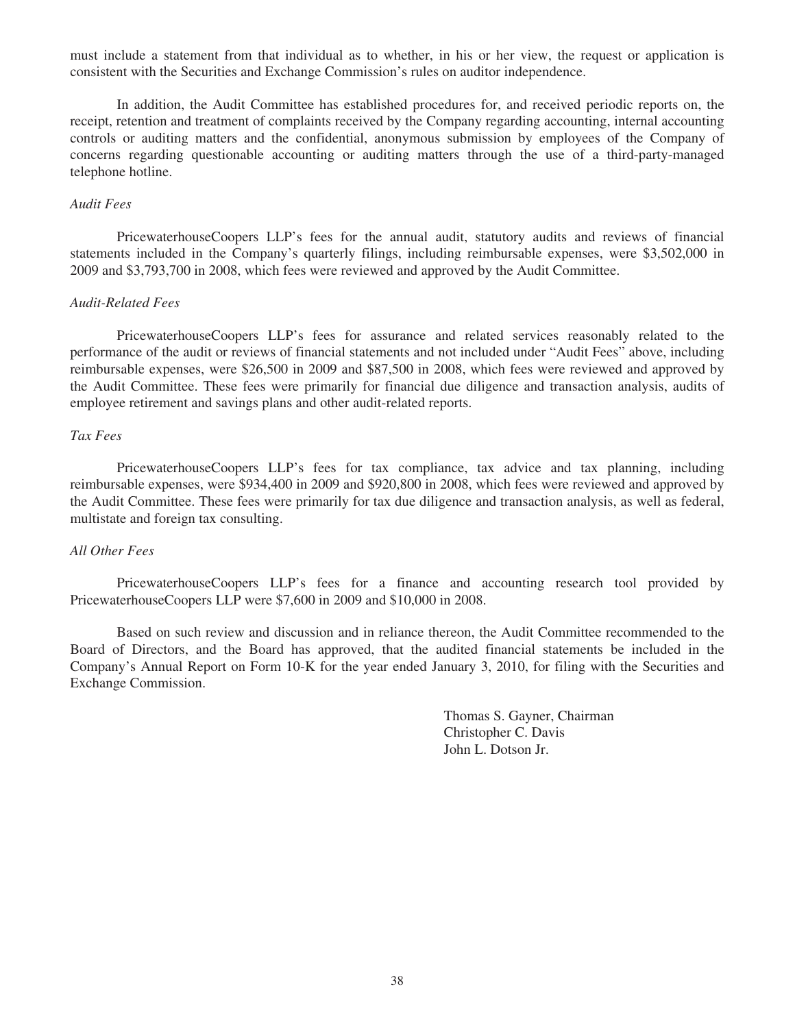must include a statement from that individual as to whether, in his or her view, the request or application is consistent with the Securities and Exchange Commission's rules on auditor independence.

In addition, the Audit Committee has established procedures for, and received periodic reports on, the receipt, retention and treatment of complaints received by the Company regarding accounting, internal accounting controls or auditing matters and the confidential, anonymous submission by employees of the Company of concerns regarding questionable accounting or auditing matters through the use of a third-party-managed telephone hotline.

*Audit Fees*

PricewaterhouseCoopers LLP's fees for the annual audit, statutory audits and reviews of financial statements included in the Company's quarterly filings, including reimbursable expenses, were $3,502,000 in 2009 and $3,793,700 in 2008, which fees were reviewed and approved by the Audit Committee.

*Audit-Related Fees*

PricewaterhouseCoopers LLP's fees for assurance and related services reasonably related to the performance of the audit or reviews of financial statements and not included under "Audit Fees" above, including reimbursable expenses, were $26,500 in 2009 and $87,500 in 2008, which fees were reviewed and approved by the Audit Committee. These fees were primarily for financial due diligence and transaction analysis, audits of employee retirement and savings plans and other audit-related reports.

*Tax Fees*

PricewaterhouseCoopers LLP's fees for tax compliance, tax advice and tax planning, including reimbursable expenses, were $934,400 in 2009 and $920,800 in 2008, which fees were reviewed and approved by the Audit Committee. These fees were primarily for tax due diligence and transaction analysis, as well as federal, multistate and foreign tax consulting.

*All Other Fees*

PricewaterhouseCoopers LLP's fees for a finance and accounting research tool provided by PricewaterhouseCoopers LLP were $7,600 in 2009 and $10,000 in 2008.

Based on such review and discussion and in reliance thereon, the Audit Committee recommended to the Board of Directors, and the Board has approved, that the audited financial statements be included in the Company's Annual Report on Form 10-K for the year ended January 3, 2010, for filing with the Securities and Exchange Commission.

Thomas S. Gayner, Chairman
Christopher C. Davis
John L. Dotson Jr.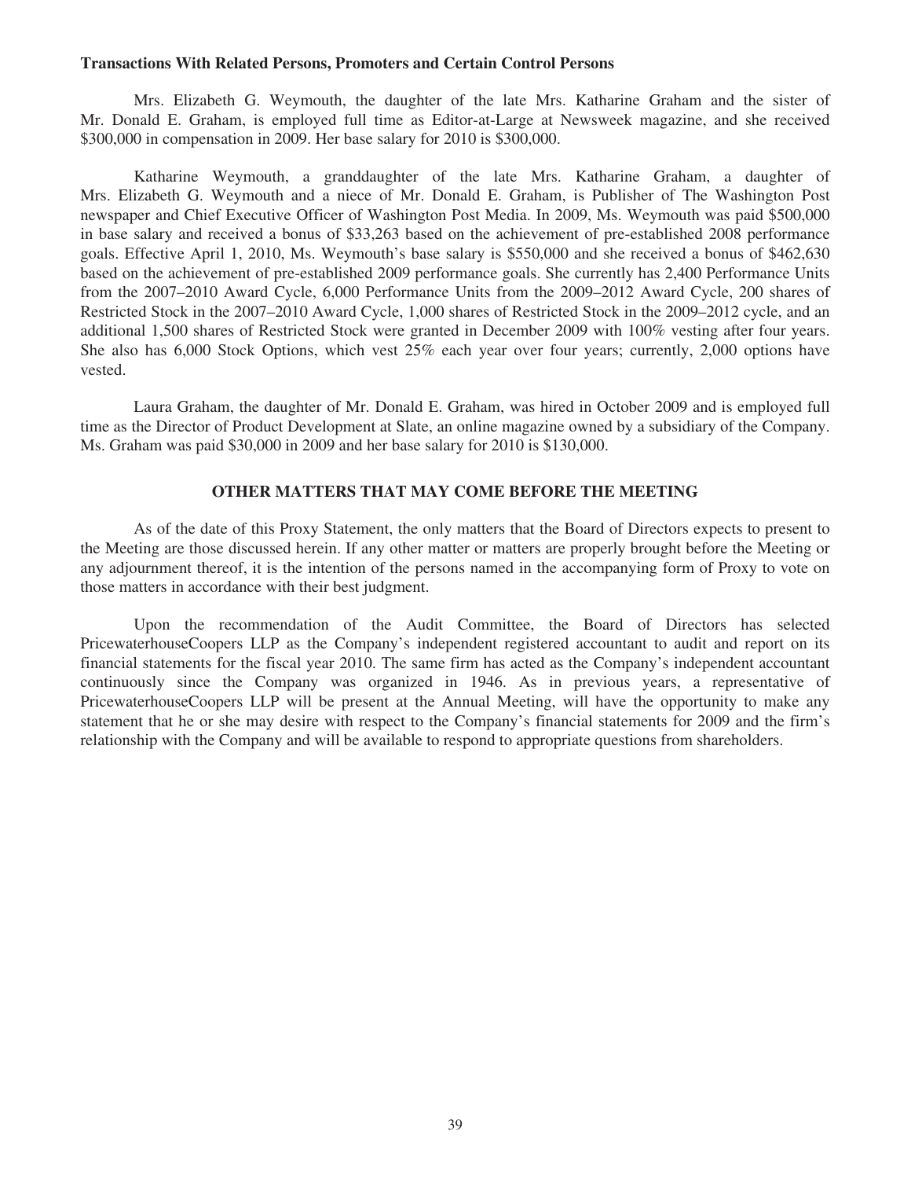**Transactions With Related Persons, Promoters and Certain Control Persons**

Mrs. Elizabeth G. Weymouth, the daughter of the late Mrs. Katharine Graham and the sister of Mr. Donald E. Graham, is employed full time as Editor-at-Large at Newsweek magazine, and she received $300,000 in compensation in 2009. Her base salary for 2010 is $300,000.

Katharine Weymouth, a granddaughter of the late Mrs. Katharine Graham, a daughter of Mrs. Elizabeth G. Weymouth and a niece of Mr. Donald E. Graham, is Publisher of The Washington Post newspaper and Chief Executive Officer of Washington Post Media. In 2009, Ms. Weymouth was paid $500,000 in base salary and received a bonus of $33,263 based on the achievement of pre-established 2008 performance goals. Effective April 1, 2010, Ms. Weymouth's base salary is $550,000 and she received a bonus of $462,630 based on the achievement of pre-established 2009 performance goals. She currently has 2,400 Performance Units from the 2007–2010 Award Cycle, 6,000 Performance Units from the 2009–2012 Award Cycle, 200 shares of Restricted Stock in the 2007–2010 Award Cycle, 1,000 shares of Restricted Stock in the 2009–2012 cycle, and an additional 1,500 shares of Restricted Stock were granted in December 2009 with 100% vesting after four years. She also has 6,000 Stock Options, which vest 25% each year over four years; currently, 2,000 options have vested.

Laura Graham, the daughter of Mr. Donald E. Graham, was hired in October 2009 and is employed full time as the Director of Product Development at Slate, an online magazine owned by a subsidiary of the Company. Ms. Graham was paid $30,000 in 2009 and her base salary for 2010 is $130,000.

## OTHER MATTERS THAT MAY COME BEFORE THE MEETING

As of the date of this Proxy Statement, the only matters that the Board of Directors expects to present to the Meeting are those discussed herein. If any other matter or matters are properly brought before the Meeting or any adjournment thereof, it is the intention of the persons named in the accompanying form of Proxy to vote on those matters in accordance with their best judgment.

Upon the recommendation of the Audit Committee, the Board of Directors has selected PricewaterhouseCoopers LLP as the Company's independent registered accountant to audit and report on its financial statements for the fiscal year 2010. The same firm has acted as the Company's independent accountant continuously since the Company was organized in 1946. As in previous years, a representative of PricewaterhouseCoopers LLP will be present at the Annual Meeting, will have the opportunity to make any statement that he or she may desire with respect to the Company's financial statements for 2009 and the firm's relationship with the Company and will be available to respond to appropriate questions from shareholders.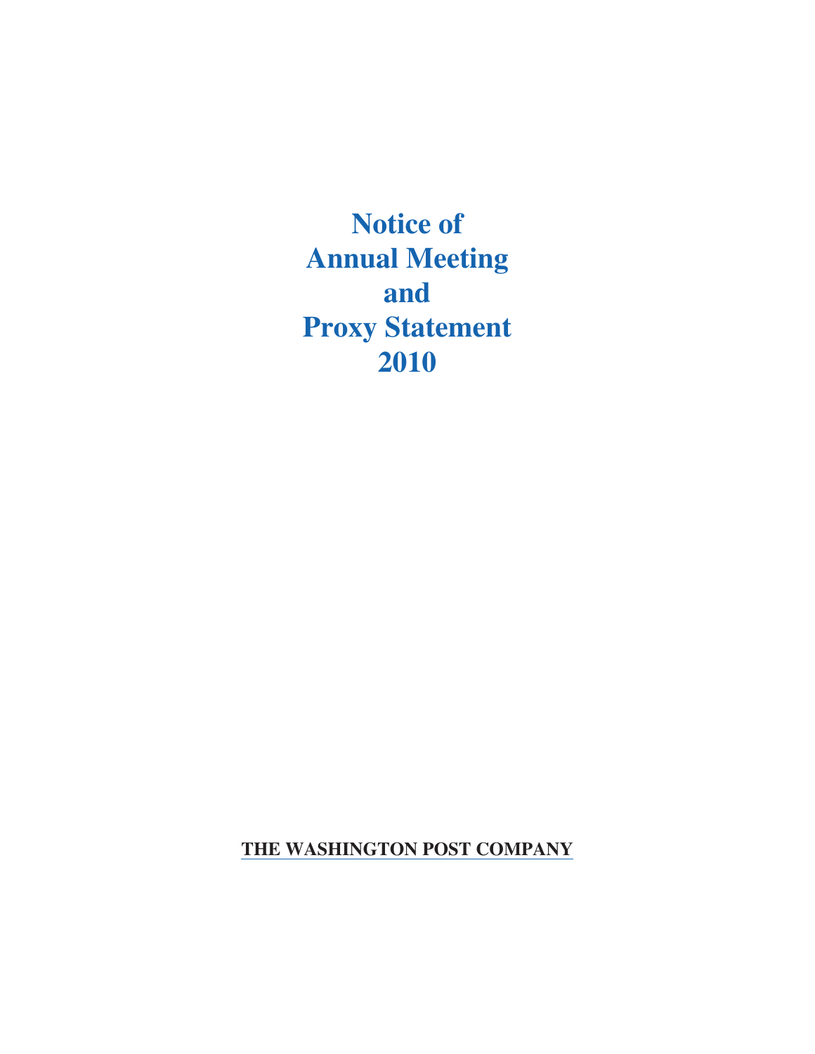# Notice of Annual Meeting and Proxy Statement 2010

**THE WASHINGTON POST COMPANY**